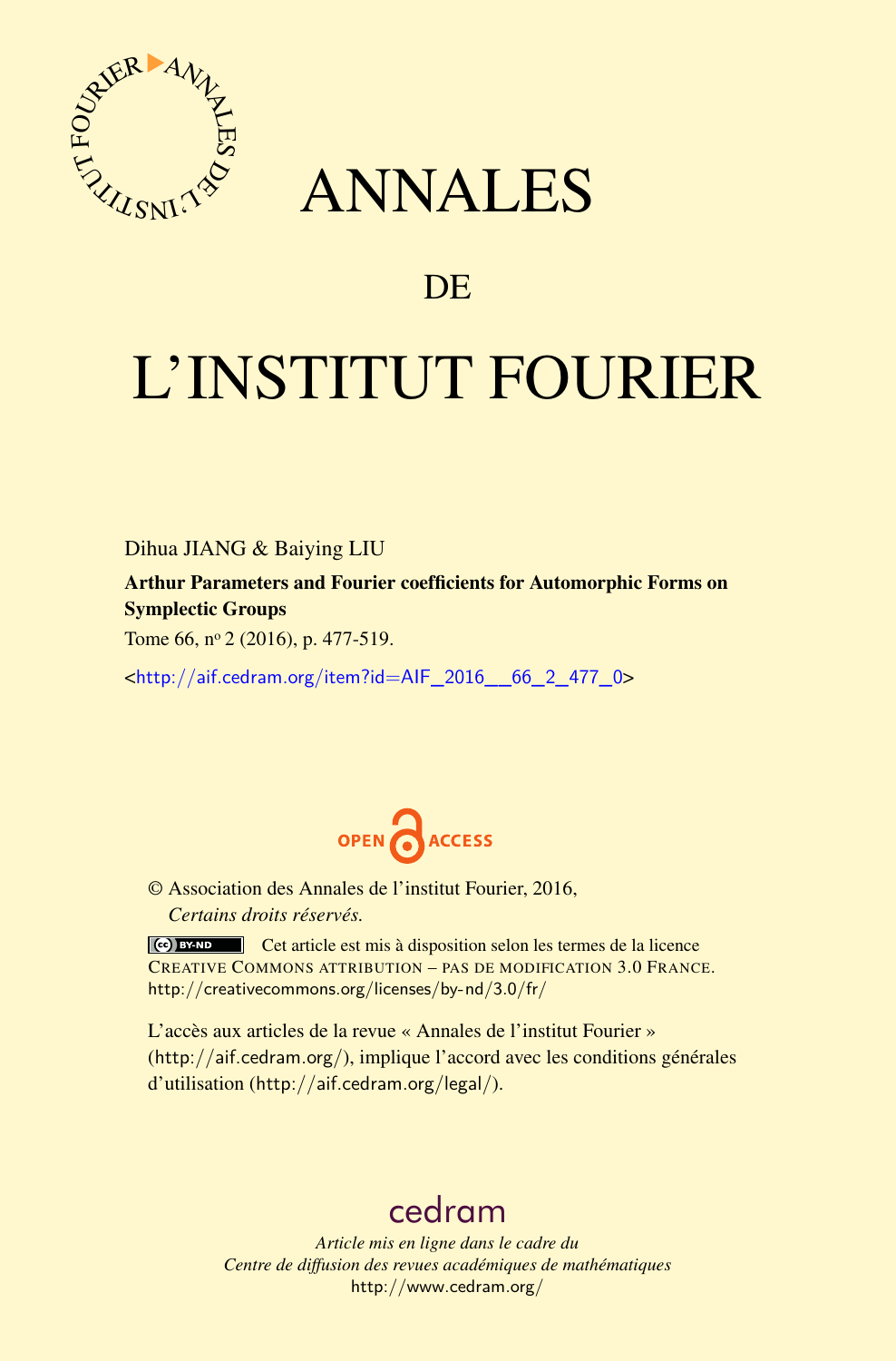# ANNALES

## DE

# L'INSTITUT FOURIER

Dihua JIANG & Baiying LIU

**Arthur Parameters and Fourier coefficients for Automorphic Forms on Symplectic Groups**

Tome 66, nº 2 (2016), p. 477-519.

<http://aif.cedram.org/item?id=AIF_2016__66_2_477_0>

OPEN ACCESS

© Association des Annales de l'institut Fourier, 2016,
*Certains droits réservés.*

Cet article est mis à disposition selon les termes de la licence CREATIVE COMMONS ATTRIBUTION – PAS DE MODIFICATION 3.0 FRANCE.
http://creativecommons.org/licenses/by-nd/3.0/fr/

L'accès aux articles de la revue « Annales de l'institut Fourier » (http://aif.cedram.org/), implique l'accord avec les conditions générales d'utilisation (http://aif.cedram.org/legal/).

cedram

*Article mis en ligne dans le cadre du Centre de diffusion des revues académiques de mathématiques*
http://www.cedram.org/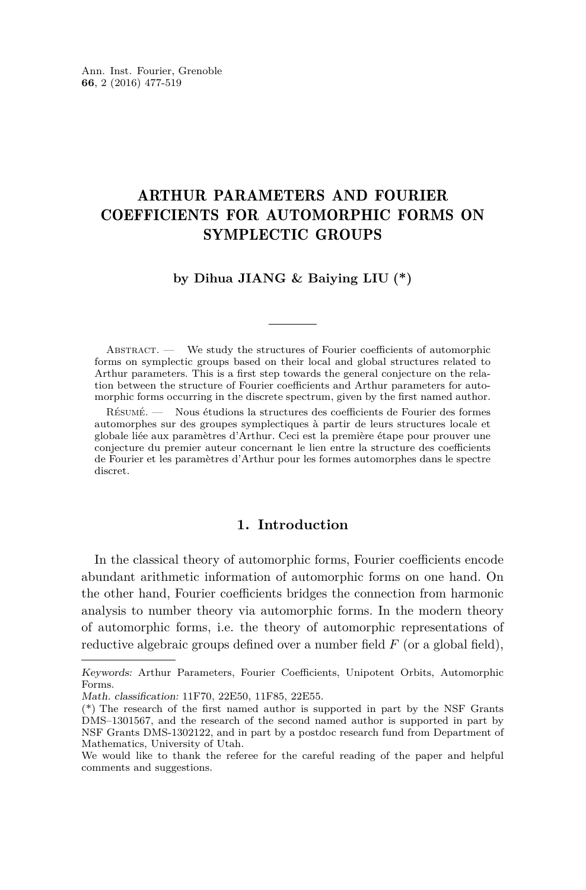# ARTHUR PARAMETERS AND FOURIER COEFFICIENTS FOR AUTOMORPHIC FORMS ON SYMPLECTIC GROUPS

**by Dihua JIANG & Baiying LIU (*)**

Abstract. — We study the structures of Fourier coefficients of automorphic forms on symplectic groups based on their local and global structures related to Arthur parameters. This is a first step towards the general conjecture on the relation between the structure of Fourier coefficients and Arthur parameters for automorphic forms occurring in the discrete spectrum, given by the first named author.

Résumé. — Nous étudions la structures des coefficients de Fourier des formes automorphes sur des groupes symplectiques à partir de leurs structures locale et globale liée aux paramètres d'Arthur. Ceci est la première étape pour prouver une conjecture du premier auteur concernant le lien entre la structure des coefficients de Fourier et les paramètres d'Arthur pour les formes automorphes dans le spectre discret.

## 1. Introduction

In the classical theory of automorphic forms, Fourier coefficients encode abundant arithmetic information of automorphic forms on one hand. On the other hand, Fourier coefficients bridges the connection from harmonic analysis to number theory via automorphic forms. In the modern theory of automorphic forms, i.e. the theory of automorphic representations of reductive algebraic groups defined over a number field $F$ (or a global field),

---

*Keywords:* Arthur Parameters, Fourier Coefficients, Unipotent Orbits, Automorphic Forms.

*Math. classification:* 11F70, 22E50, 11F85, 22E55.

(*) The research of the first named author is supported in part by the NSF Grants DMS–1301567, and the research of the second named author is supported in part by NSF Grants DMS-1302122, and in part by a postdoc research fund from Department of Mathematics, University of Utah.

We would like to thank the referee for the careful reading of the paper and helpful comments and suggestions.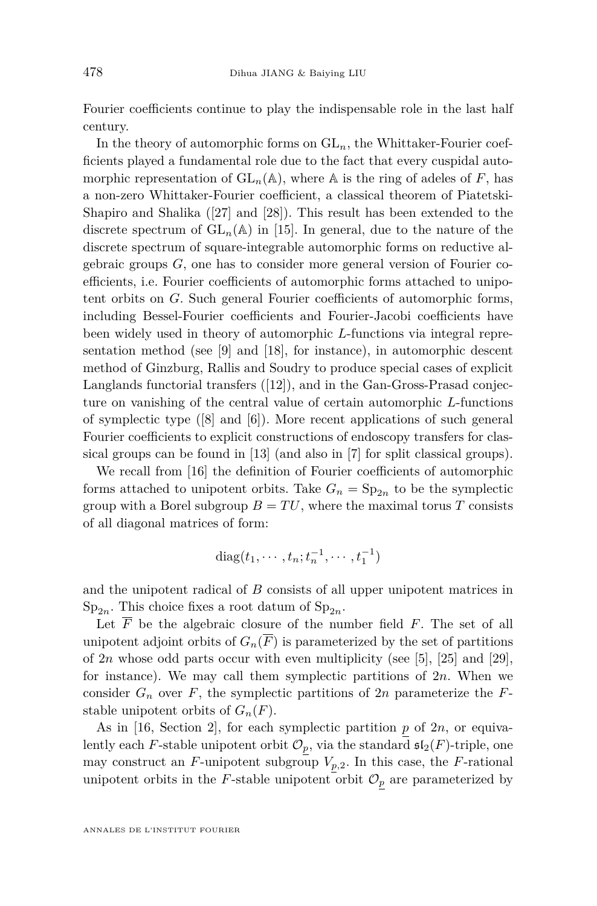Fourier coefficients continue to play the indispensable role in the last half century.

In the theory of automorphic forms on $\mathrm{GL}_n$, the Whittaker-Fourier coefficients played a fundamental role due to the fact that every cuspidal automorphic representation of $\mathrm{GL}_n(\mathbb{A})$, where $\mathbb{A}$ is the ring of adeles of $F$, has a non-zero Whittaker-Fourier coefficient, a classical theorem of Piatetski-Shapiro and Shalika ([27] and [28]). This result has been extended to the discrete spectrum of $\mathrm{GL}_n(\mathbb{A})$ in [15]. In general, due to the nature of the discrete spectrum of square-integrable automorphic forms on reductive algebraic groups $G$, one has to consider more general version of Fourier coefficients, i.e. Fourier coefficients of automorphic forms attached to unipotent orbits on $G$. Such general Fourier coefficients of automorphic forms, including Bessel-Fourier coefficients and Fourier-Jacobi coefficients have been widely used in theory of automorphic $L$-functions via integral representation method (see [9] and [18], for instance), in automorphic descent method of Ginzburg, Rallis and Soudry to produce special cases of explicit Langlands functorial transfers ([12]), and in the Gan-Gross-Prasad conjecture on vanishing of the central value of certain automorphic $L$-functions of symplectic type ([8] and [6]). More recent applications of such general Fourier coefficients to explicit constructions of endoscopy transfers for classical groups can be found in [13] (and also in [7] for split classical groups).

We recall from [16] the definition of Fourier coefficients of automorphic forms attached to unipotent orbits. Take $G_n = \mathrm{Sp}_{2n}$ to be the symplectic group with a Borel subgroup $B = TU$, where the maximal torus $T$ consists of all diagonal matrices of form:

$$\mathrm{diag}(t_1, \cdots, t_n; t_n^{-1}, \cdots, t_1^{-1})$$

and the unipotent radical of $B$ consists of all upper unipotent matrices in $\mathrm{Sp}_{2n}$. This choice fixes a root datum of $\mathrm{Sp}_{2n}$.

Let $\overline{F}$ be the algebraic closure of the number field $F$. The set of all unipotent adjoint orbits of $G_n(\overline{F})$ is parameterized by the set of partitions of $2n$ whose odd parts occur with even multiplicity (see [5], [25] and [29], for instance). We may call them symplectic partitions of $2n$. When we consider $G_n$ over $F$, the symplectic partitions of $2n$ parameterize the $F$-stable unipotent orbits of $G_n(F)$.

As in [16, Section 2], for each symplectic partition $\underline{p}$ of $2n$, or equivalently each $F$-stable unipotent orbit $\mathcal{O}_{\underline{p}}$, via the standard $\mathfrak{sl}_2(F)$-triple, one may construct an $F$-unipotent subgroup $V_{\underline{p},2}$. In this case, the $F$-rational unipotent orbits in the $F$-stable unipotent orbit $\mathcal{O}_{\underline{p}}$ are parameterized by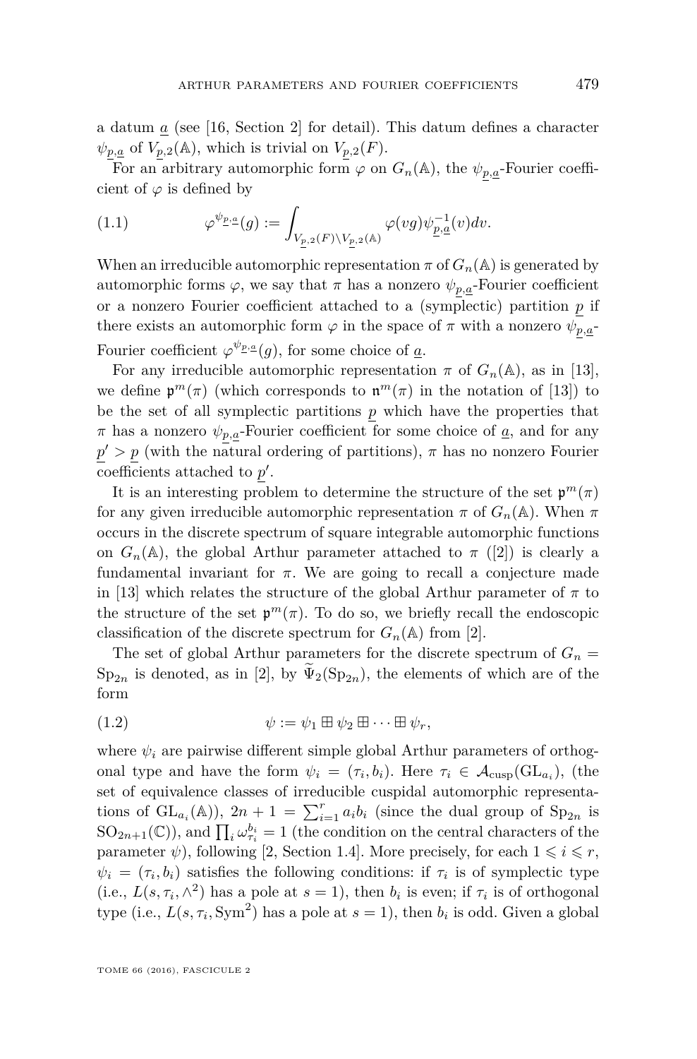a datum $\underline{a}$ (see [16, Section 2] for detail). This datum defines a character $\psi_{\underline{p},\underline{a}}$ of $V_{\underline{p},2}(\mathbb{A})$, which is trivial on $V_{\underline{p},2}(F)$.

For an arbitrary automorphic form $\varphi$ on $G_n(\mathbb{A})$, the $\psi_{\underline{p},\underline{a}}$-Fourier coefficient of $\varphi$ is defined by

$$\varphi^{\psi_{\underline{p},\underline{a}}}(g) := \int_{V_{\underline{p},2}(F)\backslash V_{\underline{p},2}(\mathbb{A})} \varphi(vg)\psi^{-1}_{\underline{p},\underline{a}}(v)dv. \tag{1.1}$$

When an irreducible automorphic representation $\pi$ of $G_n(\mathbb{A})$ is generated by automorphic forms $\varphi$, we say that $\pi$ has a nonzero $\psi_{\underline{p},\underline{a}}$-Fourier coefficient or a nonzero Fourier coefficient attached to a (symplectic) partition $\underline{p}$ if there exists an automorphic form $\varphi$ in the space of $\pi$ with a nonzero $\psi_{\underline{p},\underline{a}}$-Fourier coefficient $\varphi^{\psi_{\underline{p},\underline{a}}}(g)$, for some choice of $\underline{a}$.

For any irreducible automorphic representation $\pi$ of $G_n(\mathbb{A})$, as in [13], we define $\mathfrak{p}^m(\pi)$ (which corresponds to $\mathfrak{n}^m(\pi)$ in the notation of [13]) to be the set of all symplectic partitions $\underline{p}$ which have the properties that $\pi$ has a nonzero $\psi_{\underline{p},\underline{a}}$-Fourier coefficient for some choice of $\underline{a}$, and for any $\underline{p}' > \underline{p}$ (with the natural ordering of partitions), $\pi$ has no nonzero Fourier coefficients attached to $\underline{p}'$.

It is an interesting problem to determine the structure of the set $\mathfrak{p}^m(\pi)$ for any given irreducible automorphic representation $\pi$ of $G_n(\mathbb{A})$. When $\pi$ occurs in the discrete spectrum of square integrable automorphic functions on $G_n(\mathbb{A})$, the global Arthur parameter attached to $\pi$ ([2]) is clearly a fundamental invariant for $\pi$. We are going to recall a conjecture made in [13] which relates the structure of the global Arthur parameter of $\pi$ to the structure of the set $\mathfrak{p}^m(\pi)$. To do so, we briefly recall the endoscopic classification of the discrete spectrum for $G_n(\mathbb{A})$ from [2].

The set of global Arthur parameters for the discrete spectrum of $G_n = \mathrm{Sp}_{2n}$ is denoted, as in [2], by $\widetilde{\Psi}_2(\mathrm{Sp}_{2n})$, the elements of which are of the form

$$\psi := \psi_1 \boxplus \psi_2 \boxplus \cdots \boxplus \psi_r, \tag{1.2}$$

where $\psi_i$ are pairwise different simple global Arthur parameters of orthogonal type and have the form $\psi_i = (\tau_i, b_i)$. Here $\tau_i \in \mathcal{A}_{\mathrm{cusp}}(\mathrm{GL}_{a_i})$, (the set of equivalence classes of irreducible cuspidal automorphic representations of $\mathrm{GL}_{a_i}(\mathbb{A})$), $2n+1 = \sum_{i=1}^r a_i b_i$ (since the dual group of $\mathrm{Sp}_{2n}$ is $\mathrm{SO}_{2n+1}(\mathbb{C})$), and $\prod_i \omega_{\tau_i}^{b_i} = 1$ (the condition on the central characters of the parameter $\psi$), following [2, Section 1.4]. More precisely, for each $1 \leqslant i \leqslant r$, $\psi_i = (\tau_i, b_i)$ satisfies the following conditions: if $\tau_i$ is of symplectic type (i.e., $L(s, \tau_i, \wedge^2)$ has a pole at $s = 1$), then $b_i$ is even; if $\tau_i$ is of orthogonal type (i.e., $L(s, \tau_i, \mathrm{Sym}^2)$ has a pole at $s = 1$), then $b_i$ is odd. Given a global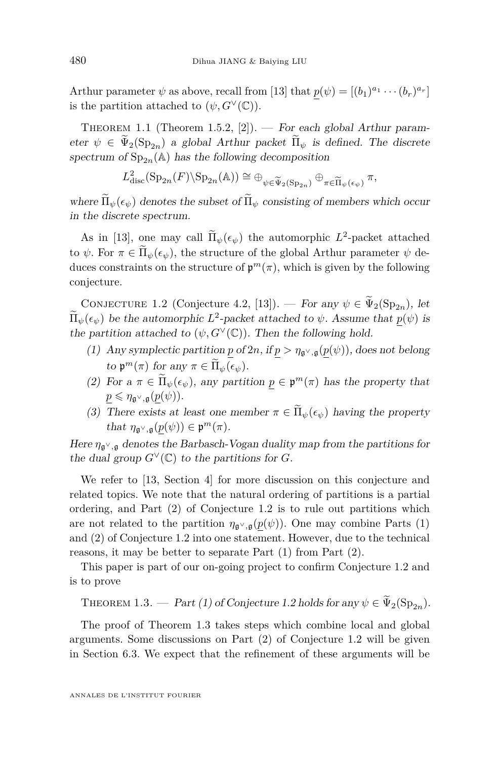Arthur parameter $\psi$ as above, recall from [13] that $\underline{p}(\psi) = [(b_1)^{a_1} \cdots (b_r)^{a_r}]$ is the partition attached to $(\psi, G^\vee(\mathbb{C}))$.

Theorem 1.1 (Theorem 1.5.2, [2]). — *For each global Arthur parameter $\psi \in \widetilde{\Psi}_2(\mathrm{Sp}_{2n})$ a global Arthur packet $\widetilde{\Pi}_\psi$ is defined. The discrete spectrum of $\mathrm{Sp}_{2n}(\mathbb{A})$ has the following decomposition*

$$L^2_{\mathrm{disc}}(\mathrm{Sp}_{2n}(F)\backslash \mathrm{Sp}_{2n}(\mathbb{A})) \cong \oplus_{\psi \in \widetilde{\Psi}_2(\mathrm{Sp}_{2n})} \oplus_{\pi \in \widetilde{\Pi}_\psi(\epsilon_\psi)} \pi,$$

*where $\widetilde{\Pi}_\psi(\epsilon_\psi)$ denotes the subset of $\widetilde{\Pi}_\psi$ consisting of members which occur in the discrete spectrum.*

As in [13], one may call $\widetilde{\Pi}_\psi(\epsilon_\psi)$ the automorphic $L^2$-packet attached to $\psi$. For $\pi \in \widetilde{\Pi}_\psi(\epsilon_\psi)$, the structure of the global Arthur parameter $\psi$ deduces constraints on the structure of $\mathfrak{p}^m(\pi)$, which is given by the following conjecture.

Conjecture 1.2 (Conjecture 4.2, [13]). — *For any $\psi \in \widetilde{\Psi}_2(\mathrm{Sp}_{2n})$, let $\widetilde{\Pi}_\psi(\epsilon_\psi)$ be the automorphic $L^2$-packet attached to $\psi$. Assume that $\underline{p}(\psi)$ is the partition attached to $(\psi, G^\vee(\mathbb{C}))$. Then the following hold.*

1. *Any symplectic partition $\underline{p}$ of $2n$, if $\underline{p} > \eta_{\mathfrak{g}^\vee,\mathfrak{g}}(\underline{p}(\psi))$, does not belong to $\mathfrak{p}^m(\pi)$ for any $\pi \in \widetilde{\Pi}_\psi(\epsilon_\psi)$.*
2. *For a $\pi \in \widetilde{\Pi}_\psi(\epsilon_\psi)$, any partition $\underline{p} \in \mathfrak{p}^m(\pi)$ has the property that $\underline{p} \leqslant \eta_{\mathfrak{g}^\vee,\mathfrak{g}}(\underline{p}(\psi))$.*
3. *There exists at least one member $\pi \in \widetilde{\Pi}_\psi(\epsilon_\psi)$ having the property that $\eta_{\mathfrak{g}^\vee,\mathfrak{g}}(\underline{p}(\psi)) \in \mathfrak{p}^m(\pi)$.*

*Here $\eta_{\mathfrak{g}^\vee,\mathfrak{g}}$ denotes the Barbasch-Vogan duality map from the partitions for the dual group $G^\vee(\mathbb{C})$ to the partitions for $G$.*

We refer to [13, Section 4] for more discussion on this conjecture and related topics. We note that the natural ordering of partitions is a partial ordering, and Part (2) of Conjecture 1.2 is to rule out partitions which are not related to the partition $\eta_{\mathfrak{g}^\vee,\mathfrak{g}}(\underline{p}(\psi))$. One may combine Parts (1) and (2) of Conjecture 1.2 into one statement. However, due to the technical reasons, it may be better to separate Part (1) from Part (2).

This paper is part of our on-going project to confirm Conjecture 1.2 and is to prove

Theorem 1.3. — *Part (1) of Conjecture 1.2 holds for any $\psi \in \widetilde{\Psi}_2(\mathrm{Sp}_{2n})$.*

The proof of Theorem 1.3 takes steps which combine local and global arguments. Some discussions on Part (2) of Conjecture 1.2 will be given in Section 6.3. We expect that the refinement of these arguments will be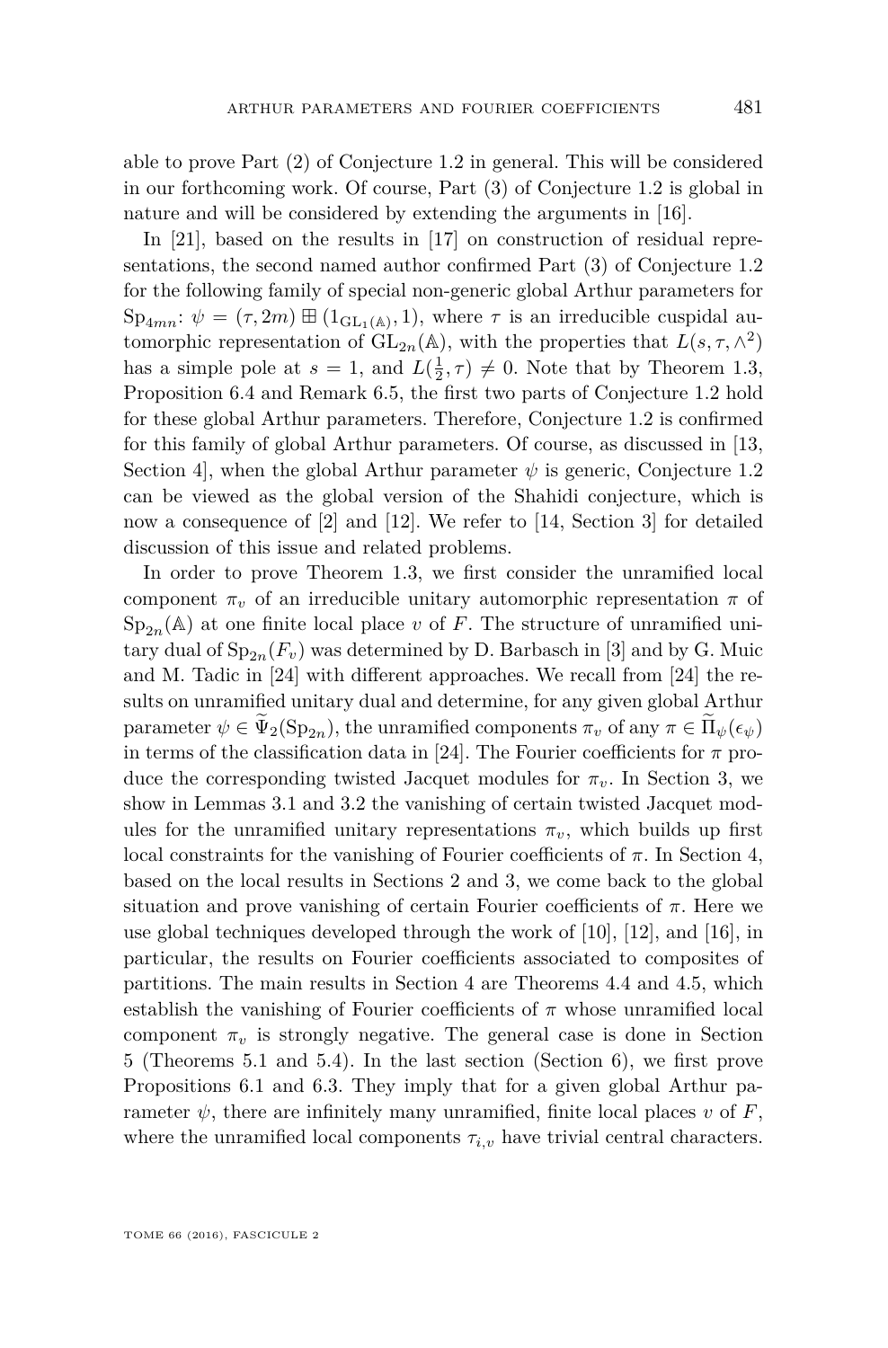able to prove Part (2) of Conjecture 1.2 in general. This will be considered in our forthcoming work. Of course, Part (3) of Conjecture 1.2 is global in nature and will be considered by extending the arguments in [16].

In [21], based on the results in [17] on construction of residual representations, the second named author confirmed Part (3) of Conjecture 1.2 for the following family of special non-generic global Arthur parameters for $\mathrm{Sp}_{4mn}$: $\psi = (\tau, 2m) \boxplus (1_{\mathrm{GL}_1(\mathbb{A})}, 1)$, where $\tau$ is an irreducible cuspidal automorphic representation of $\mathrm{GL}_{2n}(\mathbb{A})$, with the properties that $L(s, \tau, \wedge^2)$ has a simple pole at $s = 1$, and $L(\frac{1}{2}, \tau) \neq 0$. Note that by Theorem 1.3, Proposition 6.4 and Remark 6.5, the first two parts of Conjecture 1.2 hold for these global Arthur parameters. Therefore, Conjecture 1.2 is confirmed for this family of global Arthur parameters. Of course, as discussed in [13, Section 4], when the global Arthur parameter $\psi$ is generic, Conjecture 1.2 can be viewed as the global version of the Shahidi conjecture, which is now a consequence of [2] and [12]. We refer to [14, Section 3] for detailed discussion of this issue and related problems.

In order to prove Theorem 1.3, we first consider the unramified local component $\pi_v$ of an irreducible unitary automorphic representation $\pi$ of $\mathrm{Sp}_{2n}(\mathbb{A})$ at one finite local place $v$ of $F$. The structure of unramified unitary dual of $\mathrm{Sp}_{2n}(F_v)$ was determined by D. Barbasch in [3] and by G. Muic and M. Tadic in [24] with different approaches. We recall from [24] the results on unramified unitary dual and determine, for any given global Arthur parameter $\psi \in \widetilde{\Psi}_2(\mathrm{Sp}_{2n})$, the unramified components $\pi_v$ of any $\pi \in \widetilde{\Pi}_\psi(\epsilon_\psi)$ in terms of the classification data in [24]. The Fourier coefficients for $\pi$ produce the corresponding twisted Jacquet modules for $\pi_v$. In Section 3, we show in Lemmas 3.1 and 3.2 the vanishing of certain twisted Jacquet modules for the unramified unitary representations $\pi_v$, which builds up first local constraints for the vanishing of Fourier coefficients of $\pi$. In Section 4, based on the local results in Sections 2 and 3, we come back to the global situation and prove vanishing of certain Fourier coefficients of $\pi$. Here we use global techniques developed through the work of [10], [12], and [16], in particular, the results on Fourier coefficients associated to composites of partitions. The main results in Section 4 are Theorems 4.4 and 4.5, which establish the vanishing of Fourier coefficients of $\pi$ whose unramified local component $\pi_v$ is strongly negative. The general case is done in Section 5 (Theorems 5.1 and 5.4). In the last section (Section 6), we first prove Propositions 6.1 and 6.3. They imply that for a given global Arthur parameter $\psi$, there are infinitely many unramified, finite local places $v$ of $F$, where the unramified local components $\tau_{i,v}$ have trivial central characters.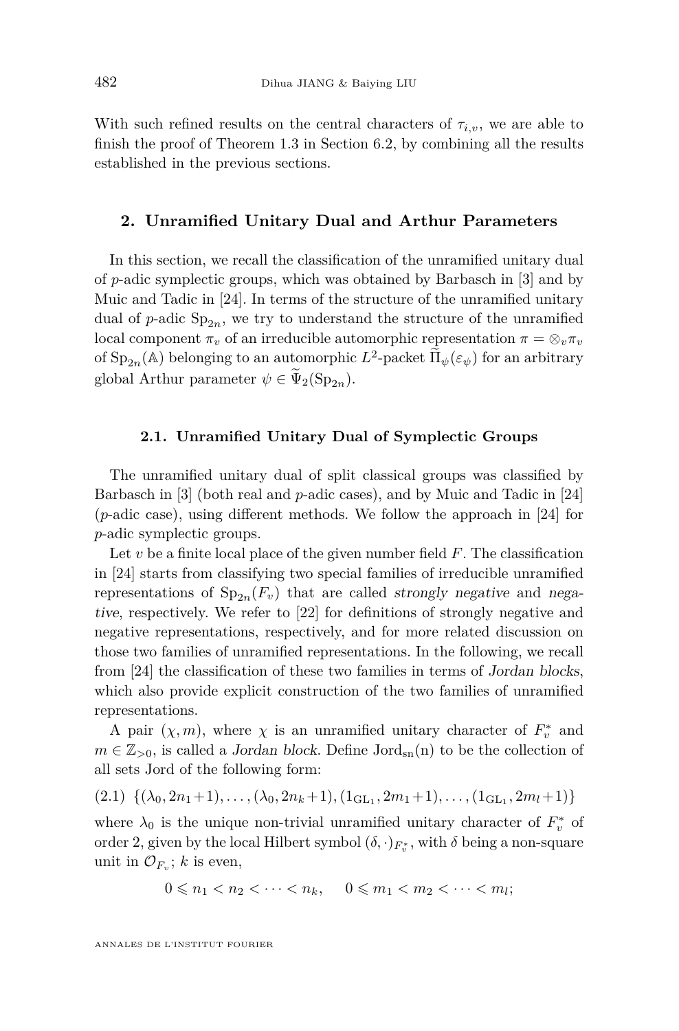With such refined results on the central characters of $\tau_{i,v}$, we are able to finish the proof of Theorem 1.3 in Section 6.2, by combining all the results established in the previous sections.

## 2. Unramified Unitary Dual and Arthur Parameters

In this section, we recall the classification of the unramified unitary dual of $p$-adic symplectic groups, which was obtained by Barbasch in [3] and by Muic and Tadic in [24]. In terms of the structure of the unramified unitary dual of $p$-adic $\mathrm{Sp}_{2n}$, we try to understand the structure of the unramified local component $\pi_v$ of an irreducible automorphic representation $\pi = \otimes_v \pi_v$ of $\mathrm{Sp}_{2n}(\mathbb{A})$ belonging to an automorphic $L^2$-packet $\widetilde{\Pi}_\psi(\varepsilon_\psi)$ for an arbitrary global Arthur parameter $\psi \in \widetilde{\Psi}_2(\mathrm{Sp}_{2n})$.

### 2.1. Unramified Unitary Dual of Symplectic Groups

The unramified unitary dual of split classical groups was classified by Barbasch in [3] (both real and $p$-adic cases), and by Muic and Tadic in [24] ($p$-adic case), using different methods. We follow the approach in [24] for $p$-adic symplectic groups.

Let $v$ be a finite local place of the given number field $F$. The classification in [24] starts from classifying two special families of irreducible unramified representations of $\mathrm{Sp}_{2n}(F_v)$ that are called *strongly negative* and *negative*, respectively. We refer to [22] for definitions of strongly negative and negative representations, respectively, and for more related discussion on those two families of unramified representations. In the following, we recall from [24] the classification of these two families in terms of *Jordan blocks*, which also provide explicit construction of the two families of unramified representations.

A pair $(\chi, m)$, where $\chi$ is an unramified unitary character of $F_v^*$ and $m \in \mathbb{Z}_{>0}$, is called a *Jordan block*. Define $\mathrm{Jord}_{\mathrm{sn}}(\mathrm{n})$ to be the collection of all sets Jord of the following form:

$$\{(\lambda_0, 2n_1+1), \ldots, (\lambda_0, 2n_k+1), (1_{\mathrm{GL}_1}, 2m_1+1), \ldots, (1_{\mathrm{GL}_1}, 2m_l+1)\} \tag{2.1}$$

where $\lambda_0$ is the unique non-trivial unramified unitary character of $F_v^*$ of order 2, given by the local Hilbert symbol $(\delta, \cdot)_{F_v^*}$, with $\delta$ being a non-square unit in $\mathcal{O}_{F_v}$; $k$ is even,

$$0 \leqslant n_1 < n_2 < \cdots < n_k, \quad 0 \leqslant m_1 < m_2 < \cdots < m_l;$$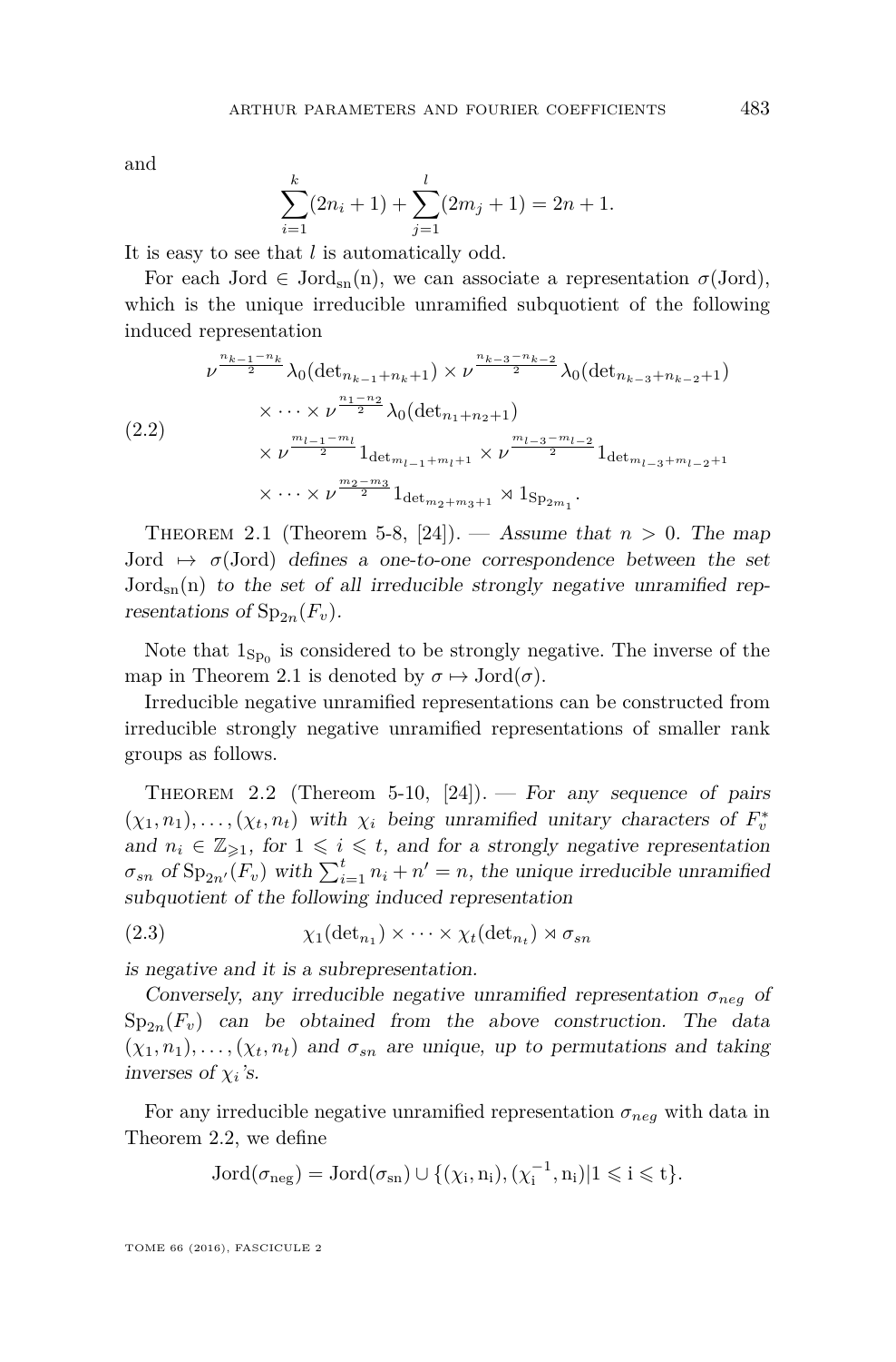and

$$\sum_{i=1}^{k}(2n_i+1)+\sum_{j=1}^{l}(2m_j+1)=2n+1.$$

It is easy to see that $l$ is automatically odd.

For each Jord $\in \mathrm{Jord}_{\mathrm{sn}}(\mathrm{n})$, we can associate a representation $\sigma(\mathrm{Jord})$, which is the unique irreducible unramified subquotient of the following induced representation

$$\begin{aligned}
&\nu^{\frac{n_{k-1}-n_k}{2}}\lambda_0(\det_{n_{k-1}+n_k+1})\times\nu^{\frac{n_{k-3}-n_{k-2}}{2}}\lambda_0(\det_{n_{k-3}+n_{k-2}+1})\\
&\quad\times\cdots\times\nu^{\frac{n_1-n_2}{2}}\lambda_0(\det_{n_1+n_2+1})\\
&\quad\times\nu^{\frac{m_{l-1}-m_l}{2}}1_{\det_{m_{l-1}+m_l+1}}\times\nu^{\frac{m_{l-3}-m_{l-2}}{2}}1_{\det_{m_{l-3}+m_{l-2}+1}}\\
&\quad\times\cdots\times\nu^{\frac{m_2-m_3}{2}}1_{\det_{m_2+m_3+1}}\rtimes 1_{\mathrm{Sp}_{2m_1}}.
\end{aligned}\tag{2.2}$$

Theorem 2.1 (Theorem 5-8, [24]). — *Assume that $n>0$. The map* Jord $\mapsto \sigma(\mathrm{Jord})$ *defines a one-to-one correspondence between the set* $\mathrm{Jord}_{\mathrm{sn}}(\mathrm{n})$ *to the set of all irreducible strongly negative unramified representations of* $\mathrm{Sp}_{2n}(F_v)$.

Note that $1_{\mathrm{Sp}_0}$ is considered to be strongly negative. The inverse of the map in Theorem 2.1 is denoted by $\sigma\mapsto \mathrm{Jord}(\sigma)$.

Irreducible negative unramified representations can be constructed from irreducible strongly negative unramified representations of smaller rank groups as follows.

Theorem 2.2 (Thereom 5-10, [24]). — *For any sequence of pairs $(\chi_1,n_1),\ldots,(\chi_t,n_t)$ with $\chi_i$ being unramified unitary characters of $F_v^*$ and $n_i\in\mathbb{Z}_{\geqslant 1}$, for $1\leqslant i\leqslant t$, and for a strongly negative representation $\sigma_{sn}$ of $\mathrm{Sp}_{2n'}(F_v)$ with $\sum_{i=1}^{t}n_i+n'=n$, the unique irreducible unramified subquotient of the following induced representation*

$$\chi_1(\det_{n_1})\times\cdots\times\chi_t(\det_{n_t})\rtimes\sigma_{sn}\tag{2.3}$$

*is negative and it is a subrepresentation.*

*Conversely, any irreducible negative unramified representation $\sigma_{neg}$ of $\mathrm{Sp}_{2n}(F_v)$ can be obtained from the above construction. The data $(\chi_1,n_1),\ldots,(\chi_t,n_t)$ and $\sigma_{sn}$ are unique, up to permutations and taking inverses of $\chi_i$'s.*

For any irreducible negative unramified representation $\sigma_{neg}$ with data in Theorem 2.2, we define

$$\mathrm{Jord}(\sigma_{\mathrm{neg}})=\mathrm{Jord}(\sigma_{\mathrm{sn}})\cup\{(\chi_{\mathrm{i}},\mathrm{n_i}),(\chi_{\mathrm{i}}^{-1},\mathrm{n_i})|1\leqslant \mathrm{i}\leqslant \mathrm{t}\}.$$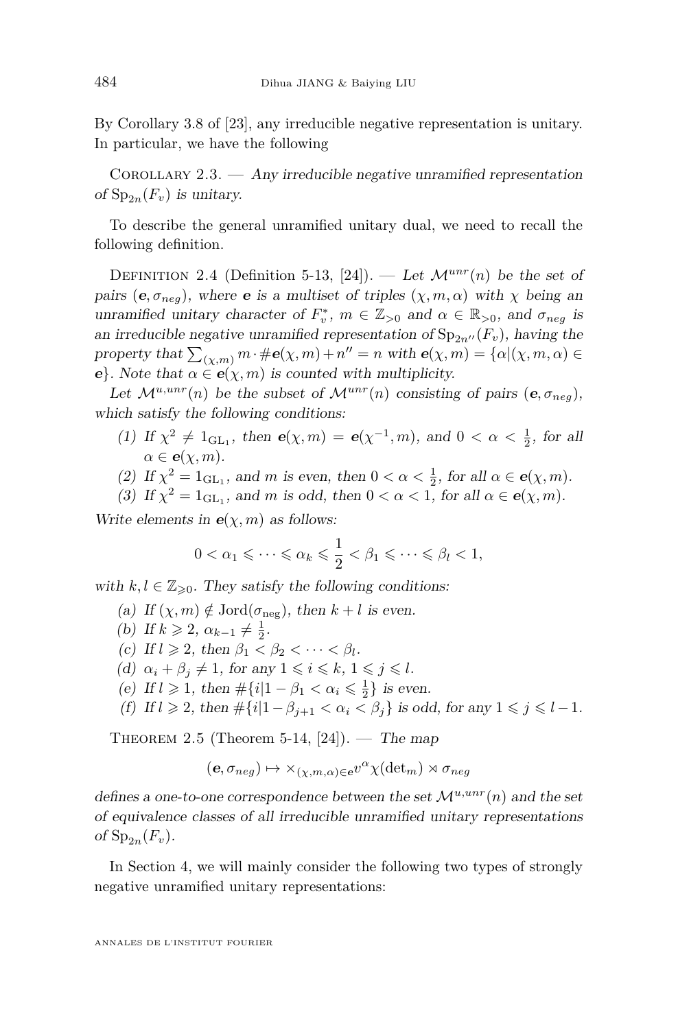By Corollary 3.8 of [23], any irreducible negative representation is unitary. In particular, we have the following

Corollary 2.3. — *Any irreducible negative unramified representation of $\mathrm{Sp}_{2n}(F_v)$ is unitary.*

To describe the general unramified unitary dual, we need to recall the following definition.

Definition 2.4 (Definition 5-13, [24]). — *Let $\mathcal{M}^{unr}(n)$ be the set of pairs $(\boldsymbol{e}, \sigma_{neg})$, where $\boldsymbol{e}$ is a multiset of triples $(\chi, m, \alpha)$ with $\chi$ being an unramified unitary character of $F_v^*$, $m \in \mathbb{Z}_{>0}$ and $\alpha \in \mathbb{R}_{>0}$, and $\sigma_{neg}$ is an irreducible negative unramified representation of $\mathrm{Sp}_{2n''}(F_v)$, having the property that $\sum_{(\chi,m)} m \cdot \#\boldsymbol{e}(\chi, m) + n'' = n$ with $\boldsymbol{e}(\chi, m) = \{\alpha | (\chi, m, \alpha) \in \boldsymbol{e}\}$. Note that $\alpha \in \boldsymbol{e}(\chi, m)$ is counted with multiplicity.*

*Let $\mathcal{M}^{u,unr}(n)$ be the subset of $\mathcal{M}^{unr}(n)$ consisting of pairs $(\boldsymbol{e}, \sigma_{neg})$, which satisfy the following conditions:*

1. *If $\chi^2 \neq 1_{\mathrm{GL}_1}$, then $\boldsymbol{e}(\chi, m) = \boldsymbol{e}(\chi^{-1}, m)$, and $0 < \alpha < \frac{1}{2}$, for all $\alpha \in \boldsymbol{e}(\chi, m)$.*
2. *If $\chi^2 = 1_{\mathrm{GL}_1}$, and $m$ is even, then $0 < \alpha < \frac{1}{2}$, for all $\alpha \in \boldsymbol{e}(\chi, m)$.*
3. *If $\chi^2 = 1_{\mathrm{GL}_1}$, and $m$ is odd, then $0 < \alpha < 1$, for all $\alpha \in \boldsymbol{e}(\chi, m)$.*

*Write elements in $\boldsymbol{e}(\chi, m)$ as follows:*

$$0 < \alpha_1 \leqslant \cdots \leqslant \alpha_k \leqslant \frac{1}{2} < \beta_1 \leqslant \cdots \leqslant \beta_l < 1,$$

*with $k, l \in \mathbb{Z}_{\geqslant 0}$. They satisfy the following conditions:*

(a) *If $(\chi, m) \notin \mathrm{Jord}(\sigma_{\mathrm{neg}})$, then $k + l$ is even.*
(b) *If $k \geqslant 2$, $\alpha_{k-1} \neq \frac{1}{2}$.*
(c) *If $l \geqslant 2$, then $\beta_1 < \beta_2 < \cdots < \beta_l$.*
(d) *$\alpha_i + \beta_j \neq 1$, for any $1 \leqslant i \leqslant k$, $1 \leqslant j \leqslant l$.*
(e) *If $l \geqslant 1$, then $\#\{i | 1 - \beta_1 < \alpha_i \leqslant \frac{1}{2}\}$ is even.*
(f) *If $l \geqslant 2$, then $\#\{i | 1 - \beta_{j+1} < \alpha_i < \beta_j\}$ is odd, for any $1 \leqslant j \leqslant l - 1$.*

Theorem 2.5 (Theorem 5-14, [24]). — *The map*

$$(\boldsymbol{e}, \sigma_{neg}) \mapsto \times_{(\chi,m,\alpha) \in \boldsymbol{e}} v^{\alpha} \chi(\det_m) \rtimes \sigma_{neg}$$

*defines a one-to-one correspondence between the set $\mathcal{M}^{u,unr}(n)$ and the set of equivalence classes of all irreducible unramified unitary representations of $\mathrm{Sp}_{2n}(F_v)$.*

In Section 4, we will mainly consider the following two types of strongly negative unramified unitary representations: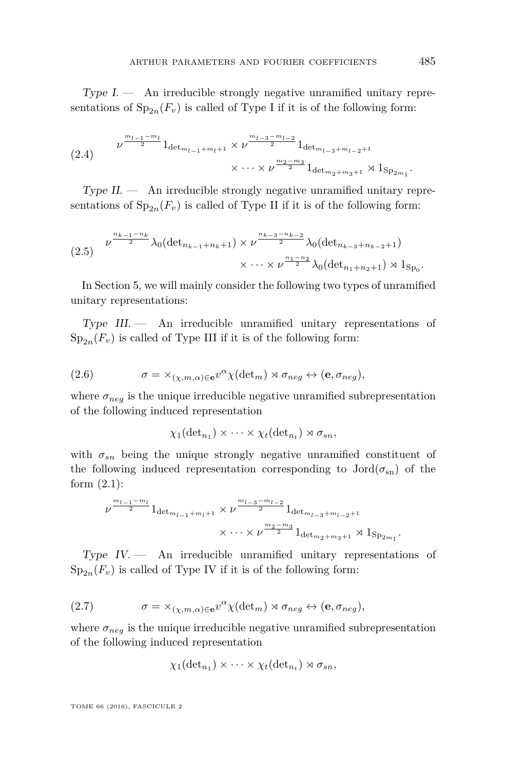*Type I.* — An irreducible strongly negative unramified unitary representations of $\mathrm{Sp}_{2n}(F_v)$ is called of Type I if it is of the following form:

$$\nu^{\frac{m_{l-1}-m_l}{2}} 1_{\det_{m_{l-1}+m_l+1}} \times \nu^{\frac{m_{l-3}-m_{l-2}}{2}} 1_{\det_{m_{l-3}+m_{l-2}+1}} \times \cdots \times \nu^{\frac{m_2-m_3}{2}} 1_{\det_{m_2+m_3+1}} \rtimes 1_{\mathrm{Sp}_{2m_1}}. \tag{2.4}$$

*Type II.* — An irreducible strongly negative unramified unitary representations of $\mathrm{Sp}_{2n}(F_v)$ is called of Type II if it is of the following form:

$$\nu^{\frac{n_{k-1}-n_k}{2}} \lambda_0(\det_{n_{k-1}+n_k+1}) \times \nu^{\frac{n_{k-3}-n_{k-2}}{2}} \lambda_0(\det_{n_{k-3}+n_{k-2}+1}) \times \cdots \times \nu^{\frac{n_1-n_2}{2}} \lambda_0(\det_{n_1+n_2+1}) \rtimes 1_{\mathrm{Sp}_0}. \tag{2.5}$$

In Section 5, we will mainly consider the following two types of unramified unitary representations:

*Type III.* — An irreducible unramified unitary representations of $\mathrm{Sp}_{2n}(F_v)$ is called of Type III if it is of the following form:

$$\sigma = \times_{(\chi,m,\alpha)\in \mathbf{e}} v^{\alpha}\chi(\det_m) \rtimes \sigma_{neg} \leftrightarrow (\mathbf{e}, \sigma_{neg}), \tag{2.6}$$

where $\sigma_{neg}$ is the unique irreducible negative unramified subrepresentation of the following induced representation

$$\chi_1(\det_{n_1}) \times \cdots \times \chi_t(\det_{n_t}) \rtimes \sigma_{sn},$$

with $\sigma_{sn}$ being the unique strongly negative unramified constituent of the following induced representation corresponding to $\mathrm{Jord}(\sigma_{\mathrm{sn}})$ of the form (2.1):

$$\nu^{\frac{m_{l-1}-m_l}{2}} 1_{\det_{m_{l-1}+m_l+1}} \times \nu^{\frac{m_{l-3}-m_{l-2}}{2}} 1_{\det_{m_{l-3}+m_{l-2}+1}} \times \cdots \times \nu^{\frac{m_2-m_3}{2}} 1_{\det_{m_2+m_3+1}} \rtimes 1_{\mathrm{Sp}_{2m_1}}.$$

*Type IV.* — An irreducible unramified unitary representations of $\mathrm{Sp}_{2n}(F_v)$ is called of Type IV if it is of the following form:

$$\sigma = \times_{(\chi,m,\alpha)\in \mathbf{e}} v^{\alpha}\chi(\det_m) \rtimes \sigma_{neg} \leftrightarrow (\mathbf{e}, \sigma_{neg}), \tag{2.7}$$

where $\sigma_{neg}$ is the unique irreducible negative unramified subrepresentation of the following induced representation

$$\chi_1(\det_{n_1}) \times \cdots \times \chi_t(\det_{n_t}) \rtimes \sigma_{sn},$$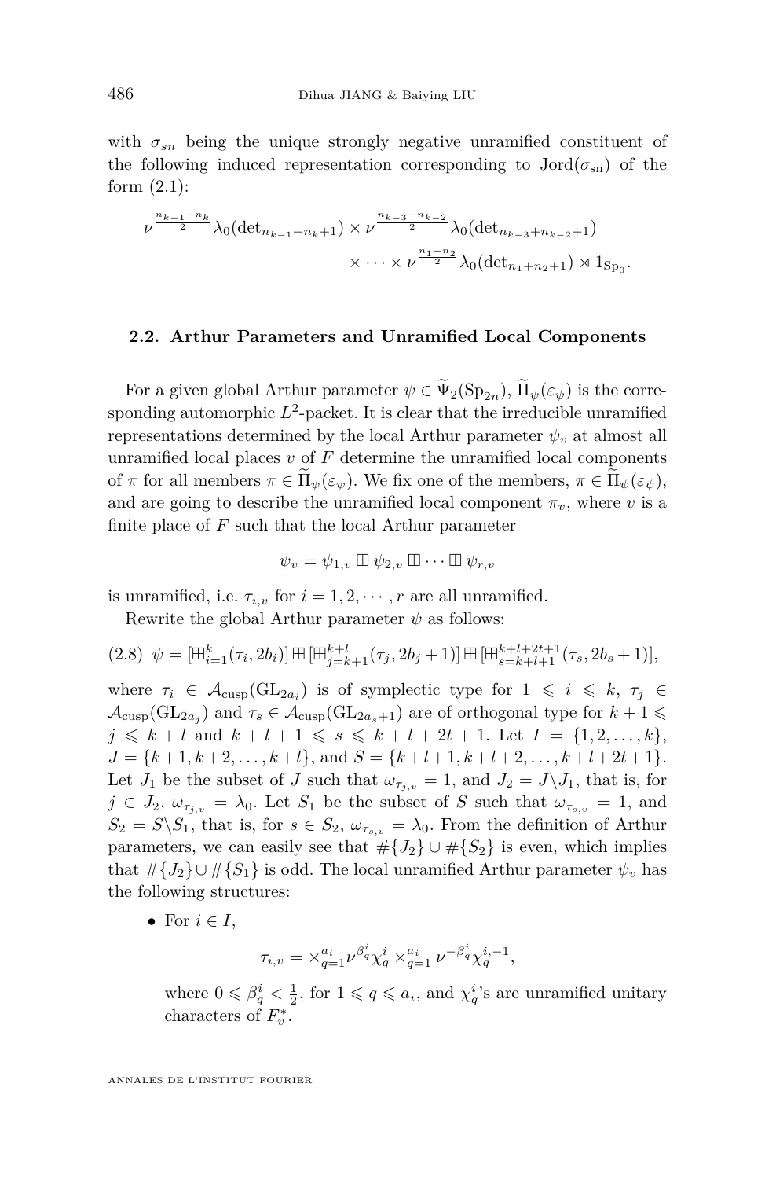with $\sigma_{sn}$ being the unique strongly negative unramified constituent of the following induced representation corresponding to $\mathrm{Jord}(\sigma_{\mathrm{sn}})$ of the form (2.1):

$$\nu^{\frac{n_{k-1}-n_k}{2}}\lambda_0(\det_{n_{k-1}+n_k+1}) \times \nu^{\frac{n_{k-3}-n_{k-2}}{2}}\lambda_0(\det_{n_{k-3}+n_{k-2}+1}) \\ \times \cdots \times \nu^{\frac{n_1-n_2}{2}}\lambda_0(\det_{n_1+n_2+1}) \rtimes 1_{\mathrm{Sp}_0}.$$

### 2.2. Arthur Parameters and Unramified Local Components

For a given global Arthur parameter $\psi \in \widetilde{\Psi}_2(\mathrm{Sp}_{2n})$, $\widetilde{\Pi}_\psi(\varepsilon_\psi)$ is the corresponding automorphic $L^2$-packet. It is clear that the irreducible unramified representations determined by the local Arthur parameter $\psi_v$ at almost all unramified local places $v$ of $F$ determine the unramified local components of $\pi$ for all members $\pi \in \widetilde{\Pi}_\psi(\varepsilon_\psi)$. We fix one of the members, $\pi \in \widetilde{\Pi}_\psi(\varepsilon_\psi)$, and are going to describe the unramified local component $\pi_v$, where $v$ is a finite place of $F$ such that the local Arthur parameter

$$\psi_v = \psi_{1,v} \boxplus \psi_{2,v} \boxplus \cdots \boxplus \psi_{r,v}$$

is unramified, i.e. $\tau_{i,v}$ for $i = 1, 2, \cdots, r$ are all unramified.

Rewrite the global Arthur parameter $\psi$ as follows:

$$\psi = [\boxplus_{i=1}^{k}(\tau_i, 2b_i)] \boxplus [\boxplus_{j=k+1}^{k+l}(\tau_j, 2b_j+1)] \boxplus [\boxplus_{s=k+l+1}^{k+l+2t+1}(\tau_s, 2b_s+1)], \tag{2.8}$$

where $\tau_i \in \mathcal{A}_{\mathrm{cusp}}(\mathrm{GL}_{2a_i})$ is of symplectic type for $1 \leqslant i \leqslant k$, $\tau_j \in \mathcal{A}_{\mathrm{cusp}}(\mathrm{GL}_{2a_j})$ and $\tau_s \in \mathcal{A}_{\mathrm{cusp}}(\mathrm{GL}_{2a_s+1})$ are of orthogonal type for $k+1 \leqslant j \leqslant k+l$ and $k+l+1 \leqslant s \leqslant k+l+2t+1$. Let $I = \{1, 2, \ldots, k\}$, $J = \{k+1, k+2, \ldots, k+l\}$, and $S = \{k+l+1, k+l+2, \ldots, k+l+2t+1\}$. Let $J_1$ be the subset of $J$ such that $\omega_{\tau_{j,v}} = 1$, and $J_2 = J \backslash J_1$, that is, for $j \in J_2$, $\omega_{\tau_{j,v}} = \lambda_0$. Let $S_1$ be the subset of $S$ such that $\omega_{\tau_{s,v}} = 1$, and $S_2 = S \backslash S_1$, that is, for $s \in S_2$, $\omega_{\tau_{s,v}} = \lambda_0$. From the definition of Arthur parameters, we can easily see that $\#\{J_2\} \cup \#\{S_2\}$ is even, which implies that $\#\{J_2\} \cup \#\{S_1\}$ is odd. The local unramified Arthur parameter $\psi_v$ has the following structures:

- For $i \in I$,

  $$\tau_{i,v} = \times_{q=1}^{a_i} \nu^{\beta_q^i}\chi_q^i \times_{q=1}^{a_i} \nu^{-\beta_q^i}\chi_q^{i,-1},$$

  where $0 \leqslant \beta_q^i < \frac{1}{2}$, for $1 \leqslant q \leqslant a_i$, and $\chi_q^i$'s are unramified unitary characters of $F_v^*$.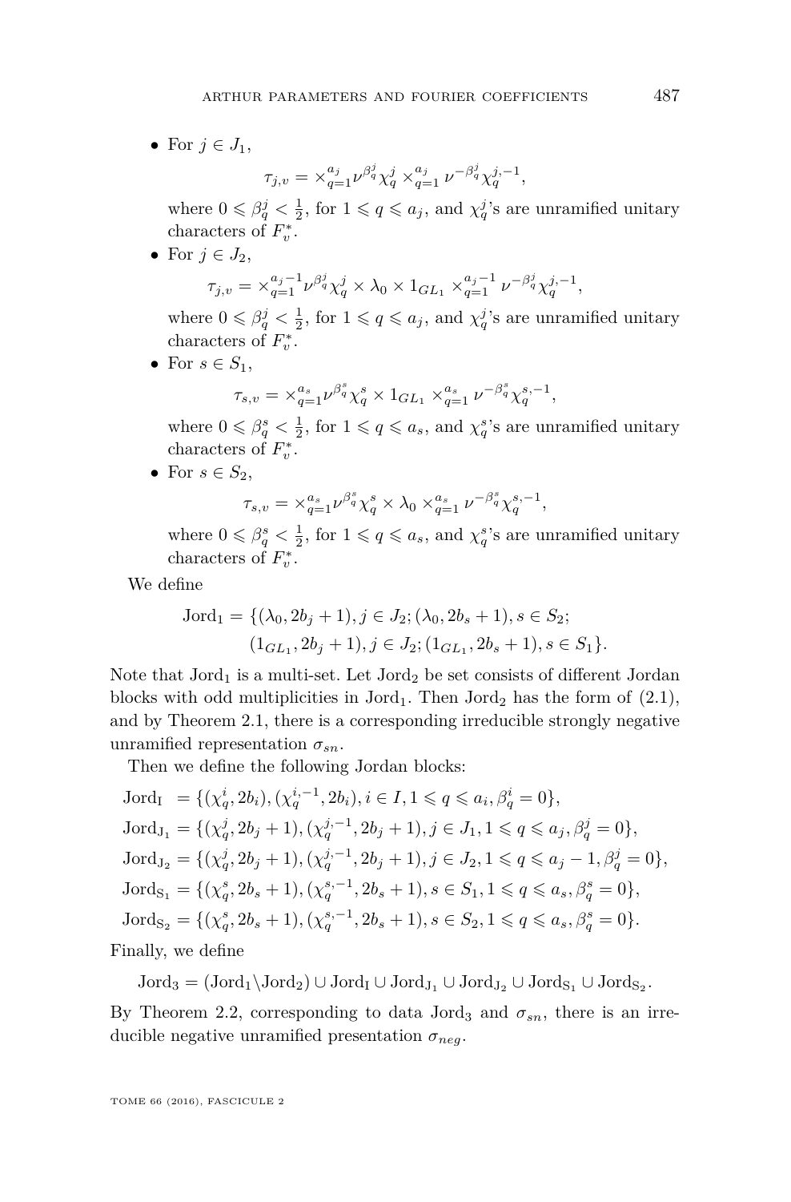- For $j \in J_1$,

$$\tau_{j,v} = \times_{q=1}^{a_j} \nu^{\beta_q^j} \chi_q^j \times_{q=1}^{a_j} \nu^{-\beta_q^j} \chi_q^{j,-1},$$

where $0 \leqslant \beta_q^j < \frac{1}{2}$, for $1 \leqslant q \leqslant a_j$, and $\chi_q^j$'s are unramified unitary characters of $F_v^*$.

- For $j \in J_2$,

$$\tau_{j,v} = \times_{q=1}^{a_j-1} \nu^{\beta_q^j} \chi_q^j \times \lambda_0 \times 1_{GL_1} \times_{q=1}^{a_j-1} \nu^{-\beta_q^j} \chi_q^{j,-1},$$

where $0 \leqslant \beta_q^j < \frac{1}{2}$, for $1 \leqslant q \leqslant a_j$, and $\chi_q^j$'s are unramified unitary characters of $F_v^*$.

- For $s \in S_1$,

$$\tau_{s,v} = \times_{q=1}^{a_s} \nu^{\beta_q^s} \chi_q^s \times 1_{GL_1} \times_{q=1}^{a_s} \nu^{-\beta_q^s} \chi_q^{s,-1},$$

where $0 \leqslant \beta_q^s < \frac{1}{2}$, for $1 \leqslant q \leqslant a_s$, and $\chi_q^s$'s are unramified unitary characters of $F_v^*$.

- For $s \in S_2$,

$$\tau_{s,v} = \times_{q=1}^{a_s} \nu^{\beta_q^s} \chi_q^s \times \lambda_0 \times_{q=1}^{a_s} \nu^{-\beta_q^s} \chi_q^{s,-1},$$

where $0 \leqslant \beta_q^s < \frac{1}{2}$, for $1 \leqslant q \leqslant a_s$, and $\chi_q^s$'s are unramified unitary characters of $F_v^*$.

We define

$$\begin{aligned}\mathrm{Jord}_1 = \{&(\lambda_0, 2b_j+1), j \in J_2; (\lambda_0, 2b_s+1), s \in S_2;\\ &(1_{GL_1}, 2b_j+1), j \in J_2; (1_{GL_1}, 2b_s+1), s \in S_1\}.\end{aligned}$$

Note that $\mathrm{Jord}_1$ is a multi-set. Let $\mathrm{Jord}_2$ be set consists of different Jordan blocks with odd multiplicities in $\mathrm{Jord}_1$. Then $\mathrm{Jord}_2$ has the form of (2.1), and by Theorem 2.1, there is a corresponding irreducible strongly negative unramified representation $\sigma_{sn}$.

Then we define the following Jordan blocks:

$$\begin{aligned}
\mathrm{Jord_I} &= \{(\chi_q^i, 2b_i), (\chi_q^{i,-1}, 2b_i), i \in I, 1 \leqslant q \leqslant a_i, \beta_q^i = 0\},\\
\mathrm{Jord_{J_1}} &= \{(\chi_q^j, 2b_j+1), (\chi_q^{j,-1}, 2b_j+1), j \in J_1, 1 \leqslant q \leqslant a_j, \beta_q^j = 0\},\\
\mathrm{Jord_{J_2}} &= \{(\chi_q^j, 2b_j+1), (\chi_q^{j,-1}, 2b_j+1), j \in J_2, 1 \leqslant q \leqslant a_j-1, \beta_q^j = 0\},\\
\mathrm{Jord_{S_1}} &= \{(\chi_q^s, 2b_s+1), (\chi_q^{s,-1}, 2b_s+1), s \in S_1, 1 \leqslant q \leqslant a_s, \beta_q^s = 0\},\\
\mathrm{Jord_{S_2}} &= \{(\chi_q^s, 2b_s+1), (\chi_q^{s,-1}, 2b_s+1), s \in S_2, 1 \leqslant q \leqslant a_s, \beta_q^s = 0\}.
\end{aligned}$$

Finally, we define

$$\mathrm{Jord}_3 = (\mathrm{Jord}_1 \backslash \mathrm{Jord}_2) \cup \mathrm{Jord_I} \cup \mathrm{Jord_{J_1}} \cup \mathrm{Jord_{J_2}} \cup \mathrm{Jord_{S_1}} \cup \mathrm{Jord_{S_2}}.$$

By Theorem 2.2, corresponding to data $\mathrm{Jord}_3$ and $\sigma_{sn}$, there is an irreducible negative unramified presentation $\sigma_{neg}$.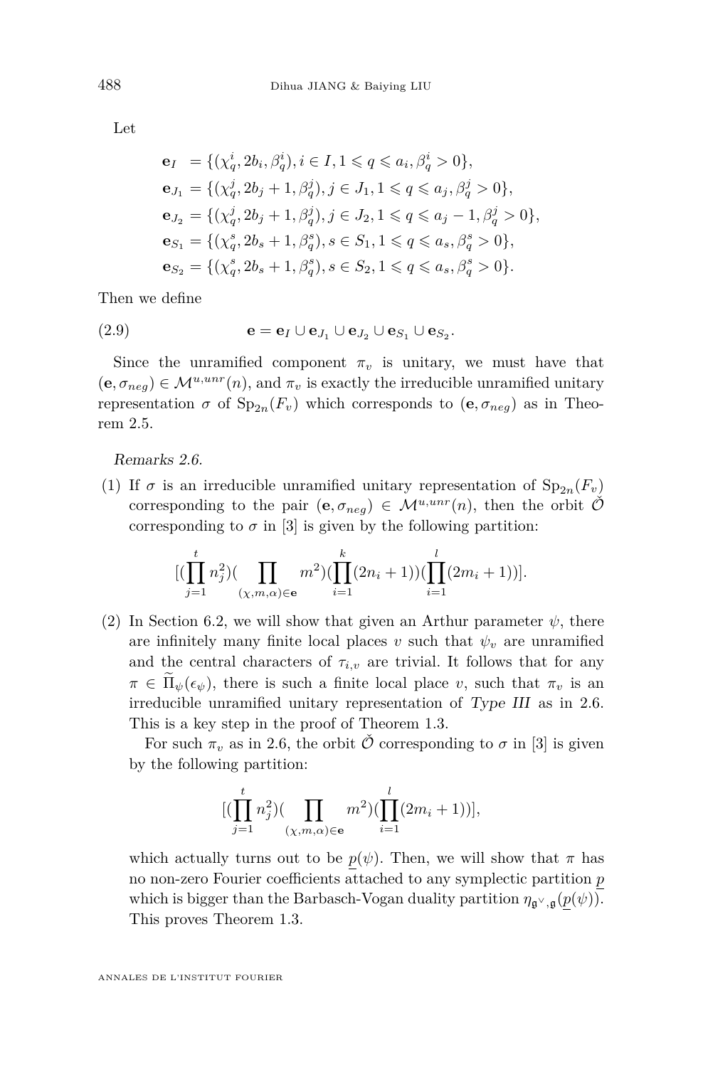Let

$$\begin{aligned}
\mathbf{e}_I &= \{(\chi_q^i, 2b_i, \beta_q^i), i \in I, 1 \leqslant q \leqslant a_i, \beta_q^i > 0\},\\
\mathbf{e}_{J_1} &= \{(\chi_q^j, 2b_j+1, \beta_q^j), j \in J_1, 1 \leqslant q \leqslant a_j, \beta_q^j > 0\},\\
\mathbf{e}_{J_2} &= \{(\chi_q^j, 2b_j+1, \beta_q^j), j \in J_2, 1 \leqslant q \leqslant a_j - 1, \beta_q^j > 0\},\\
\mathbf{e}_{S_1} &= \{(\chi_q^s, 2b_s+1, \beta_q^s), s \in S_1, 1 \leqslant q \leqslant a_s, \beta_q^s > 0\},\\
\mathbf{e}_{S_2} &= \{(\chi_q^s, 2b_s+1, \beta_q^s), s \in S_2, 1 \leqslant q \leqslant a_s, \beta_q^s > 0\}.
\end{aligned}$$

Then we define

$$\mathbf{e} = \mathbf{e}_I \cup \mathbf{e}_{J_1} \cup \mathbf{e}_{J_2} \cup \mathbf{e}_{S_1} \cup \mathbf{e}_{S_2}. \tag{2.9}$$

Since the unramified component $\pi_v$ is unitary, we must have that $(\mathbf{e}, \sigma_{neg}) \in \mathcal{M}^{u,unr}(n)$, and $\pi_v$ is exactly the irreducible unramified unitary representation $\sigma$ of $\mathrm{Sp}_{2n}(F_v)$ which corresponds to $(\mathbf{e}, \sigma_{neg})$ as in Theorem 2.5.

*Remarks 2.6.*

(1) If $\sigma$ is an irreducible unramified unitary representation of $\mathrm{Sp}_{2n}(F_v)$ corresponding to the pair $(\mathbf{e}, \sigma_{neg}) \in \mathcal{M}^{u,unr}(n)$, then the orbit $\check{\mathcal{O}}$ corresponding to $\sigma$ in [3] is given by the following partition:

$$[(\prod_{j=1}^{t} n_j^2)(\prod_{(\chi,m,\alpha)\in\mathbf{e}} m^2)(\prod_{i=1}^{k}(2n_i+1))(\prod_{i=1}^{l}(2m_i+1))].$$

(2) In Section 6.2, we will show that given an Arthur parameter $\psi$, there are infinitely many finite local places $v$ such that $\psi_v$ are unramified and the central characters of $\tau_{i,v}$ are trivial. It follows that for any $\pi \in \widetilde{\Pi}_\psi(\epsilon_\psi)$, there is such a finite local place $v$, such that $\pi_v$ is an irreducible unramified unitary representation of *Type III* as in 2.6. This is a key step in the proof of Theorem 1.3.

For such $\pi_v$ as in 2.6, the orbit $\check{\mathcal{O}}$ corresponding to $\sigma$ in [3] is given by the following partition:

$$[(\prod_{j=1}^{t} n_j^2)(\prod_{(\chi,m,\alpha)\in\mathbf{e}} m^2)(\prod_{i=1}^{l}(2m_i+1))],$$

which actually turns out to be $\underline{p}(\psi)$. Then, we will show that $\pi$ has no non-zero Fourier coefficients attached to any symplectic partition $\underline{p}$ which is bigger than the Barbasch-Vogan duality partition $\eta_{\mathfrak{g}^\vee,\mathfrak{g}}(\underline{p}(\psi))$. This proves Theorem 1.3.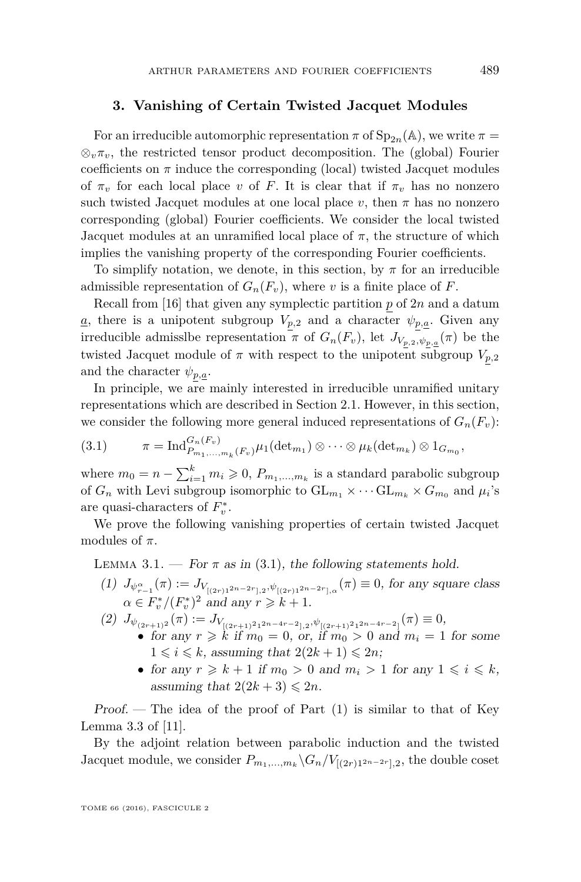## 3. Vanishing of Certain Twisted Jacquet Modules

For an irreducible automorphic representation $\pi$ of $\mathrm{Sp}_{2n}(\mathbb{A})$, we write $\pi = \otimes_v \pi_v$, the restricted tensor product decomposition. The (global) Fourier coefficients on $\pi$ induce the corresponding (local) twisted Jacquet modules of $\pi_v$ for each local place $v$ of $F$. It is clear that if $\pi_v$ has no nonzero such twisted Jacquet modules at one local place $v$, then $\pi$ has no nonzero corresponding (global) Fourier coefficients. We consider the local twisted Jacquet modules at an unramified local place of $\pi$, the structure of which implies the vanishing property of the corresponding Fourier coefficients.

To simplify notation, we denote, in this section, by $\pi$ for an irreducible admissible representation of $G_n(F_v)$, where $v$ is a finite place of $F$.

Recall from [16] that given any symplectic partition $\underline{p}$ of $2n$ and a datum $\underline{a}$, there is a unipotent subgroup $V_{\underline{p},2}$ and a character $\psi_{\underline{p},\underline{a}}$. Given any irreducible admisslbe representation $\pi$ of $G_n(F_v)$, let $J_{V_{\underline{p},2},\psi_{\underline{p},\underline{a}}}(\pi)$ be the twisted Jacquet module of $\pi$ with respect to the unipotent subgroup $V_{\underline{p},2}$ and the character $\psi_{\underline{p},\underline{a}}$.

In principle, we are mainly interested in irreducible unramified unitary representations which are described in Section 2.1. However, in this section, we consider the following more general induced representations of $G_n(F_v)$:

$$\pi = \mathrm{Ind}_{P_{m_1,\ldots,m_k}(F_v)}^{G_n(F_v)} \mu_1(\det_{m_1}) \otimes \cdots \otimes \mu_k(\det_{m_k}) \otimes 1_{G_{m_0}}, \tag{3.1}$$

where $m_0 = n - \sum_{i=1}^k m_i \geqslant 0$, $P_{m_1,\ldots,m_k}$ is a standard parabolic subgroup of $G_n$ with Levi subgroup isomorphic to $\mathrm{GL}_{m_1} \times \cdots \mathrm{GL}_{m_k} \times G_{m_0}$ and $\mu_i$'s are quasi-characters of $F_v^*$.

We prove the following vanishing properties of certain twisted Jacquet modules of $\pi$.

Lemma 3.1. — *For $\pi$ as in* (3.1)*, the following statements hold.*

*(1)* $J_{\psi^{\alpha}_{r-1}}(\pi) := J_{V_{[(2r)1^{2n-2r}],2},\psi_{[(2r)1^{2n-2r}],\alpha}}(\pi) \equiv 0$*, for any square class $\alpha \in F_v^*/(F_v^*)^2$ and any $r \geqslant k+1$.*

*(2)* $J_{\psi_{(2r+1)^2}}(\pi) := J_{V_{[(2r+1)^2 1^{2n-4r-2}],2},\psi_{[(2r+1)^2 1^{2n-4r-2}]}}(\pi) \equiv 0$*,*
- *for any $r \geqslant k$ if $m_0 = 0$, or, if $m_0 > 0$ and $m_i = 1$ for some $1 \leqslant i \leqslant k$, assuming that $2(2k+1) \leqslant 2n$;*
- *for any $r \geqslant k+1$ if $m_0 > 0$ and $m_i > 1$ for any $1 \leqslant i \leqslant k$, assuming that $2(2k+3) \leqslant 2n$.*

*Proof.* — The idea of the proof of Part (1) is similar to that of Key Lemma 3.3 of [11].

By the adjoint relation between parabolic induction and the twisted Jacquet module, we consider $P_{m_1,\ldots,m_k} \backslash G_n / V_{[(2r)1^{2n-2r}],2}$, the double coset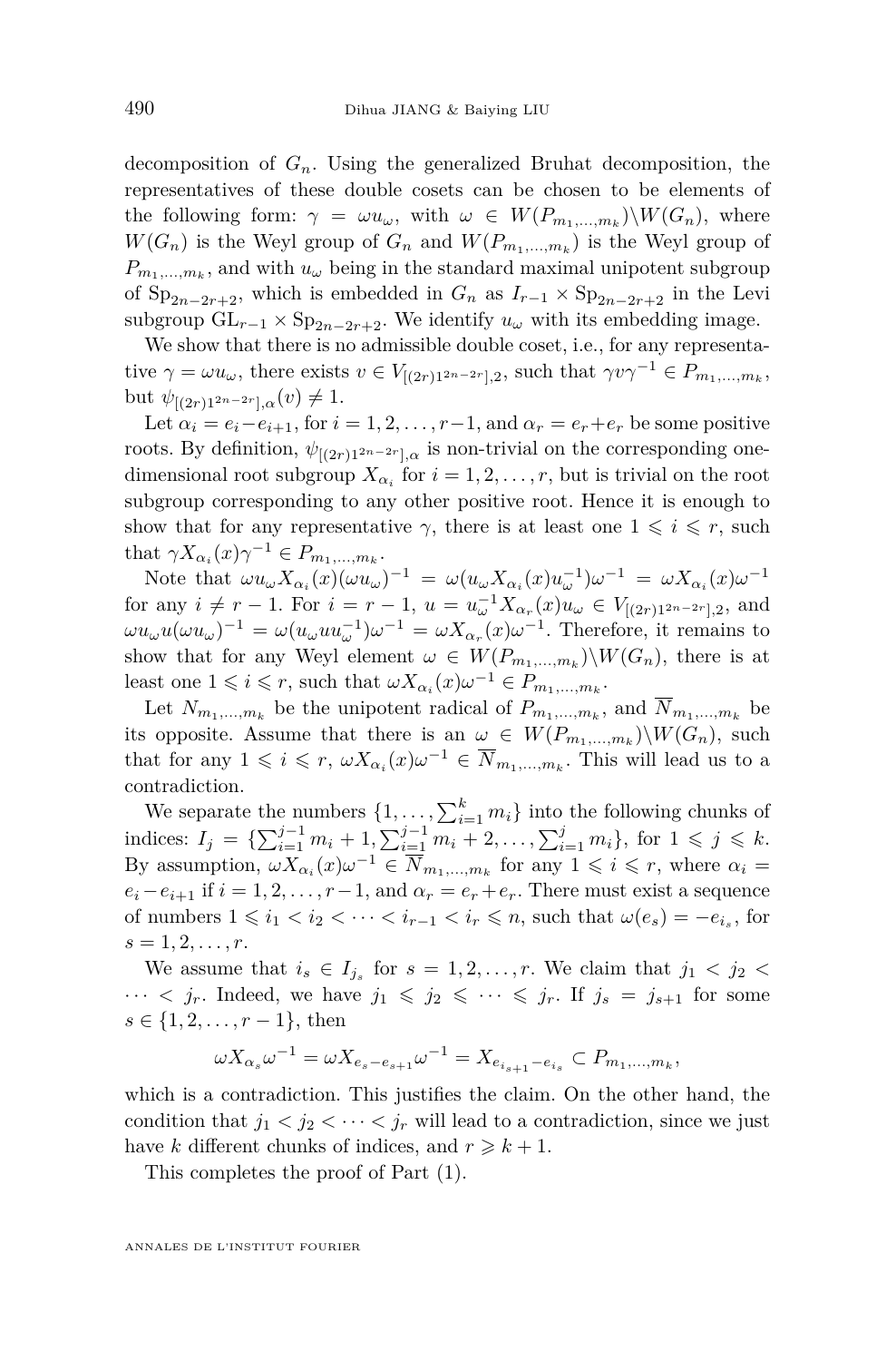decomposition of $G_n$. Using the generalized Bruhat decomposition, the representatives of these double cosets can be chosen to be elements of the following form: $\gamma = \omega u_\omega$, with $\omega \in W(P_{m_1,\ldots,m_k})\backslash W(G_n)$, where $W(G_n)$ is the Weyl group of $G_n$ and $W(P_{m_1,\ldots,m_k})$ is the Weyl group of $P_{m_1,\ldots,m_k}$, and with $u_\omega$ being in the standard maximal unipotent subgroup of $\mathrm{Sp}_{2n-2r+2}$, which is embedded in $G_n$ as $I_{r-1} \times \mathrm{Sp}_{2n-2r+2}$ in the Levi subgroup $\mathrm{GL}_{r-1} \times \mathrm{Sp}_{2n-2r+2}$. We identify $u_\omega$ with its embedding image.

We show that there is no admissible double coset, i.e., for any representative $\gamma = \omega u_\omega$, there exists $v \in V_{[(2r)1^{2n-2r}],2}$, such that $\gamma v \gamma^{-1} \in P_{m_1,\ldots,m_k}$, but $\psi_{[(2r)1^{2n-2r}],\alpha}(v) \neq 1$.

Let $\alpha_i = e_i - e_{i+1}$, for $i = 1, 2, \ldots, r-1$, and $\alpha_r = e_r + e_r$ be some positive roots. By definition, $\psi_{[(2r)1^{2n-2r}],\alpha}$ is non-trivial on the corresponding one-dimensional root subgroup $X_{\alpha_i}$ for $i = 1, 2, \ldots, r$, but is trivial on the root subgroup corresponding to any other positive root. Hence it is enough to show that for any representative $\gamma$, there is at least one $1 \leqslant i \leqslant r$, such that $\gamma X_{\alpha_i}(x)\gamma^{-1} \in P_{m_1,\ldots,m_k}$.

Note that $\omega u_\omega X_{\alpha_i}(x)(\omega u_\omega)^{-1} = \omega(u_\omega X_{\alpha_i}(x) u_\omega^{-1})\omega^{-1} = \omega X_{\alpha_i}(x)\omega^{-1}$ for any $i \neq r-1$. For $i = r-1$, $u = u_\omega^{-1} X_{\alpha_r}(x) u_\omega \in V_{[(2r)1^{2n-2r}],2}$, and $\omega u_\omega u (\omega u_\omega)^{-1} = \omega(u_\omega u u_\omega^{-1})\omega^{-1} = \omega X_{\alpha_r}(x)\omega^{-1}$. Therefore, it remains to show that for any Weyl element $\omega \in W(P_{m_1,\ldots,m_k})\backslash W(G_n)$, there is at least one $1 \leqslant i \leqslant r$, such that $\omega X_{\alpha_i}(x)\omega^{-1} \in P_{m_1,\ldots,m_k}$.

Let $N_{m_1,\ldots,m_k}$ be the unipotent radical of $P_{m_1,\ldots,m_k}$, and $\overline{N}_{m_1,\ldots,m_k}$ be its opposite. Assume that there is an $\omega \in W(P_{m_1,\ldots,m_k})\backslash W(G_n)$, such that for any $1 \leqslant i \leqslant r$, $\omega X_{\alpha_i}(x)\omega^{-1} \in \overline{N}_{m_1,\ldots,m_k}$. This will lead us to a contradiction.

We separate the numbers $\{1, \ldots, \sum_{i=1}^k m_i\}$ into the following chunks of indices: $I_j = \{\sum_{i=1}^{j-1} m_i + 1, \sum_{i=1}^{j-1} m_i + 2, \ldots, \sum_{i=1}^{j} m_i\}$, for $1 \leqslant j \leqslant k$. By assumption, $\omega X_{\alpha_i}(x)\omega^{-1} \in \overline{N}_{m_1,\ldots,m_k}$ for any $1 \leqslant i \leqslant r$, where $\alpha_i = e_i - e_{i+1}$ if $i = 1, 2, \ldots, r-1$, and $\alpha_r = e_r + e_r$. There must exist a sequence of numbers $1 \leqslant i_1 < i_2 < \cdots < i_{r-1} < i_r \leqslant n$, such that $\omega(e_s) = -e_{i_s}$, for $s = 1, 2, \ldots, r$.

We assume that $i_s \in I_{j_s}$ for $s = 1, 2, \ldots, r$. We claim that $j_1 < j_2 < \cdots < j_r$. Indeed, we have $j_1 \leqslant j_2 \leqslant \cdots \leqslant j_r$. If $j_s = j_{s+1}$ for some $s \in \{1, 2, \ldots, r-1\}$, then

$$\omega X_{\alpha_s}\omega^{-1} = \omega X_{e_s - e_{s+1}}\omega^{-1} = X_{e_{i_{s+1}} - e_{i_s}} \subset P_{m_1,\ldots,m_k},$$

which is a contradiction. This justifies the claim. On the other hand, the condition that $j_1 < j_2 < \cdots < j_r$ will lead to a contradiction, since we just have $k$ different chunks of indices, and $r \geqslant k+1$.

This completes the proof of Part (1).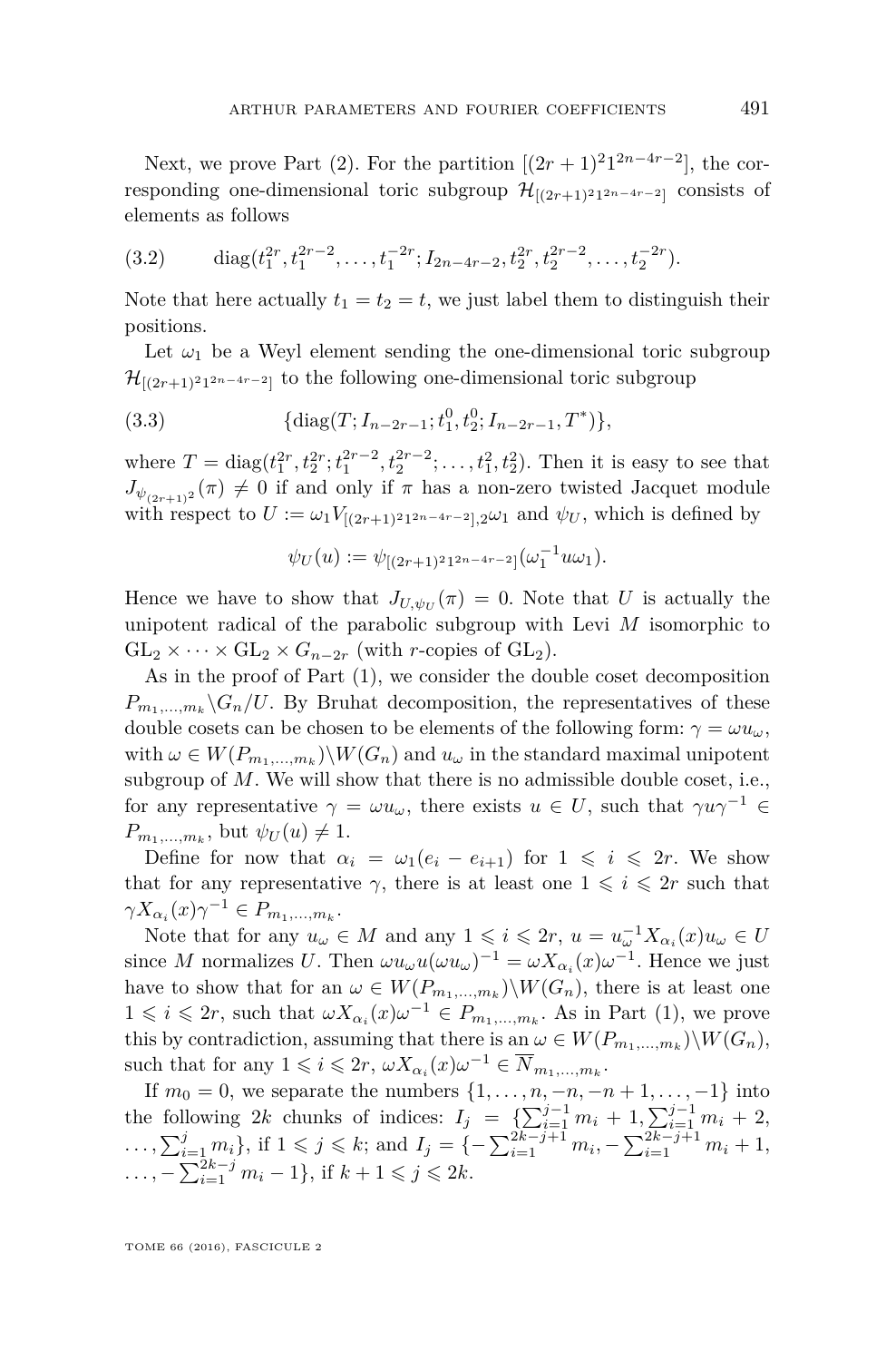Next, we prove Part (2). For the partition $[(2r+1)^2 1^{2n-4r-2}]$, the corresponding one-dimensional toric subgroup $\mathcal{H}_{[(2r+1)^2 1^{2n-4r-2}]}$ consists of elements as follows

$$\operatorname{diag}(t_1^{2r}, t_1^{2r-2}, \ldots, t_1^{-2r}; I_{2n-4r-2}, t_2^{2r}, t_2^{2r-2}, \ldots, t_2^{-2r}). \tag{3.2}$$

Note that here actually $t_1 = t_2 = t$, we just label them to distinguish their positions.

Let $\omega_1$ be a Weyl element sending the one-dimensional toric subgroup $\mathcal{H}_{[(2r+1)^2 1^{2n-4r-2}]}$ to the following one-dimensional toric subgroup

$$\{\operatorname{diag}(T; I_{n-2r-1}; t_1^0, t_2^0; I_{n-2r-1}, T^*)\}, \tag{3.3}$$

where $T = \operatorname{diag}(t_1^{2r}, t_2^{2r}; t_1^{2r-2}, t_2^{2r-2}; \ldots, t_1^2, t_2^2)$. Then it is easy to see that $J_{\psi_{(2r+1)^2}}(\pi) \neq 0$ if and only if $\pi$ has a non-zero twisted Jacquet module with respect to $U := \omega_1 V_{[(2r+1)^2 1^{2n-4r-2}],2} \omega_1$ and $\psi_U$, which is defined by

$$\psi_U(u) := \psi_{[(2r+1)^2 1^{2n-4r-2}]}(\omega_1^{-1} u \omega_1).$$

Hence we have to show that $J_{U,\psi_U}(\pi) = 0$. Note that $U$ is actually the unipotent radical of the parabolic subgroup with Levi $M$ isomorphic to $\mathrm{GL}_2 \times \cdots \times \mathrm{GL}_2 \times G_{n-2r}$ (with $r$-copies of $\mathrm{GL}_2$).

As in the proof of Part (1), we consider the double coset decomposition $P_{m_1,\ldots,m_k} \backslash G_n / U$. By Bruhat decomposition, the representatives of these double cosets can be chosen to be elements of the following form: $\gamma = \omega u_\omega$, with $\omega \in W(P_{m_1,\ldots,m_k}) \backslash W(G_n)$ and $u_\omega$ in the standard maximal unipotent subgroup of $M$. We will show that there is no admissible double coset, i.e., for any representative $\gamma = \omega u_\omega$, there exists $u \in U$, such that $\gamma u \gamma^{-1} \in P_{m_1,\ldots,m_k}$, but $\psi_U(u) \neq 1$.

Define for now that $\alpha_i = \omega_1(e_i - e_{i+1})$ for $1 \leqslant i \leqslant 2r$. We show that for any representative $\gamma$, there is at least one $1 \leqslant i \leqslant 2r$ such that $\gamma X_{\alpha_i}(x) \gamma^{-1} \in P_{m_1,\ldots,m_k}$.

Note that for any $u_\omega \in M$ and any $1 \leqslant i \leqslant 2r$, $u = u_\omega^{-1} X_{\alpha_i}(x) u_\omega \in U$ since $M$ normalizes $U$. Then $\omega u_\omega u (\omega u_\omega)^{-1} = \omega X_{\alpha_i}(x) \omega^{-1}$. Hence we just have to show that for an $\omega \in W(P_{m_1,\ldots,m_k}) \backslash W(G_n)$, there is at least one $1 \leqslant i \leqslant 2r$, such that $\omega X_{\alpha_i}(x) \omega^{-1} \in P_{m_1,\ldots,m_k}$. As in Part (1), we prove this by contradiction, assuming that there is an $\omega \in W(P_{m_1,\ldots,m_k}) \backslash W(G_n)$, such that for any $1 \leqslant i \leqslant 2r$, $\omega X_{\alpha_i}(x) \omega^{-1} \in \overline{N}_{m_1,\ldots,m_k}$.

If $m_0 = 0$, we separate the numbers $\{1, \ldots, n, -n, -n+1, \ldots, -1\}$ into the following $2k$ chunks of indices: $I_j = \{\sum_{i=1}^{j-1} m_i + 1, \sum_{i=1}^{j-1} m_i + 2, \ldots, \sum_{i=1}^{j} m_i\}$, if $1 \leqslant j \leqslant k$; and $I_j = \{-\sum_{i=1}^{2k-j+1} m_i, -\sum_{i=1}^{2k-j+1} m_i + 1, \ldots, -\sum_{i=1}^{2k-j} m_i - 1\}$, if $k+1 \leqslant j \leqslant 2k$.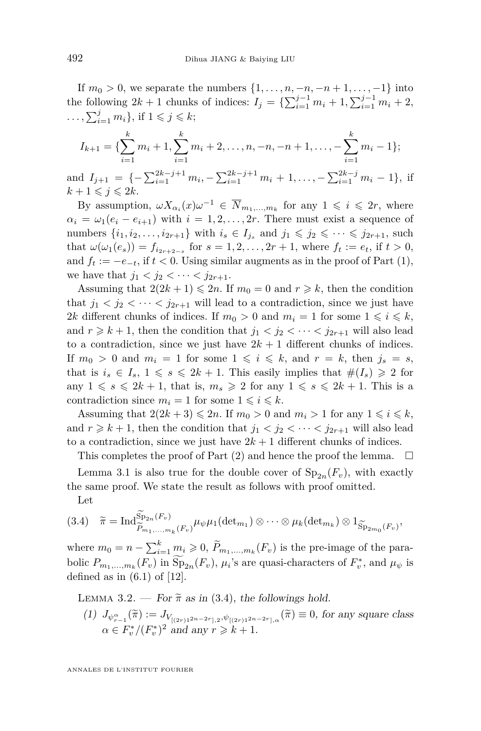If $m_0 > 0$, we separate the numbers $\{1, \ldots, n, -n, -n+1, \ldots, -1\}$ into the following $2k+1$ chunks of indices: $I_j = \{\sum_{i=1}^{j-1} m_i + 1, \sum_{i=1}^{j-1} m_i + 2, \ldots, \sum_{i=1}^{j} m_i\}$, if $1 \leqslant j \leqslant k$;

$$I_{k+1} = \{\sum_{i=1}^{k} m_i + 1, \sum_{i=1}^{k} m_i + 2, \ldots, n, -n, -n+1, \ldots, -\sum_{i=1}^{k} m_i - 1\};$$

and $I_{j+1} = \{-\sum_{i=1}^{2k-j+1} m_i, -\sum_{i=1}^{2k-j+1} m_i + 1, \ldots, -\sum_{i=1}^{2k-j} m_i - 1\}$, if $k+1 \leqslant j \leqslant 2k$.

By assumption, $\omega X_{\alpha_i}(x)\omega^{-1} \in \overline{N}_{m_1,\ldots,m_k}$ for any $1 \leqslant i \leqslant 2r$, where $\alpha_i = \omega_1(e_i - e_{i+1})$ with $i = 1, 2, \ldots, 2r$. There must exist a sequence of numbers $\{i_1, i_2, \ldots, i_{2r+1}\}$ with $i_s \in I_{j_s}$ and $j_1 \leqslant j_2 \leqslant \cdots \leqslant j_{2r+1}$, such that $\omega(\omega_1(e_s)) = f_{i_{2r+2-s}}$ for $s = 1, 2, \ldots, 2r+1$, where $f_t := e_t$, if $t > 0$, and $f_t := -e_{-t}$, if $t < 0$. Using similar augments as in the proof of Part (1), we have that $j_1 < j_2 < \cdots < j_{2r+1}$.

Assuming that $2(2k+1) \leqslant 2n$. If $m_0 = 0$ and $r \geqslant k$, then the condition that $j_1 < j_2 < \cdots < j_{2r+1}$ will lead to a contradiction, since we just have $2k$ different chunks of indices. If $m_0 > 0$ and $m_i = 1$ for some $1 \leqslant i \leqslant k$, and $r \geqslant k+1$, then the condition that $j_1 < j_2 < \cdots < j_{2r+1}$ will also lead to a contradiction, since we just have $2k+1$ different chunks of indices. If $m_0 > 0$ and $m_i = 1$ for some $1 \leqslant i \leqslant k$, and $r = k$, then $j_s = s$, that is $i_s \in I_s$, $1 \leqslant s \leqslant 2k+1$. This easily implies that $\#(I_s) \geqslant 2$ for any $1 \leqslant s \leqslant 2k+1$, that is, $m_s \geqslant 2$ for any $1 \leqslant s \leqslant 2k+1$. This is a contradiction since $m_i = 1$ for some $1 \leqslant i \leqslant k$.

Assuming that $2(2k+3) \leqslant 2n$. If $m_0 > 0$ and $m_i > 1$ for any $1 \leqslant i \leqslant k$, and $r \geqslant k+1$, then the condition that $j_1 < j_2 < \cdots < j_{2r+1}$ will also lead to a contradiction, since we just have $2k+1$ different chunks of indices.

This completes the proof of Part (2) and hence the proof the lemma. $\square$

Lemma 3.1 is also true for the double cover of $\mathrm{Sp}_{2n}(F_v)$, with exactly the same proof. We state the result as follows with proof omitted.

Let

$$(3.4)\quad \widetilde{\pi} = \mathrm{Ind}_{\widetilde{P}_{m_1,\ldots,m_k}(F_v)}^{\widetilde{\mathrm{Sp}}_{2n}(F_v)} \mu_\psi \mu_1(\det_{m_1}) \otimes \cdots \otimes \mu_k(\det_{m_k}) \otimes 1_{\widetilde{\mathrm{Sp}}_{2m_0}(F_v)},$$

where $m_0 = n - \sum_{i=1}^{k} m_i \geqslant 0$, $\widetilde{P}_{m_1,\ldots,m_k}(F_v)$ is the pre-image of the parabolic $P_{m_1,\ldots,m_k}(F_v)$ in $\widetilde{\mathrm{Sp}}_{2n}(F_v)$, $\mu_i$'s are quasi-characters of $F_v^*$, and $\mu_\psi$ is defined as in (6.1) of [12].

Lemma 3.2. — *For $\widetilde{\pi}$ as in (3.4), the followings hold.*

*(1) $J_{\psi^\alpha_{r-1}}(\widetilde{\pi}) := J_{V_{[(2r)1^{2n-2r}],2}, \psi_{[(2r)1^{2n-2r}],\alpha}}(\widetilde{\pi}) \equiv 0$, for any square class $\alpha \in F_v^*/(F_v^*)^2$ and any $r \geqslant k+1$.*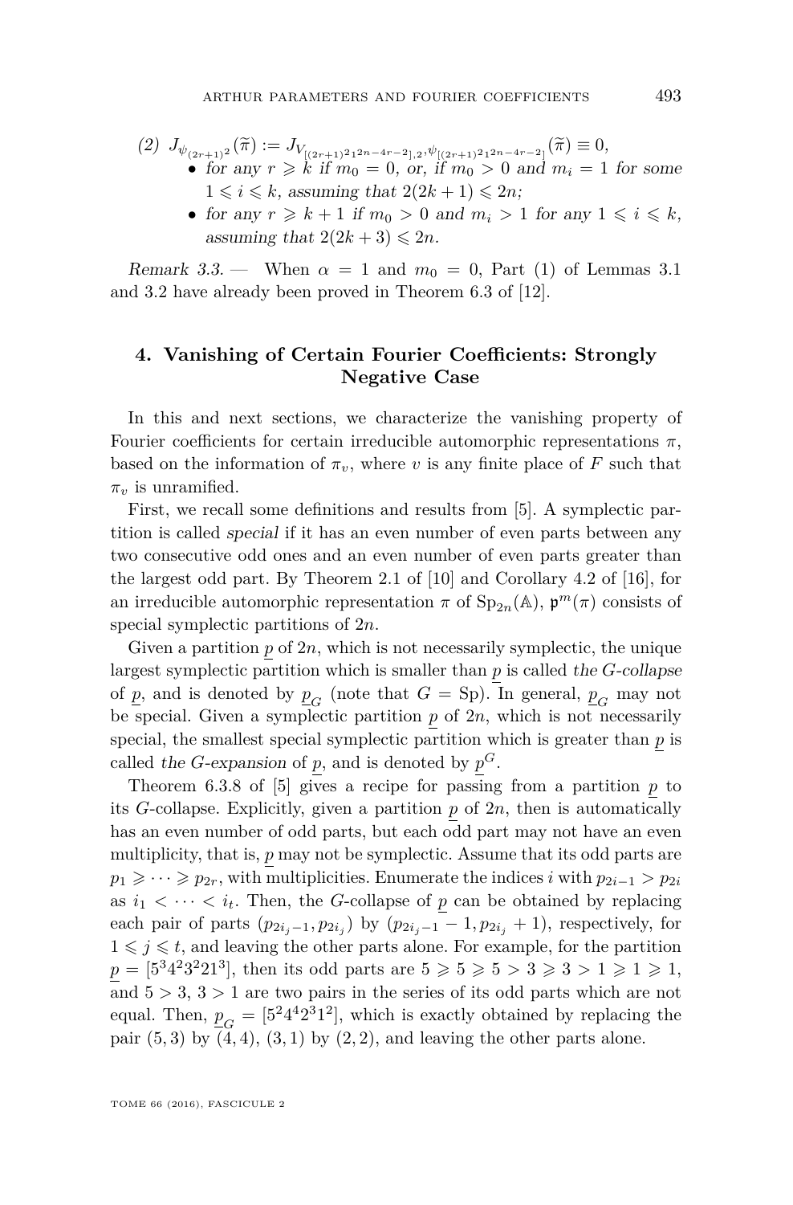(2) $J_{\psi_{(2r+1)^2}}(\widetilde{\pi}) := J_{V_{[(2r+1)^2 1^{2n-4r-2}],2},\psi_{[(2r+1)^2 1^{2n-4r-2}]}}(\widetilde{\pi}) \equiv 0$,

- for any $r \geqslant k$ if $m_0 = 0$, or, if $m_0 > 0$ and $m_i = 1$ for some $1 \leqslant i \leqslant k$, assuming that $2(2k+1) \leqslant 2n$;
- for any $r \geqslant k+1$ if $m_0 > 0$ and $m_i > 1$ for any $1 \leqslant i \leqslant k$, assuming that $2(2k+3) \leqslant 2n$.

*Remark 3.3.* — When $\alpha = 1$ and $m_0 = 0$, Part (1) of Lemmas 3.1 and 3.2 have already been proved in Theorem 6.3 of [12].

## 4. Vanishing of Certain Fourier Coefficients: Strongly Negative Case

In this and next sections, we characterize the vanishing property of Fourier coefficients for certain irreducible automorphic representations $\pi$, based on the information of $\pi_v$, where $v$ is any finite place of $F$ such that $\pi_v$ is unramified.

First, we recall some definitions and results from [5]. A symplectic partition is called *special* if it has an even number of even parts between any two consecutive odd ones and an even number of even parts greater than the largest odd part. By Theorem 2.1 of [10] and Corollary 4.2 of [16], for an irreducible automorphic representation $\pi$ of $\mathrm{Sp}_{2n}(\mathbb{A})$, $\mathfrak{p}^m(\pi)$ consists of special symplectic partitions of $2n$.

Given a partition $\underline{p}$ of $2n$, which is not necessarily symplectic, the unique largest symplectic partition which is smaller than $\underline{p}$ is called *the $G$-collapse* of $\underline{p}$, and is denoted by $\underline{p}_G$ (note that $G = \mathrm{Sp}$). In general, $\underline{p}_G$ may not be special. Given a symplectic partition $\underline{p}$ of $2n$, which is not necessarily special, the smallest special symplectic partition which is greater than $\underline{p}$ is called *the $G$-expansion* of $\underline{p}$, and is denoted by $\underline{p}^G$.

Theorem 6.3.8 of [5] gives a recipe for passing from a partition $\underline{p}$ to its $G$-collapse. Explicitly, given a partition $\underline{p}$ of $2n$, then is automatically has an even number of odd parts, but each odd part may not have an even multiplicity, that is, $\underline{p}$ may not be symplectic. Assume that its odd parts are $p_1 \geqslant \cdots \geqslant p_{2r}$, with multiplicities. Enumerate the indices $i$ with $p_{2i-1} > p_{2i}$ as $i_1 < \cdots < i_t$. Then, the $G$-collapse of $\underline{p}$ can be obtained by replacing each pair of parts $(p_{2i_j-1}, p_{2i_j})$ by $(p_{2i_j-1} - 1, p_{2i_j} + 1)$, respectively, for $1 \leqslant j \leqslant t$, and leaving the other parts alone. For example, for the partition $\underline{p} = [5^3 4^2 3^2 2 1^3]$, then its odd parts are $5 \geqslant 5 \geqslant 5 > 3 \geqslant 3 > 1 \geqslant 1 \geqslant 1$, and $5 > 3$, $3 > 1$ are two pairs in the series of its odd parts which are not equal. Then, $\underline{p}_G = [5^2 4^4 2^3 1^2]$, which is exactly obtained by replacing the pair $(5,3)$ by $(4,4)$, $(3,1)$ by $(2,2)$, and leaving the other parts alone.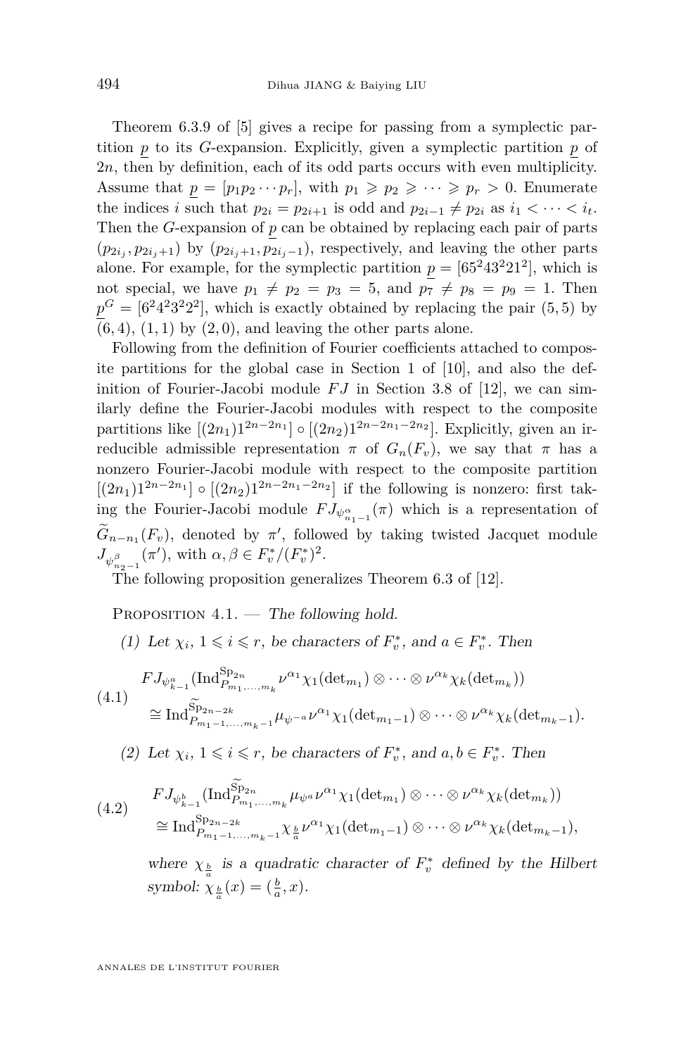Theorem 6.3.9 of [5] gives a recipe for passing from a symplectic partition $\underline{p}$ to its $G$-expansion. Explicitly, given a symplectic partition $\underline{p}$ of $2n$, then by definition, each of its odd parts occurs with even multiplicity. Assume that $\underline{p} = [p_1 p_2 \cdots p_r]$, with $p_1 \geqslant p_2 \geqslant \cdots \geqslant p_r > 0$. Enumerate the indices $i$ such that $p_{2i} = p_{2i+1}$ is odd and $p_{2i-1} \neq p_{2i}$ as $i_1 < \cdots < i_t$. Then the $G$-expansion of $\underline{p}$ can be obtained by replacing each pair of parts $(p_{2i_j}, p_{2i_j+1})$ by $(p_{2i_j+1}, p_{2i_j-1})$, respectively, and leaving the other parts alone. For example, for the symplectic partition $\underline{p} = [65^2 43^2 21^2]$, which is not special, we have $p_1 \neq p_2 = p_3 = 5$, and $p_7 \neq p_8 = p_9 = 1$. Then $\underline{p}^G = [6^2 4^2 3^2 2^2]$, which is exactly obtained by replacing the pair $(5,5)$ by $(6,4)$, $(1,1)$ by $(2,0)$, and leaving the other parts alone.

Following from the definition of Fourier coefficients attached to composite partitions for the global case in Section 1 of [10], and also the definition of Fourier-Jacobi module $FJ$ in Section 3.8 of [12], we can similarly define the Fourier-Jacobi modules with respect to the composite partitions like $[(2n_1)1^{2n-2n_1}] \circ [(2n_2)1^{2n-2n_1-2n_2}]$. Explicitly, given an irreducible admissible representation $\pi$ of $G_n(F_v)$, we say that $\pi$ has a nonzero Fourier-Jacobi module with respect to the composite partition $[(2n_1)1^{2n-2n_1}] \circ [(2n_2)1^{2n-2n_1-2n_2}]$ if the following is nonzero: first taking the Fourier-Jacobi module $FJ_{\psi^{\alpha}_{n_1-1}}(\pi)$ which is a representation of $\widetilde{G}_{n-n_1}(F_v)$, denoted by $\pi'$, followed by taking twisted Jacquet module $J_{\psi^{\beta}_{n_2-1}}(\pi')$, with $\alpha, \beta \in F_v^*/(F_v^*)^2$.

The following proposition generalizes Theorem 6.3 of [12].

Proposition 4.1. — *The following hold.*

*(1) Let $\chi_i$, $1 \leqslant i \leqslant r$, be characters of $F_v^*$, and $a \in F_v^*$. Then*

$$
\begin{aligned}
&FJ_{\psi^a_{k-1}}(\mathrm{Ind}^{\mathrm{Sp}_{2n}}_{P_{m_1,\ldots,m_k}} \nu^{\alpha_1}\chi_1(\det_{m_1}) \otimes \cdots \otimes \nu^{\alpha_k}\chi_k(\det_{m_k})) \\
&\quad \cong \mathrm{Ind}^{\widetilde{\mathrm{Sp}}_{2n-2k}}_{P_{m_1-1,\ldots,m_k-1}} \mu_{\psi^{-a}} \nu^{\alpha_1}\chi_1(\det_{m_1-1}) \otimes \cdots \otimes \nu^{\alpha_k}\chi_k(\det_{m_k-1}).
\end{aligned} \tag{4.1}
$$

*(2) Let $\chi_i$, $1 \leqslant i \leqslant r$, be characters of $F_v^*$, and $a, b \in F_v^*$. Then*

$$
\begin{aligned}
&FJ_{\psi^b_{k-1}}(\mathrm{Ind}^{\widetilde{\mathrm{Sp}}_{2n}}_{P_{m_1,\ldots,m_k}} \mu_{\psi^a} \nu^{\alpha_1}\chi_1(\det_{m_1}) \otimes \cdots \otimes \nu^{\alpha_k}\chi_k(\det_{m_k})) \\
&\quad \cong \mathrm{Ind}^{\mathrm{Sp}_{2n-2k}}_{P_{m_1-1,\ldots,m_k-1}} \chi_{\frac{b}{a}} \nu^{\alpha_1}\chi_1(\det_{m_1-1}) \otimes \cdots \otimes \nu^{\alpha_k}\chi_k(\det_{m_k-1}),
\end{aligned} \tag{4.2}
$$

*where $\chi_{\frac{b}{a}}$ is a quadratic character of $F_v^*$ defined by the Hilbert symbol: $\chi_{\frac{b}{a}}(x) = (\frac{b}{a}, x)$.*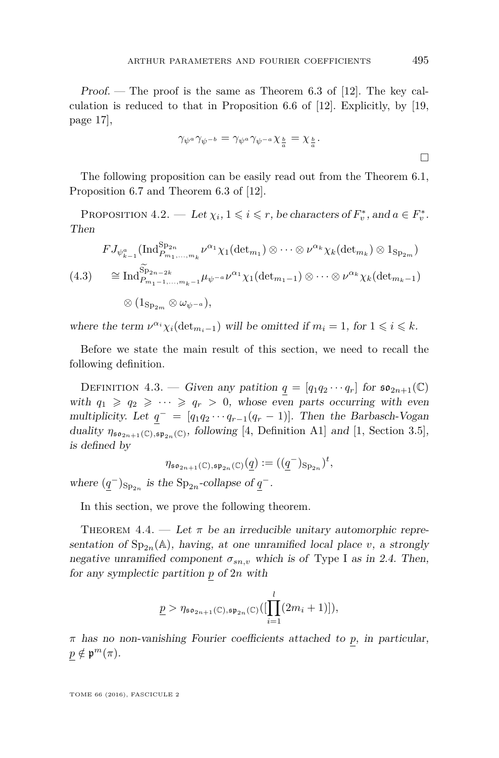*Proof.* — The proof is the same as Theorem 6.3 of [12]. The key calculation is reduced to that in Proposition 6.6 of [12]. Explicitly, by [19, page 17],

$$\gamma_{\psi^a}\gamma_{\psi^{-b}} = \gamma_{\psi^a}\gamma_{\psi^{-a}}\chi_{\frac{b}{a}} = \chi_{\frac{b}{a}}.$$

□

The following proposition can be easily read out from the Theorem 6.1, Proposition 6.7 and Theorem 6.3 of [12].

Proposition 4.2. — *Let $\chi_i$, $1 \leqslant i \leqslant r$, be characters of $F_v^*$, and $a \in F_v^*$. Then*

$$\begin{aligned} &FJ_{\psi^a_{k-1}}(\mathrm{Ind}^{\mathrm{Sp}_{2n}}_{P_{m_1,\ldots,m_k}} \nu^{\alpha_1}\chi_1(\det_{m_1}) \otimes \cdots \otimes \nu^{\alpha_k}\chi_k(\det_{m_k}) \otimes 1_{\mathrm{Sp}_{2m}}) \\ (4.3) \qquad &\cong \mathrm{Ind}^{\widetilde{\mathrm{Sp}}_{2n-2k}}_{P_{m_1-1,\ldots,m_k-1}} \mu_{\psi^{-a}}\nu^{\alpha_1}\chi_1(\det_{m_1-1}) \otimes \cdots \otimes \nu^{\alpha_k}\chi_k(\det_{m_k-1}) \\ &\quad \otimes (1_{\mathrm{Sp}_{2m}} \otimes \omega_{\psi^{-a}}), \end{aligned}$$

*where the term $\nu^{\alpha_i}\chi_i(\det_{m_i-1})$ will be omitted if $m_i = 1$, for $1 \leqslant i \leqslant k$.*

Before we state the main result of this section, we need to recall the following definition.

Definition 4.3. — *Given any patition $\underline{q} = [q_1q_2\cdots q_r]$ for $\mathfrak{so}_{2n+1}(\mathbb{C})$ with $q_1 \geqslant q_2 \geqslant \cdots \geqslant q_r > 0$, whose even parts occurring with even multiplicity. Let $\underline{q}^- = [q_1q_2\cdots q_{r-1}(q_r-1)]$. Then the Barbasch-Vogan duality $\eta_{\mathfrak{so}_{2n+1}(\mathbb{C}),\mathfrak{sp}_{2n}(\mathbb{C})}$, following* [4, Definition A1] *and* [1, Section 3.5], *is defined by*

$$\eta_{\mathfrak{so}_{2n+1}(\mathbb{C}),\mathfrak{sp}_{2n}(\mathbb{C})}(\underline{q}) := ((\underline{q}^-)_{\mathrm{Sp}_{2n}})^t,$$

*where $(\underline{q}^-)_{\mathrm{Sp}_{2n}}$ is the $\mathrm{Sp}_{2n}$-collapse of $\underline{q}^-$.*

In this section, we prove the following theorem.

Theorem 4.4. — *Let $\pi$ be an irreducible unitary automorphic representation of $\mathrm{Sp}_{2n}(\mathbb{A})$, having, at one unramified local place $v$, a strongly negative unramified component $\sigma_{sn,v}$ which is of* Type I *as in 2.4. Then, for any symplectic partition $\underline{p}$ of $2n$ with*

$$\underline{p} > \eta_{\mathfrak{so}_{2n+1}(\mathbb{C}),\mathfrak{sp}_{2n}(\mathbb{C})}([\prod_{i=1}^{l}(2m_i+1)]),$$

*$\pi$ has no non-vanishing Fourier coefficients attached to $\underline{p}$, in particular, $\underline{p} \notin \mathfrak{p}^m(\pi)$.*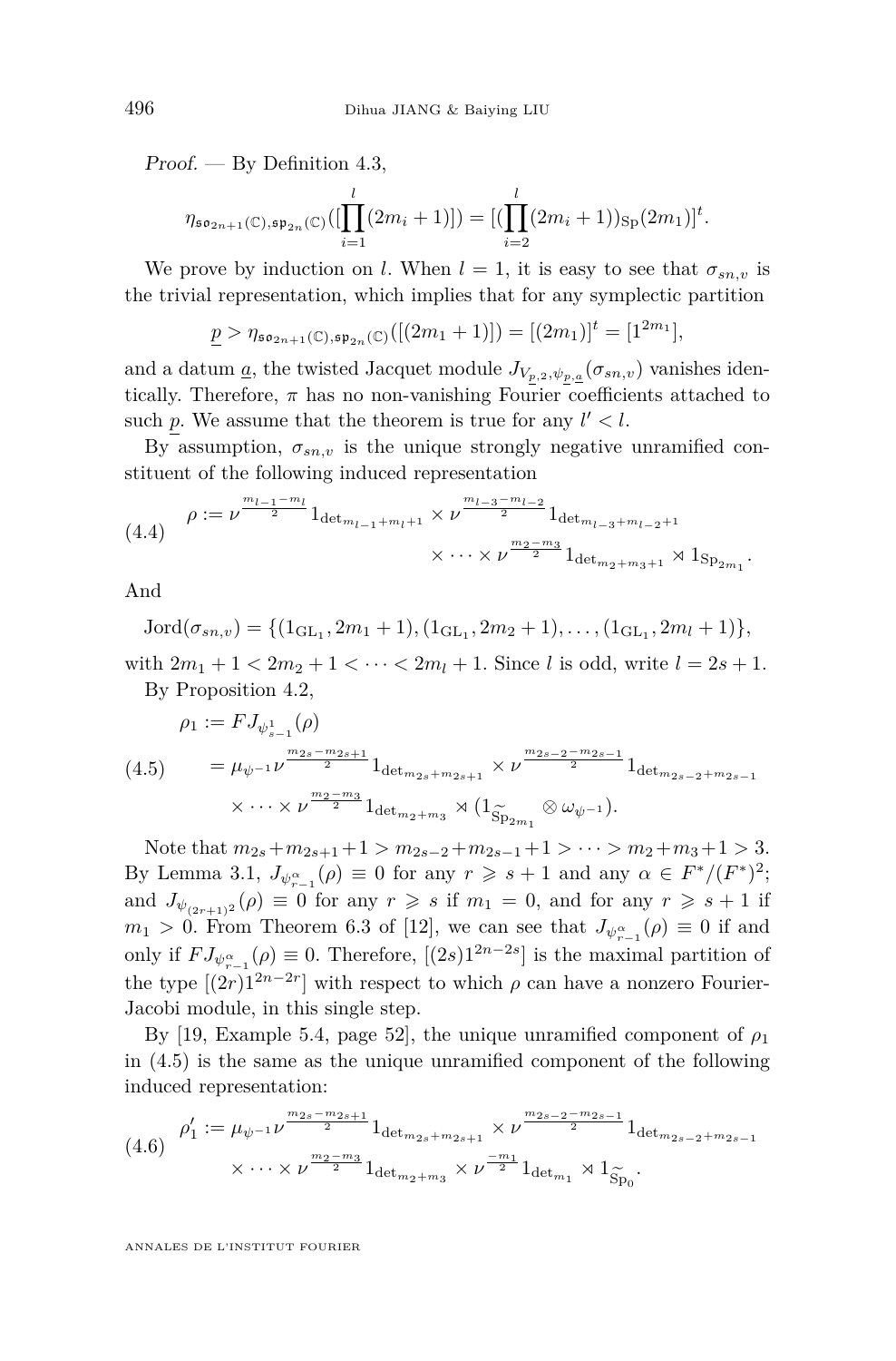*Proof.* — By Definition 4.3,

$$\eta_{\mathfrak{so}_{2n+1}(\mathbb{C}),\mathfrak{sp}_{2n}(\mathbb{C})}([\prod_{i=1}^{l}(2m_i+1)]) = [(\prod_{i=2}^{l}(2m_i+1))_{\mathrm{Sp}}(2m_1)]^t.$$

We prove by induction on $l$. When $l=1$, it is easy to see that $\sigma_{sn,v}$ is the trivial representation, which implies that for any symplectic partition

$$\underline{p} > \eta_{\mathfrak{so}_{2n+1}(\mathbb{C}),\mathfrak{sp}_{2n}(\mathbb{C})}([(2m_1+1)]) = [(2m_1)]^t = [1^{2m_1}],$$

and a datum $\underline{a}$, the twisted Jacquet module $J_{V_{\underline{p},2},\psi_{\underline{p},\underline{a}}}(\sigma_{sn,v})$ vanishes identically. Therefore, $\pi$ has no non-vanishing Fourier coefficients attached to such $\underline{p}$. We assume that the theorem is true for any $l' < l$.

By assumption, $\sigma_{sn,v}$ is the unique strongly negative unramified constituent of the following induced representation

$$\rho := \nu^{\frac{m_{l-1}-m_l}{2}} 1_{\det_{m_{l-1}+m_l+1}} \times \nu^{\frac{m_{l-3}-m_{l-2}}{2}} 1_{\det_{m_{l-3}+m_{l-2}+1}} \times \cdots \times \nu^{\frac{m_2-m_3}{2}} 1_{\det_{m_2+m_3+1}} \rtimes 1_{\mathrm{Sp}_{2m_1}}. \tag{4.4}$$

And

$$\mathrm{Jord}(\sigma_{sn,v}) = \{(1_{\mathrm{GL}_1}, 2m_1+1), (1_{\mathrm{GL}_1}, 2m_2+1), \ldots, (1_{\mathrm{GL}_1}, 2m_l+1)\},$$

with $2m_1+1 < 2m_2+1 < \cdots < 2m_l+1$. Since $l$ is odd, write $l = 2s+1$.

By Proposition 4.2,

$$\begin{aligned}\rho_1 &:= FJ_{\psi^1_{s-1}}(\rho) \\ &= \mu_{\psi^{-1}} \nu^{\frac{m_{2s}-m_{2s+1}}{2}} 1_{\det_{m_{2s}+m_{2s+1}}} \times \nu^{\frac{m_{2s-2}-m_{2s-1}}{2}} 1_{\det_{m_{2s-2}+m_{2s-1}}} \\ &\quad \times \cdots \times \nu^{\frac{m_2-m_3}{2}} 1_{\det_{m_2+m_3}} \rtimes (1_{\widetilde{\mathrm{Sp}}_{2m_1}} \otimes \omega_{\psi^{-1}}).\end{aligned} \tag{4.5}$$

Note that $m_{2s}+m_{2s+1}+1 > m_{2s-2}+m_{2s-1}+1 > \cdots > m_2+m_3+1 > 3$. By Lemma 3.1, $J_{\psi^\alpha_{r-1}}(\rho) \equiv 0$ for any $r \geqslant s+1$ and any $\alpha \in F^*/(F^*)^2$; and $J_{\psi_{(2r+1)^2}}(\rho) \equiv 0$ for any $r \geqslant s$ if $m_1 = 0$, and for any $r \geqslant s+1$ if $m_1 > 0$. From Theorem 6.3 of [12], we can see that $J_{\psi^\alpha_{r-1}}(\rho) \equiv 0$ if and only if $FJ_{\psi^\alpha_{r-1}}(\rho) \equiv 0$. Therefore, $[(2s)1^{2n-2s}]$ is the maximal partition of the type $[(2r)1^{2n-2r}]$ with respect to which $\rho$ can have a nonzero Fourier-Jacobi module, in this single step.

By [19, Example 5.4, page 52], the unique unramified component of $\rho_1$ in (4.5) is the same as the unique unramified component of the following induced representation:

$$\begin{aligned}\rho_1' &:= \mu_{\psi^{-1}} \nu^{\frac{m_{2s}-m_{2s+1}}{2}} 1_{\det_{m_{2s}+m_{2s+1}}} \times \nu^{\frac{m_{2s-2}-m_{2s-1}}{2}} 1_{\det_{m_{2s-2}+m_{2s-1}}} \\ &\quad \times \cdots \times \nu^{\frac{m_2-m_3}{2}} 1_{\det_{m_2+m_3}} \times \nu^{\frac{-m_1}{2}} 1_{\det_{m_1}} \rtimes 1_{\widetilde{\mathrm{Sp}}_0}.\end{aligned} \tag{4.6}$$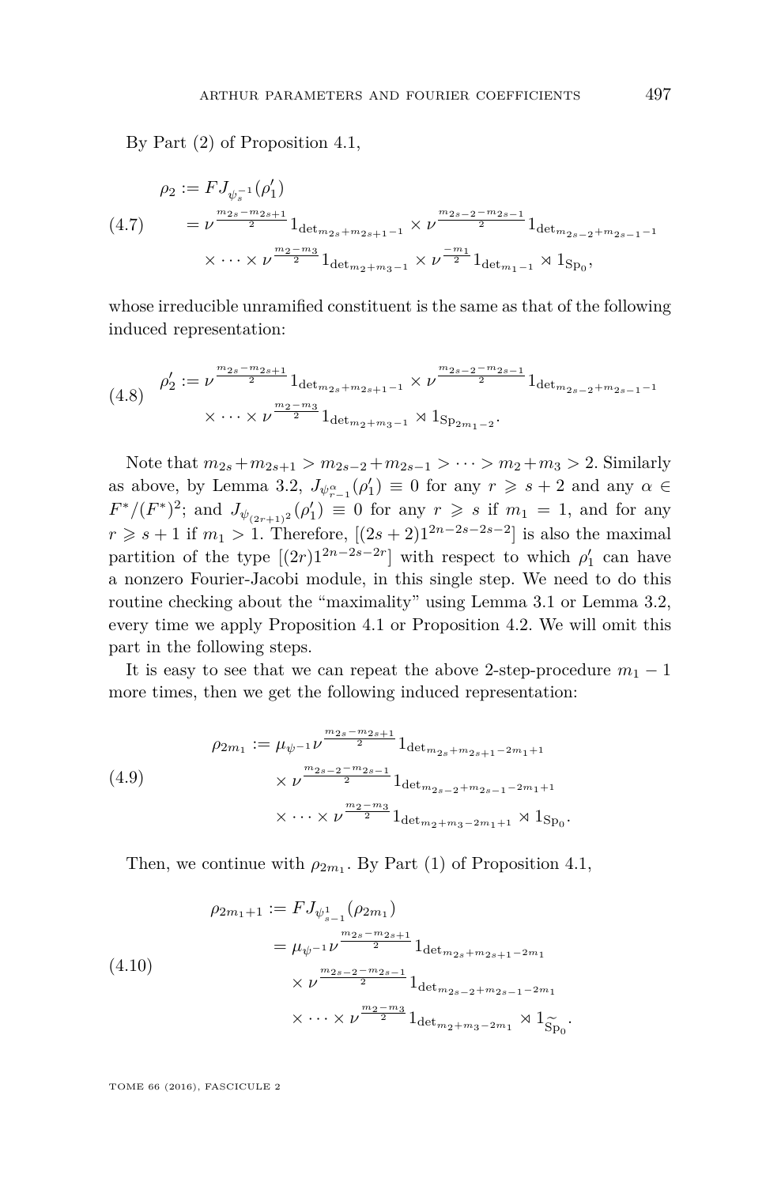By Part (2) of Proposition 4.1,

$$\begin{aligned}
\rho_2 &:= FJ_{\psi_s^{-1}}(\rho_1') \\
&= \nu^{\frac{m_{2s}-m_{2s+1}}{2}} 1_{\det_{m_{2s}+m_{2s+1}-1}} \times \nu^{\frac{m_{2s-2}-m_{2s-1}}{2}} 1_{\det_{m_{2s-2}+m_{2s-1}-1}} \\
&\quad \times \cdots \times \nu^{\frac{m_2-m_3}{2}} 1_{\det_{m_2+m_3-1}} \times \nu^{\frac{-m_1}{2}} 1_{\det_{m_1-1}} \rtimes 1_{\mathrm{Sp}_0},
\end{aligned} \tag{4.7}$$

whose irreducible unramified constituent is the same as that of the following induced representation:

$$\begin{aligned}
\rho_2' &:= \nu^{\frac{m_{2s}-m_{2s+1}}{2}} 1_{\det_{m_{2s}+m_{2s+1}-1}} \times \nu^{\frac{m_{2s-2}-m_{2s-1}}{2}} 1_{\det_{m_{2s-2}+m_{2s-1}-1}} \\
&\quad \times \cdots \times \nu^{\frac{m_2-m_3}{2}} 1_{\det_{m_2+m_3-1}} \rtimes 1_{\mathrm{Sp}_{2m_1-2}}.
\end{aligned} \tag{4.8}$$

Note that $m_{2s}+m_{2s+1} > m_{2s-2}+m_{2s-1} > \cdots > m_2+m_3 > 2$. Similarly as above, by Lemma 3.2, $J_{\psi^{\alpha}_{r-1}}(\rho_1') \equiv 0$ for any $r \geqslant s+2$ and any $\alpha \in F^*/(F^*)^2$; and $J_{\psi_{(2r+1)^2}}(\rho_1') \equiv 0$ for any $r \geqslant s$ if $m_1 = 1$, and for any $r \geqslant s+1$ if $m_1 > 1$. Therefore, $[(2s+2)1^{2n-2s-2s-2}]$ is also the maximal partition of the type $[(2r)1^{2n-2s-2r}]$ with respect to which $\rho_1'$ can have a nonzero Fourier-Jacobi module, in this single step. We need to do this routine checking about the "maximality" using Lemma 3.1 or Lemma 3.2, every time we apply Proposition 4.1 or Proposition 4.2. We will omit this part in the following steps.

It is easy to see that we can repeat the above 2-step-procedure $m_1 - 1$ more times, then we get the following induced representation:

$$\begin{aligned}
\rho_{2m_1} &:= \mu_{\psi^{-1}} \nu^{\frac{m_{2s}-m_{2s+1}}{2}} 1_{\det_{m_{2s}+m_{2s+1}-2m_1+1}} \\
&\quad \times \nu^{\frac{m_{2s-2}-m_{2s-1}}{2}} 1_{\det_{m_{2s-2}+m_{2s-1}-2m_1+1}} \\
&\quad \times \cdots \times \nu^{\frac{m_2-m_3}{2}} 1_{\det_{m_2+m_3-2m_1+1}} \rtimes 1_{\mathrm{Sp}_0}.
\end{aligned} \tag{4.9}$$

Then, we continue with $\rho_{2m_1}$. By Part (1) of Proposition 4.1,

$$\begin{aligned}
\rho_{2m_1+1} &:= FJ_{\psi^1_{s-1}}(\rho_{2m_1}) \\
&= \mu_{\psi^{-1}} \nu^{\frac{m_{2s}-m_{2s+1}}{2}} 1_{\det_{m_{2s}+m_{2s+1}-2m_1}} \\
&\quad \times \nu^{\frac{m_{2s-2}-m_{2s-1}}{2}} 1_{\det_{m_{2s-2}+m_{2s-1}-2m_1}} \\
&\quad \times \cdots \times \nu^{\frac{m_2-m_3}{2}} 1_{\det_{m_2+m_3-2m_1}} \rtimes 1_{\widetilde{\mathrm{Sp}}_0}.
\end{aligned} \tag{4.10}$$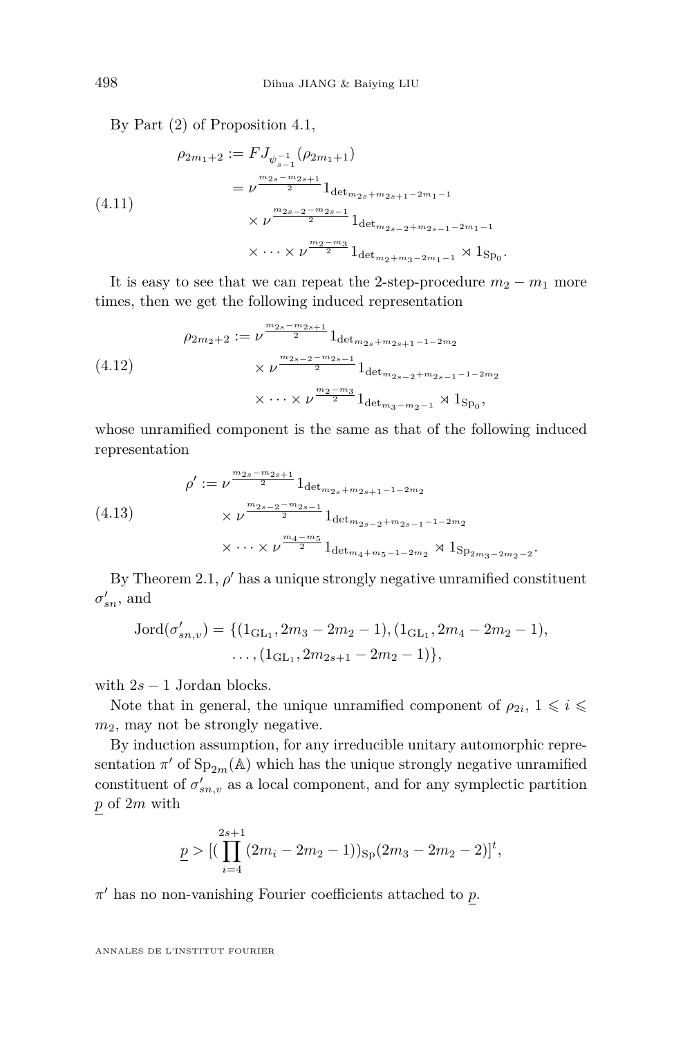By Part (2) of Proposition 4.1,

$$
\begin{aligned}
\rho_{2m_1+2} &:= FJ_{\psi_{s-1}^{-1}}(\rho_{2m_1+1}) \\
&= \nu^{\frac{m_{2s}-m_{2s+1}}{2}} 1_{\det_{m_{2s}+m_{2s+1}-2m_1-1}} \\
&\quad \times \nu^{\frac{m_{2s-2}-m_{2s-1}}{2}} 1_{\det_{m_{2s-2}+m_{2s-1}-2m_1-1}} \\
&\quad \times \cdots \times \nu^{\frac{m_2-m_3}{2}} 1_{\det_{m_2+m_3-2m_1-1}} \rtimes 1_{\mathrm{Sp}_0}.
\end{aligned} \tag{4.11}
$$

It is easy to see that we can repeat the 2-step-procedure $m_2 - m_1$ more times, then we get the following induced representation

$$
\begin{aligned}
\rho_{2m_2+2} := &\ \nu^{\frac{m_{2s}-m_{2s+1}}{2}} 1_{\det_{m_{2s}+m_{2s+1}-1-2m_2}} \\
&\times \nu^{\frac{m_{2s-2}-m_{2s-1}}{2}} 1_{\det_{m_{2s-2}+m_{2s-1}-1-2m_2}} \\
&\times \cdots \times \nu^{\frac{m_2-m_3}{2}} 1_{\det_{m_3-m_2-1}} \rtimes 1_{\mathrm{Sp}_0},
\end{aligned} \tag{4.12}
$$

whose unramified component is the same as that of the following induced representation

$$
\begin{aligned}
\rho' := &\ \nu^{\frac{m_{2s}-m_{2s+1}}{2}} 1_{\det_{m_{2s}+m_{2s+1}-1-2m_2}} \\
&\times \nu^{\frac{m_{2s-2}-m_{2s-1}}{2}} 1_{\det_{m_{2s-2}+m_{2s-1}-1-2m_2}} \\
&\times \cdots \times \nu^{\frac{m_4-m_5}{2}} 1_{\det_{m_4+m_5-1-2m_2}} \rtimes 1_{\mathrm{Sp}_{2m_3-2m_2-2}}.
\end{aligned} \tag{4.13}
$$

By Theorem 2.1, $\rho'$ has a unique strongly negative unramified constituent $\sigma'_{sn}$, and

$$
\begin{aligned}
\mathrm{Jord}(\sigma'_{sn,v}) = \{&(1_{\mathrm{GL}_1}, 2m_3 - 2m_2 - 1), (1_{\mathrm{GL}_1}, 2m_4 - 2m_2 - 1), \\
&\ldots, (1_{\mathrm{GL}_1}, 2m_{2s+1} - 2m_2 - 1)\},
\end{aligned}
$$

with $2s - 1$ Jordan blocks.

Note that in general, the unique unramified component of $\rho_{2i}$, $1 \leqslant i \leqslant m_2$, may not be strongly negative.

By induction assumption, for any irreducible unitary automorphic representation $\pi'$ of $\mathrm{Sp}_{2m}(\mathbb{A})$ which has the unique strongly negative unramified constituent of $\sigma'_{sn,v}$ as a local component, and for any symplectic partition $\underline{p}$ of $2m$ with

$$
\underline{p} > [(\prod_{i=4}^{2s+1} (2m_i - 2m_2 - 1))_{\mathrm{Sp}} (2m_3 - 2m_2 - 2)]^t,
$$

$\pi'$ has no non-vanishing Fourier coefficients attached to $\underline{p}$.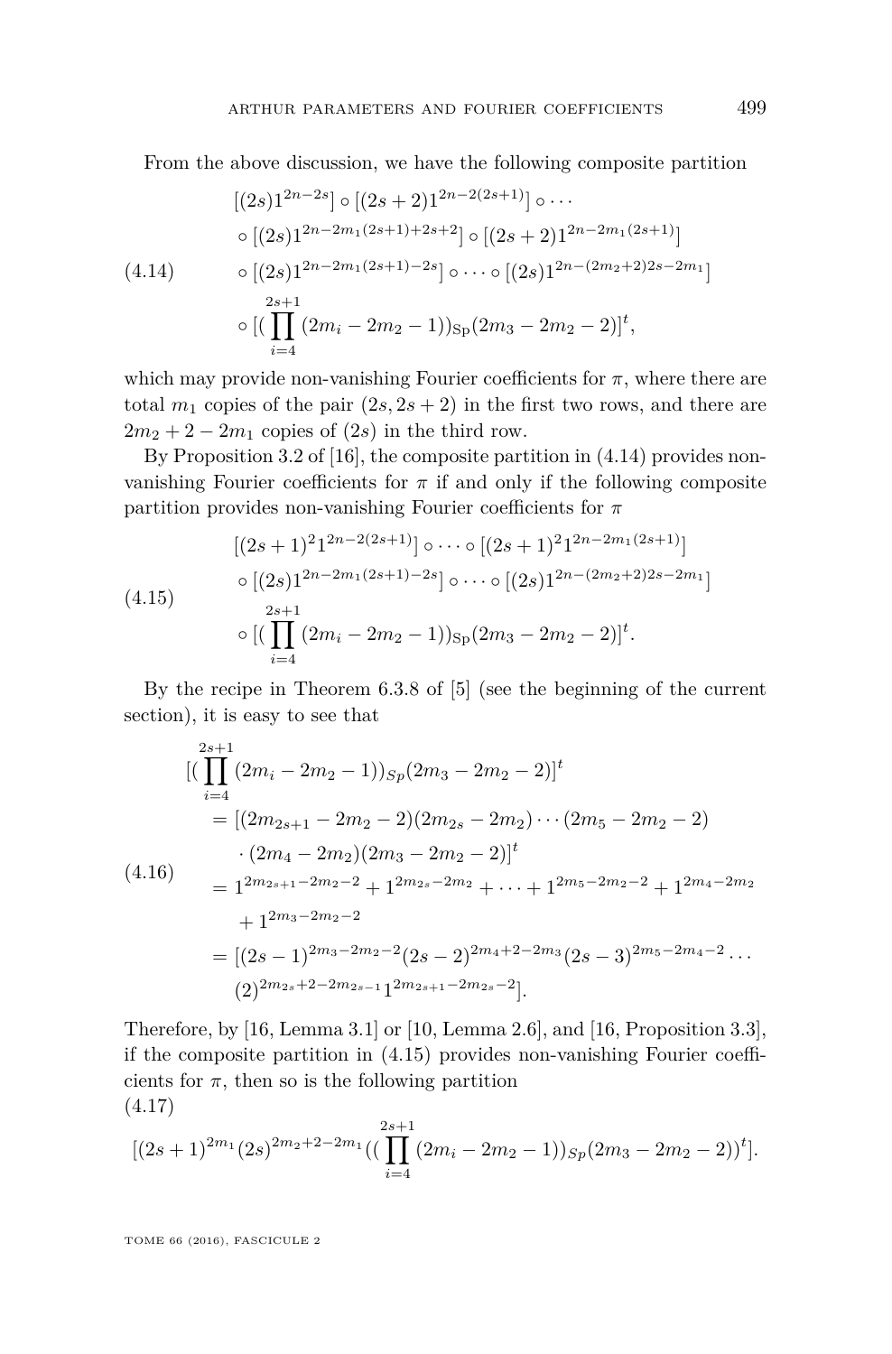From the above discussion, we have the following composite partition

$$
\begin{aligned}
&[(2s)1^{2n-2s}] \circ [(2s+2)1^{2n-2(2s+1)}] \circ \cdots \\
&\circ [(2s)1^{2n-2m_1(2s+1)+2s+2}] \circ [(2s+2)1^{2n-2m_1(2s+1)}] \\
&\circ [(2s)1^{2n-2m_1(2s+1)-2s}] \circ \cdots \circ [(2s)1^{2n-(2m_2+2)2s-2m_1}] \\
&\circ [(\prod_{i=4}^{2s+1}(2m_i - 2m_2 - 1))_{\mathrm{Sp}}(2m_3 - 2m_2 - 2)]^t,
\end{aligned}
\tag{4.14}
$$

which may provide non-vanishing Fourier coefficients for $\pi$, where there are total $m_1$ copies of the pair $(2s, 2s+2)$ in the first two rows, and there are $2m_2 + 2 - 2m_1$ copies of $(2s)$ in the third row.

By Proposition 3.2 of [16], the composite partition in (4.14) provides non-vanishing Fourier coefficients for $\pi$ if and only if the following composite partition provides non-vanishing Fourier coefficients for $\pi$

$$
\begin{aligned}
&[(2s+1)^2 1^{2n-2(2s+1)}] \circ \cdots \circ [(2s+1)^2 1^{2n-2m_1(2s+1)}] \\
&\circ [(2s)1^{2n-2m_1(2s+1)-2s}] \circ \cdots \circ [(2s)1^{2n-(2m_2+2)2s-2m_1}] \\
&\circ [(\prod_{i=4}^{2s+1}(2m_i - 2m_2 - 1))_{\mathrm{Sp}}(2m_3 - 2m_2 - 2)]^t.
\end{aligned}
\tag{4.15}
$$

By the recipe in Theorem 6.3.8 of [5] (see the beginning of the current section), it is easy to see that

$$
\begin{aligned}
&[(\prod_{i=4}^{2s+1}(2m_i - 2m_2 - 1))_{Sp}(2m_3 - 2m_2 - 2)]^t \\
&\quad = [(2m_{2s+1} - 2m_2 - 2)(2m_{2s} - 2m_2)\cdots(2m_5 - 2m_2 - 2) \\
&\qquad \cdot (2m_4 - 2m_2)(2m_3 - 2m_2 - 2)]^t \\
&\quad = 1^{2m_{2s+1}-2m_2-2} + 1^{2m_{2s}-2m_2} + \cdots + 1^{2m_5-2m_2-2} + 1^{2m_4-2m_2} \\
&\qquad + 1^{2m_3-2m_2-2} \\
&\quad = [(2s-1)^{2m_3-2m_2-2}(2s-2)^{2m_4+2-2m_3}(2s-3)^{2m_5-2m_4-2}\cdots \\
&\qquad (2)^{2m_{2s}+2-2m_{2s-1}}1^{2m_{2s+1}-2m_{2s}-2}].
\end{aligned}
\tag{4.16}
$$

Therefore, by [16, Lemma 3.1] or [10, Lemma 2.6], and [16, Proposition 3.3], if the composite partition in (4.15) provides non-vanishing Fourier coefficients for $\pi$, then so is the following partition

$$
[(2s+1)^{2m_1}(2s)^{2m_2+2-2m_1}((\prod_{i=4}^{2s+1}(2m_i - 2m_2 - 1))_{Sp}(2m_3 - 2m_2 - 2))^t].
\tag{4.17}
$$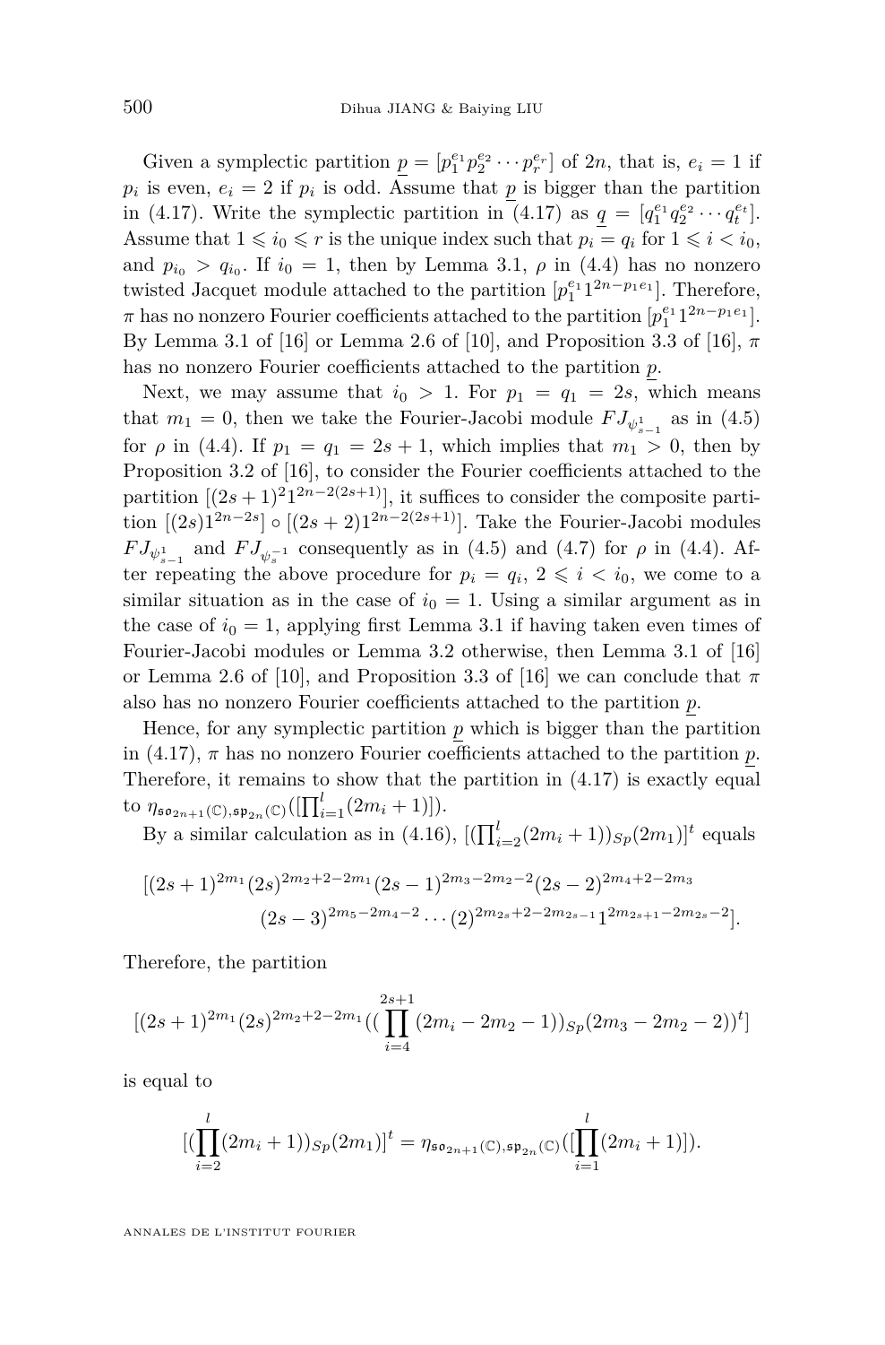Given a symplectic partition $\underline{p} = [p_1^{e_1} p_2^{e_2} \cdots p_r^{e_r}]$ of $2n$, that is, $e_i = 1$ if $p_i$ is even, $e_i = 2$ if $p_i$ is odd. Assume that $\underline{p}$ is bigger than the partition in (4.17). Write the symplectic partition in (4.17) as $\underline{q} = [q_1^{e_1} q_2^{e_2} \cdots q_t^{e_t}]$. Assume that $1 \leqslant i_0 \leqslant r$ is the unique index such that $p_i = q_i$ for $1 \leqslant i < i_0$, and $p_{i_0} > q_{i_0}$. If $i_0 = 1$, then by Lemma 3.1, $\rho$ in (4.4) has no nonzero twisted Jacquet module attached to the partition $[p_1^{e_1} 1^{2n-p_1 e_1}]$. Therefore, $\pi$ has no nonzero Fourier coefficients attached to the partition $[p_1^{e_1} 1^{2n-p_1 e_1}]$. By Lemma 3.1 of [16] or Lemma 2.6 of [10], and Proposition 3.3 of [16], $\pi$ has no nonzero Fourier coefficients attached to the partition $\underline{p}$.

Next, we may assume that $i_0 > 1$. For $p_1 = q_1 = 2s$, which means that $m_1 = 0$, then we take the Fourier-Jacobi module $FJ_{\psi^1_{s-1}}$ as in (4.5) for $\rho$ in (4.4). If $p_1 = q_1 = 2s+1$, which implies that $m_1 > 0$, then by Proposition 3.2 of [16], to consider the Fourier coefficients attached to the partition $[(2s+1)^2 1^{2n-2(2s+1)}]$, it suffices to consider the composite partition $[(2s)1^{2n-2s}] \circ [(2s+2)1^{2n-2(2s+1)}]$. Take the Fourier-Jacobi modules $FJ_{\psi^1_{s-1}}$ and $FJ_{\psi^{-1}_s}$ consequently as in (4.5) and (4.7) for $\rho$ in (4.4). After repeating the above procedure for $p_i = q_i$, $2 \leqslant i < i_0$, we come to a similar situation as in the case of $i_0 = 1$. Using a similar argument as in the case of $i_0 = 1$, applying first Lemma 3.1 if having taken even times of Fourier-Jacobi modules or Lemma 3.2 otherwise, then Lemma 3.1 of [16] or Lemma 2.6 of [10], and Proposition 3.3 of [16] we can conclude that $\pi$ also has no nonzero Fourier coefficients attached to the partition $\underline{p}$.

Hence, for any symplectic partition $\underline{p}$ which is bigger than the partition in (4.17), $\pi$ has no nonzero Fourier coefficients attached to the partition $\underline{p}$. Therefore, it remains to show that the partition in (4.17) is exactly equal to $\eta_{\mathfrak{so}_{2n+1}(\mathbb{C}),\mathfrak{sp}_{2n}(\mathbb{C})}([\prod_{i=1}^{l}(2m_i+1)])$.

By a similar calculation as in (4.16), $[(\prod_{i=2}^{l}(2m_i+1))_{Sp}(2m_1)]^t$ equals

$$[(2s+1)^{2m_1}(2s)^{2m_2+2-2m_1}(2s-1)^{2m_3-2m_2-2}(2s-2)^{2m_4+2-2m_3}$$
$$(2s-3)^{2m_5-2m_4-2}\cdots(2)^{2m_{2s}+2-2m_{2s-1}}1^{2m_{2s+1}-2m_{2s}-2}].$$

Therefore, the partition

$$[(2s+1)^{2m_1}(2s)^{2m_2+2-2m_1}((\prod_{i=4}^{2s+1}(2m_i-2m_2-1))_{Sp}(2m_3-2m_2-2))^t]$$

is equal to

$$[(\prod_{i=2}^{l}(2m_i+1))_{Sp}(2m_1)]^t = \eta_{\mathfrak{so}_{2n+1}(\mathbb{C}),\mathfrak{sp}_{2n}(\mathbb{C})}([\prod_{i=1}^{l}(2m_i+1)]).$$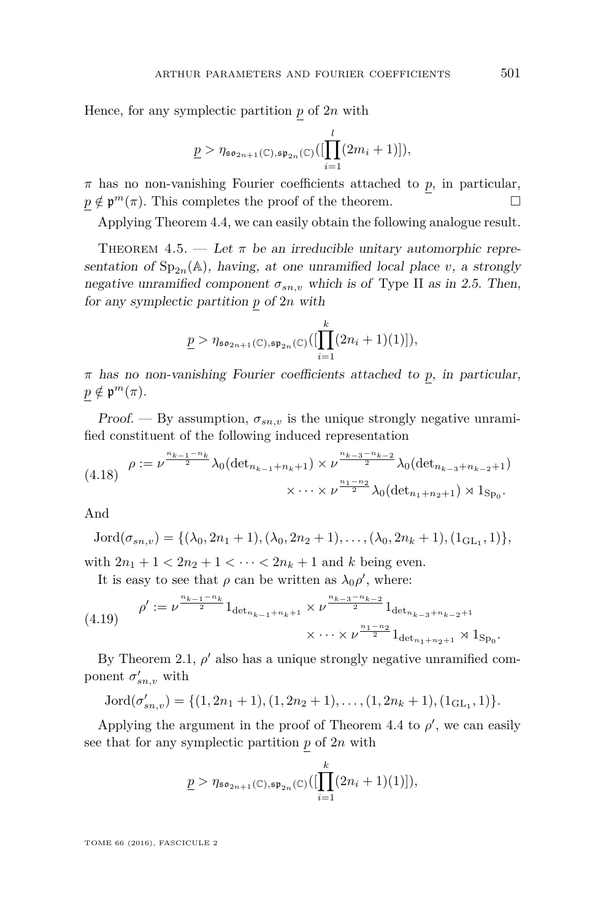Hence, for any symplectic partition $\underline{p}$ of $2n$ with

$$\underline{p} > \eta_{\mathfrak{so}_{2n+1}(\mathbb{C}),\mathfrak{sp}_{2n}(\mathbb{C})}([\prod_{i=1}^{l}(2m_i+1)]),$$

$\pi$ has no non-vanishing Fourier coefficients attached to $\underline{p}$, in particular, $\underline{p} \notin \mathfrak{p}^m(\pi)$. This completes the proof of the theorem. □

Applying Theorem 4.4, we can easily obtain the following analogue result.

Theorem 4.5. — *Let $\pi$ be an irreducible unitary automorphic representation of $\mathrm{Sp}_{2n}(\mathbb{A})$, having, at one unramified local place $v$, a strongly negative unramified component $\sigma_{sn,v}$ which is of* Type II *as in 2.5. Then, for any symplectic partition $\underline{p}$ of $2n$ with*

$$\underline{p} > \eta_{\mathfrak{so}_{2n+1}(\mathbb{C}),\mathfrak{sp}_{2n}(\mathbb{C})}([\prod_{i=1}^{k}(2n_i+1)(1)]),$$

*$\pi$ has no non-vanishing Fourier coefficients attached to $\underline{p}$, in particular, $\underline{p} \notin \mathfrak{p}^m(\pi)$.*

*Proof.* — By assumption, $\sigma_{sn,v}$ is the unique strongly negative unramified constituent of the following induced representation

$$\begin{aligned}\rho := \nu^{\frac{n_{k-1}-n_k}{2}}\lambda_0(\det{}_{n_{k-1}+n_k+1}) \times \nu^{\frac{n_{k-3}-n_{k-2}}{2}}\lambda_0(\det{}_{n_{k-3}+n_{k-2}+1}) \\ \times \cdots \times \nu^{\frac{n_1-n_2}{2}}\lambda_0(\det{}_{n_1+n_2+1}) \rtimes 1_{\mathrm{Sp}_0}.\end{aligned} \tag{4.18}$$

And

$$\mathrm{Jord}(\sigma_{sn,v}) = \{(\lambda_0, 2n_1+1), (\lambda_0, 2n_2+1), \ldots, (\lambda_0, 2n_k+1), (1_{\mathrm{GL}_1}, 1)\},$$

with $2n_1+1 < 2n_2+1 < \cdots < 2n_k+1$ and $k$ being even.

It is easy to see that $\rho$ can be written as $\lambda_0\rho'$, where:

$$\begin{aligned}\rho' := \nu^{\frac{n_{k-1}-n_k}{2}}1_{\det_{n_{k-1}+n_k+1}} \times \nu^{\frac{n_{k-3}-n_{k-2}}{2}}1_{\det_{n_{k-3}+n_{k-2}+1}} \\ \times \cdots \nu^{\frac{n_1-n_2}{2}}1_{\det_{n_1+n_2+1}} \rtimes 1_{\mathrm{Sp}_0}.\end{aligned} \tag{4.19}$$

By Theorem 2.1, $\rho'$ also has a unique strongly negative unramified component $\sigma'_{sn,v}$ with

$$\mathrm{Jord}(\sigma'_{sn,v}) = \{(1, 2n_1+1), (1, 2n_2+1), \ldots, (1, 2n_k+1), (1_{\mathrm{GL}_1}, 1)\}.$$

Applying the argument in the proof of Theorem 4.4 to $\rho'$, we can easily see that for any symplectic partition $\underline{p}$ of $2n$ with

$$\underline{p} > \eta_{\mathfrak{so}_{2n+1}(\mathbb{C}),\mathfrak{sp}_{2n}(\mathbb{C})}([\prod_{i=1}^{k}(2n_i+1)(1)]),$$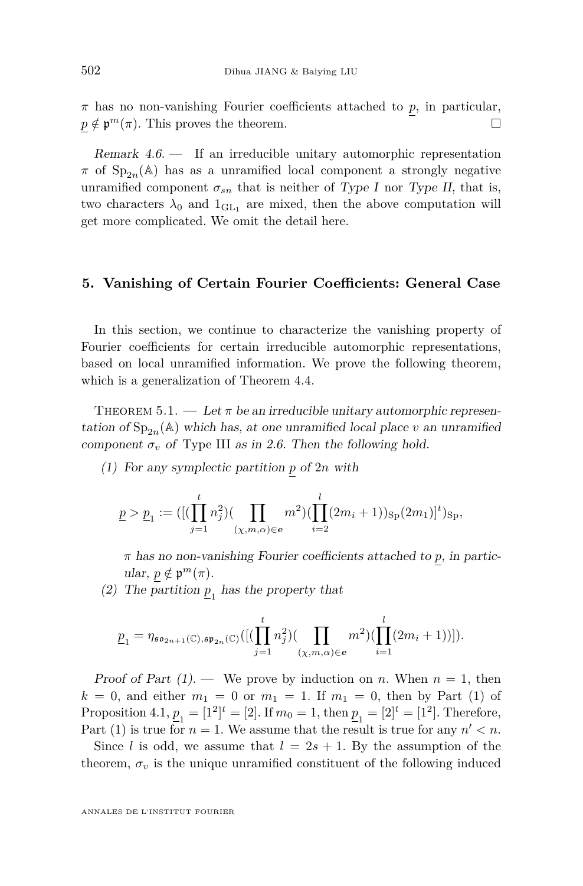$\pi$ has no non-vanishing Fourier coefficients attached to $\underline{p}$, in particular, $\underline{p} \notin \mathfrak{p}^m(\pi)$. This proves the theorem. $\square$

*Remark 4.6.* — If an irreducible unitary automorphic representation $\pi$ of $\mathrm{Sp}_{2n}(\mathbb{A})$ has as a unramified local component a strongly negative unramified component $\sigma_{sn}$ that is neither of *Type I* nor *Type II*, that is, two characters $\lambda_0$ and $1_{\mathrm{GL}_1}$ are mixed, then the above computation will get more complicated. We omit the detail here.

## 5. Vanishing of Certain Fourier Coefficients: General Case

In this section, we continue to characterize the vanishing property of Fourier coefficients for certain irreducible automorphic representations, based on local unramified information. We prove the following theorem, which is a generalization of Theorem 4.4.

Theorem 5.1. — *Let $\pi$ be an irreducible unitary automorphic representation of $\mathrm{Sp}_{2n}(\mathbb{A})$ which has, at one unramified local place $v$ an unramified component $\sigma_v$ of* Type III *as in 2.6. Then the following hold.*

*(1) For any symplectic partition $\underline{p}$ of $2n$ with*

$$\underline{p} > \underline{p}_1 := ([(\prod_{j=1}^{t} n_j^2)(\prod_{(\chi,m,\alpha)\in \boldsymbol{e}} m^2)(\prod_{i=2}^{l}(2m_i+1))_{\mathrm{Sp}}(2m_1)]^t)_{\mathrm{Sp}},$$

*$\pi$ has no non-vanishing Fourier coefficients attached to $\underline{p}$, in particular, $\underline{p} \notin \mathfrak{p}^m(\pi)$.*

*(2) The partition $\underline{p}_1$ has the property that*

$$\underline{p}_1 = \eta_{\mathfrak{so}_{2n+1}(\mathbb{C}),\mathfrak{sp}_{2n}(\mathbb{C})}([(\prod_{j=1}^{t} n_j^2)(\prod_{(\chi,m,\alpha)\in \boldsymbol{e}} m^2)(\prod_{i=1}^{l}(2m_i+1))]).$$

*Proof of Part (1).* — We prove by induction on $n$. When $n = 1$, then $k = 0$, and either $m_1 = 0$ or $m_1 = 1$. If $m_1 = 0$, then by Part (1) of Proposition 4.1, $\underline{p}_1 = [1^2]^t = [2]$. If $m_0 = 1$, then $\underline{p}_1 = [2]^t = [1^2]$. Therefore, Part (1) is true for $n = 1$. We assume that the result is true for any $n' < n$.

Since $l$ is odd, we assume that $l = 2s + 1$. By the assumption of the theorem, $\sigma_v$ is the unique unramified constituent of the following induced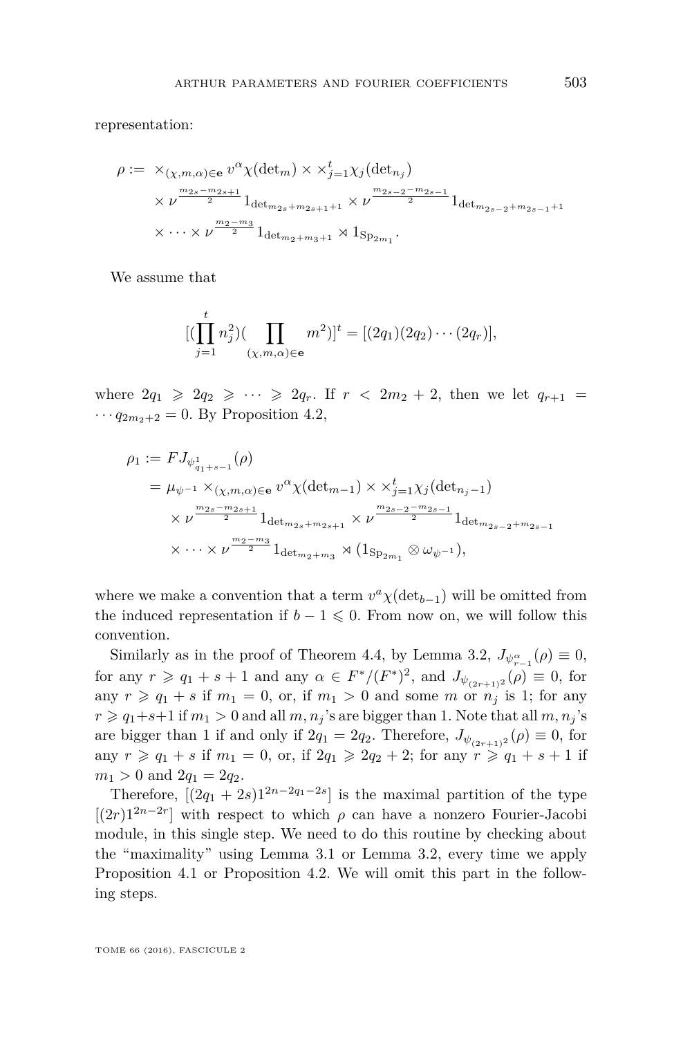representation:

$$\begin{aligned}
\rho := \ & \times_{(\chi,m,\alpha)\in \mathbf{e}} v^{\alpha}\chi(\det_m) \times \times_{j=1}^{t} \chi_j(\det_{n_j}) \\
& \times \nu^{\frac{m_{2s}-m_{2s+1}}{2}} 1_{\det_{m_{2s}+m_{2s+1}+1}} \times \nu^{\frac{m_{2s-2}-m_{2s-1}}{2}} 1_{\det_{m_{2s-2}+m_{2s-1}+1}} \\
& \times \cdots \times \nu^{\frac{m_2-m_3}{2}} 1_{\det_{m_2+m_3+1}} \rtimes 1_{\mathrm{Sp}_{2m_1}}.
\end{aligned}$$

We assume that

$$[(\prod_{j=1}^{t} n_j^2)(\prod_{(\chi,m,\alpha)\in \mathbf{e}} m^2)]^t = [(2q_1)(2q_2)\cdots(2q_r)],$$

where $2q_1 \geqslant 2q_2 \geqslant \cdots \geqslant 2q_r$. If $r < 2m_2+2$, then we let $q_{r+1} = \cdots q_{2m_2+2} = 0$. By Proposition 4.2,

$$\begin{aligned}
\rho_1 := \ & FJ_{\psi^1_{q_1+s-1}}(\rho) \\
= \ & \mu_{\psi^{-1}} \times_{(\chi,m,\alpha)\in \mathbf{e}} v^{\alpha}\chi(\det_{m-1}) \times \times_{j=1}^{t} \chi_j(\det_{n_j-1}) \\
& \times \nu^{\frac{m_{2s}-m_{2s+1}}{2}} 1_{\det_{m_{2s}+m_{2s+1}}} \times \nu^{\frac{m_{2s-2}-m_{2s-1}}{2}} 1_{\det_{m_{2s-2}+m_{2s-1}}} \\
& \times \cdots \times \nu^{\frac{m_2-m_3}{2}} 1_{\det_{m_2+m_3}} \rtimes (1_{\mathrm{Sp}_{2m_1}} \otimes \omega_{\psi^{-1}}),
\end{aligned}$$

where we make a convention that a term $v^a\chi(\det_{b-1})$ will be omitted from the induced representation if $b-1 \leqslant 0$. From now on, we will follow this convention.

Similarly as in the proof of Theorem 4.4, by Lemma 3.2, $J_{\psi^{\alpha}_{r-1}}(\rho) \equiv 0$, for any $r \geqslant q_1+s+1$ and any $\alpha \in F^*/(F^*)^2$, and $J_{\psi_{(2r+1)^2}}(\rho) \equiv 0$, for any $r \geqslant q_1+s$ if $m_1 = 0$, or, if $m_1 > 0$ and some $m$ or $n_j$ is 1; for any $r \geqslant q_1+s+1$ if $m_1 > 0$ and all $m, n_j$'s are bigger than 1. Note that all $m, n_j$'s are bigger than 1 if and only if $2q_1 = 2q_2$. Therefore, $J_{\psi_{(2r+1)^2}}(\rho) \equiv 0$, for any $r \geqslant q_1+s$ if $m_1 = 0$, or, if $2q_1 \geqslant 2q_2+2$; for any $r \geqslant q_1+s+1$ if $m_1 > 0$ and $2q_1 = 2q_2$.

Therefore, $[(2q_1+2s)1^{2n-2q_1-2s}]$ is the maximal partition of the type $[(2r)1^{2n-2r}]$ with respect to which $\rho$ can have a nonzero Fourier-Jacobi module, in this single step. We need to do this routine by checking about the "maximality" using Lemma 3.1 or Lemma 3.2, every time we apply Proposition 4.1 or Proposition 4.2. We will omit this part in the following steps.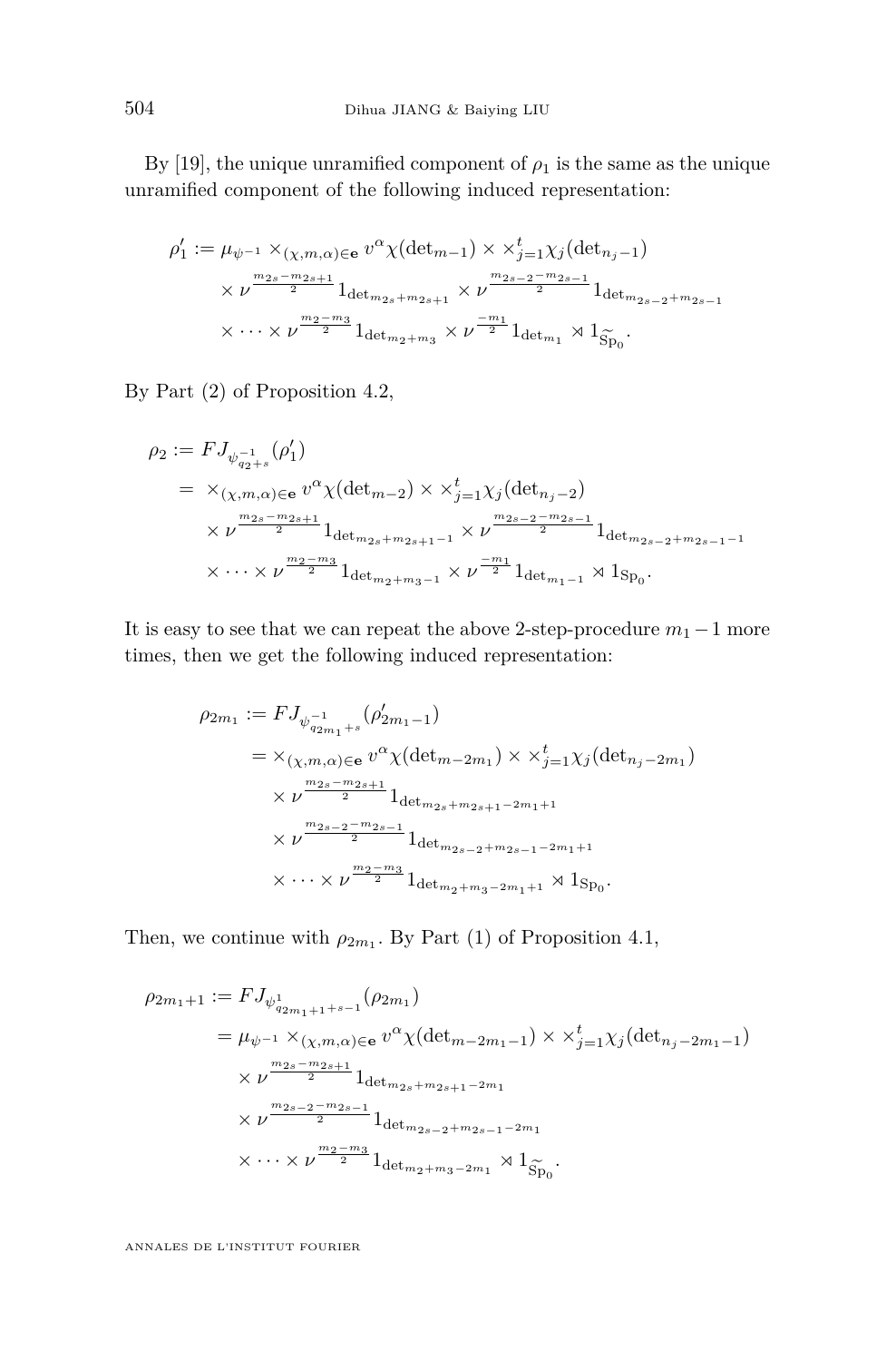By [19], the unique unramified component of $\rho_1$ is the same as the unique unramified component of the following induced representation:

$$
\begin{aligned}
\rho_1' := \mu_{\psi^{-1}} \times_{(\chi,m,\alpha)\in\mathbf{e}} v^{\alpha}\chi(\det_{m-1}) \times \times_{j=1}^{t}\chi_j(\det_{n_j-1}) \\
\times \nu^{\frac{m_{2s}-m_{2s+1}}{2}} 1_{\det_{m_{2s}+m_{2s+1}}} \times \nu^{\frac{m_{2s-2}-m_{2s-1}}{2}} 1_{\det_{m_{2s-2}+m_{2s-1}}} \\
\times \cdots \times \nu^{\frac{m_2-m_3}{2}} 1_{\det_{m_2+m_3}} \times \nu^{\frac{-m_1}{2}} 1_{\det_{m_1}} \rtimes 1_{\widetilde{\mathrm{Sp}}_0}.
\end{aligned}
$$

By Part (2) of Proposition 4.2,

$$
\begin{aligned}
\rho_2 &:= FJ_{\psi^{-1}_{q_{2+s}}}(\rho_1') \\
&= \times_{(\chi,m,\alpha)\in\mathbf{e}} v^{\alpha}\chi(\det_{m-2}) \times \times_{j=1}^{t}\chi_j(\det_{n_j-2}) \\
&\quad \times \nu^{\frac{m_{2s}-m_{2s+1}}{2}} 1_{\det_{m_{2s}+m_{2s+1}-1}} \times \nu^{\frac{m_{2s-2}-m_{2s-1}}{2}} 1_{\det_{m_{2s-2}+m_{2s-1}-1}} \\
&\quad \times \cdots \times \nu^{\frac{m_2-m_3}{2}} 1_{\det_{m_2+m_3-1}} \times \nu^{\frac{-m_1}{2}} 1_{\det_{m_1-1}} \rtimes 1_{\mathrm{Sp}_0}.
\end{aligned}
$$

It is easy to see that we can repeat the above 2-step-procedure $m_1 - 1$ more times, then we get the following induced representation:

$$
\begin{aligned}
\rho_{2m_1} &:= FJ_{\psi^{-1}_{q_{2m_1+s}}}(\rho_{2m_1-1}') \\
&= \times_{(\chi,m,\alpha)\in\mathbf{e}} v^{\alpha}\chi(\det_{m-2m_1}) \times \times_{j=1}^{t}\chi_j(\det_{n_j-2m_1}) \\
&\quad \times \nu^{\frac{m_{2s}-m_{2s+1}}{2}} 1_{\det_{m_{2s}+m_{2s+1}-2m_1+1}} \\
&\quad \times \nu^{\frac{m_{2s-2}-m_{2s-1}}{2}} 1_{\det_{m_{2s-2}+m_{2s-1}-2m_1+1}} \\
&\quad \times \cdots \times \nu^{\frac{m_2-m_3}{2}} 1_{\det_{m_2+m_3-2m_1+1}} \rtimes 1_{\mathrm{Sp}_0}.
\end{aligned}
$$

Then, we continue with $\rho_{2m_1}$. By Part (1) of Proposition 4.1,

$$
\begin{aligned}
\rho_{2m_1+1} &:= FJ_{\psi^1_{q_{2m_1+1+s-1}}}(\rho_{2m_1}) \\
&= \mu_{\psi^{-1}} \times_{(\chi,m,\alpha)\in\mathbf{e}} v^{\alpha}\chi(\det_{m-2m_1-1}) \times \times_{j=1}^{t}\chi_j(\det_{n_j-2m_1-1}) \\
&\quad \times \nu^{\frac{m_{2s}-m_{2s+1}}{2}} 1_{\det_{m_{2s}+m_{2s+1}-2m_1}} \\
&\quad \times \nu^{\frac{m_{2s-2}-m_{2s-1}}{2}} 1_{\det_{m_{2s-2}+m_{2s-1}-2m_1}} \\
&\quad \times \cdots \times \nu^{\frac{m_2-m_3}{2}} 1_{\det_{m_2+m_3-2m_1}} \rtimes 1_{\widetilde{\mathrm{Sp}}_0}.
\end{aligned}
$$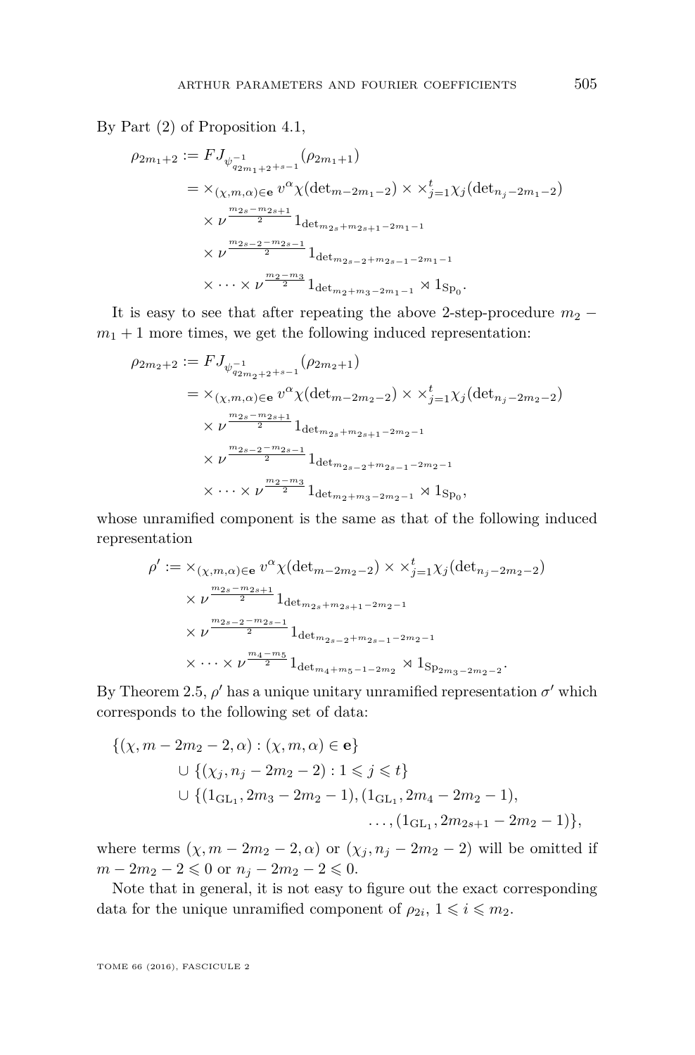By Part (2) of Proposition 4.1,

$$\begin{aligned}
\rho_{2m_1+2} &:= FJ_{\psi^{-1}_{q_{2m_1+2+s-1}}}(\rho_{2m_1+1}) \\
&= \times_{(\chi,m,\alpha)\in \mathbf{e}} v^{\alpha}\chi(\det_{m-2m_1-2}) \times \times_{j=1}^{t} \chi_j(\det_{n_j-2m_1-2}) \\
&\quad \times \nu^{\frac{m_{2s}-m_{2s+1}}{2}} 1_{\det_{m_{2s}+m_{2s+1}-2m_1-1}} \\
&\quad \times \nu^{\frac{m_{2s-2}-m_{2s-1}}{2}} 1_{\det_{m_{2s-2}+m_{2s-1}-2m_1-1}} \\
&\quad \times \cdots \times \nu^{\frac{m_2-m_3}{2}} 1_{\det_{m_2+m_3-2m_1-1}} \rtimes 1_{\mathrm{Sp}_0}.
\end{aligned}$$

It is easy to see that after repeating the above 2-step-procedure $m_2 - m_1 + 1$ more times, we get the following induced representation:

$$\begin{aligned}
\rho_{2m_2+2} &:= FJ_{\psi^{-1}_{q_{2m_2+2+s-1}}}(\rho_{2m_2+1}) \\
&= \times_{(\chi,m,\alpha)\in \mathbf{e}} v^{\alpha}\chi(\det_{m-2m_2-2}) \times \times_{j=1}^{t} \chi_j(\det_{n_j-2m_2-2}) \\
&\quad \times \nu^{\frac{m_{2s}-m_{2s+1}}{2}} 1_{\det_{m_{2s}+m_{2s+1}-2m_2-1}} \\
&\quad \times \nu^{\frac{m_{2s-2}-m_{2s-1}}{2}} 1_{\det_{m_{2s-2}+m_{2s-1}-2m_2-1}} \\
&\quad \times \cdots \times \nu^{\frac{m_2-m_3}{2}} 1_{\det_{m_2+m_3-2m_2-1}} \rtimes 1_{\mathrm{Sp}_0},
\end{aligned}$$

whose unramified component is the same as that of the following induced representation

$$\begin{aligned}
\rho' &:= \times_{(\chi,m,\alpha)\in \mathbf{e}} v^{\alpha}\chi(\det_{m-2m_2-2}) \times \times_{j=1}^{t} \chi_j(\det_{n_j-2m_2-2}) \\
&\quad \times \nu^{\frac{m_{2s}-m_{2s+1}}{2}} 1_{\det_{m_{2s}+m_{2s+1}-2m_2-1}} \\
&\quad \times \nu^{\frac{m_{2s-2}-m_{2s-1}}{2}} 1_{\det_{m_{2s-2}+m_{2s-1}-2m_2-1}} \\
&\quad \times \cdots \times \nu^{\frac{m_4-m_5}{2}} 1_{\det_{m_4+m_5-1-2m_2}} \rtimes 1_{\mathrm{Sp}_{2m_3-2m_2-2}}.
\end{aligned}$$

By Theorem 2.5, $\rho'$ has a unique unitary unramified representation $\sigma'$ which corresponds to the following set of data:

$$\begin{aligned}
&\{(\chi, m-2m_2-2, \alpha) : (\chi,m,\alpha) \in \mathbf{e}\} \\
&\quad \cup \{(\chi_j, n_j - 2m_2 - 2) : 1 \leqslant j \leqslant t\} \\
&\quad \cup \{(1_{\mathrm{GL}_1}, 2m_3 - 2m_2 - 1), (1_{\mathrm{GL}_1}, 2m_4 - 2m_2 - 1), \\
&\qquad\qquad\qquad \ldots, (1_{\mathrm{GL}_1}, 2m_{2s+1} - 2m_2 - 1)\},
\end{aligned}$$

where terms $(\chi, m-2m_2-2, \alpha)$ or $(\chi_j, n_j - 2m_2 - 2)$ will be omitted if $m - 2m_2 - 2 \leqslant 0$ or $n_j - 2m_2 - 2 \leqslant 0$.

Note that in general, it is not easy to figure out the exact corresponding data for the unique unramified component of $\rho_{2i}$, $1 \leqslant i \leqslant m_2$.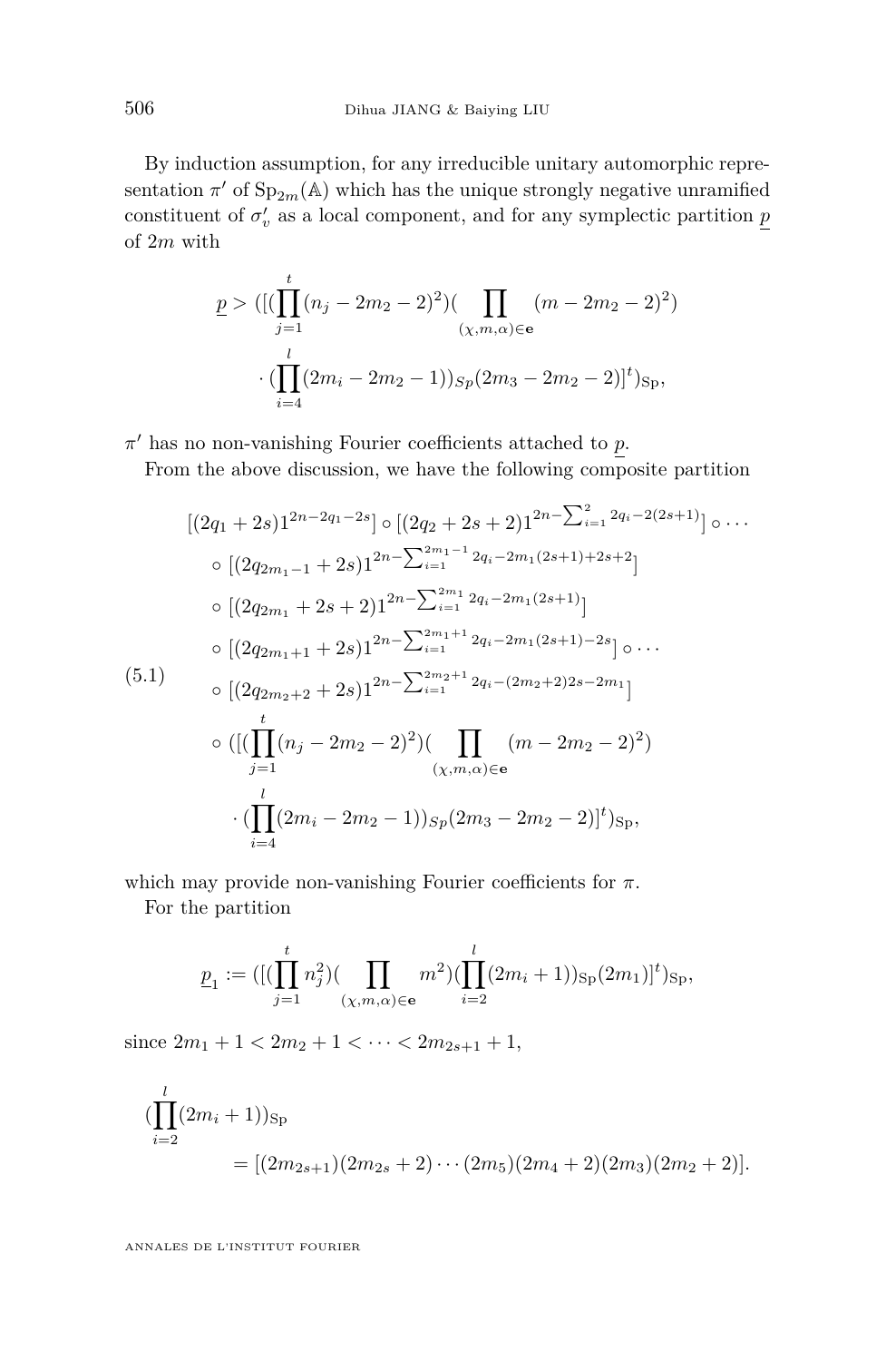By induction assumption, for any irreducible unitary automorphic representation $\pi'$ of $\mathrm{Sp}_{2m}(\mathbb{A})$ which has the unique strongly negative unramified constituent of $\sigma'_v$ as a local component, and for any symplectic partition $\underline{p}$ of $2m$ with

$$\underline{p} > ([(\prod_{j=1}^{t}(n_j - 2m_2 - 2)^2)(\prod_{(\chi,m,\alpha)\in\mathbf{e}}(m - 2m_2 - 2)^2) \cdot (\prod_{i=4}^{l}(2m_i - 2m_2 - 1))_{Sp}(2m_3 - 2m_2 - 2)]^t)_{\mathrm{Sp}},$$

$\pi'$ has no non-vanishing Fourier coefficients attached to $\underline{p}$.

From the above discussion, we have the following composite partition

$$\begin{aligned}
&[(2q_1 + 2s)1^{2n-2q_1-2s}] \circ [(2q_2 + 2s + 2)1^{2n-\sum_{i=1}^{2}2q_i-2(2s+1)}] \circ \cdots \\
&\circ [(2q_{2m_1-1} + 2s)1^{2n-\sum_{i=1}^{2m_1-1}2q_i-2m_1(2s+1)+2s+2}] \\
&\circ [(2q_{2m_1} + 2s + 2)1^{2n-\sum_{i=1}^{2m_1}2q_i-2m_1(2s+1)}] \\
&\circ [(2q_{2m_1+1} + 2s)1^{2n-\sum_{i=1}^{2m_1+1}2q_i-2m_1(2s+1)-2s}] \circ \cdots \\
&\circ [(2q_{2m_2+2} + 2s)1^{2n-\sum_{i=1}^{2m_2+1}2q_i-(2m_2+2)2s-2m_1}] \\
&\circ ([(\prod_{j=1}^{t}(n_j - 2m_2 - 2)^2)(\prod_{(\chi,m,\alpha)\in\mathbf{e}}(m - 2m_2 - 2)^2) \\
&\quad \cdot (\prod_{i=4}^{l}(2m_i - 2m_2 - 1))_{Sp}(2m_3 - 2m_2 - 2)]^t)_{\mathrm{Sp}},
\end{aligned} \tag{5.1}$$

which may provide non-vanishing Fourier coefficients for $\pi$.

For the partition

$$\underline{p}_1 := ([(\prod_{j=1}^{t}n_j^2)(\prod_{(\chi,m,\alpha)\in\mathbf{e}}m^2)(\prod_{i=2}^{l}(2m_i + 1))_{\mathrm{Sp}}(2m_1)]^t)_{\mathrm{Sp}},$$

since $2m_1 + 1 < 2m_2 + 1 < \cdots < 2m_{2s+1} + 1$,

$$\begin{aligned}
(\prod_{i=2}^{l}&(2m_i + 1))_{\mathrm{Sp}} \\
&= [(2m_{2s+1})(2m_{2s} + 2)\cdots(2m_5)(2m_4 + 2)(2m_3)(2m_2 + 2)].
\end{aligned}$$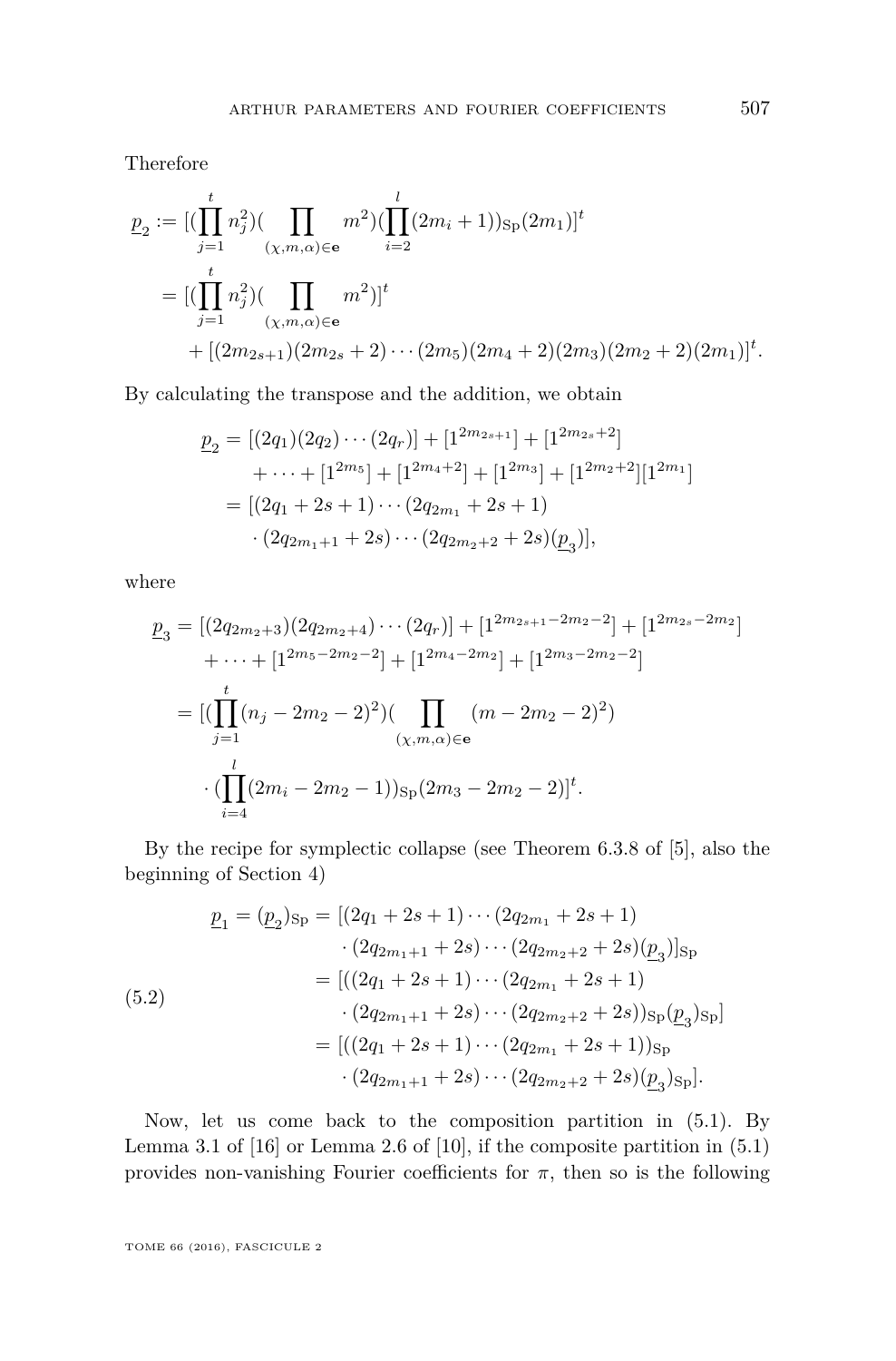Therefore

$$
\begin{aligned}
\underline{p}_2 &:= [(\prod_{j=1}^{t} n_j^2)(\prod_{(\chi,m,\alpha)\in\mathbf{e}} m^2)(\prod_{i=2}^{l}(2m_i+1))_{\mathrm{Sp}}(2m_1)]^t \\
&= [(\prod_{j=1}^{t} n_j^2)(\prod_{(\chi,m,\alpha)\in\mathbf{e}} m^2)]^t \\
&\quad + [(2m_{2s+1})(2m_{2s}+2)\cdots(2m_5)(2m_4+2)(2m_3)(2m_2+2)(2m_1)]^t.
\end{aligned}
$$

By calculating the transpose and the addition, we obtain

$$
\begin{aligned}
\underline{p}_2 &= [(2q_1)(2q_2)\cdots(2q_r)] + [1^{2m_{2s+1}}] + [1^{2m_{2s}+2}] \\
&\quad + \cdots + [1^{2m_5}] + [1^{2m_4+2}] + [1^{2m_3}] + [1^{2m_2+2}][1^{2m_1}] \\
&= [(2q_1+2s+1)\cdots(2q_{2m_1}+2s+1) \\
&\quad \cdot (2q_{2m_1+1}+2s)\cdots(2q_{2m_2+2}+2s)(\underline{p}_3)],
\end{aligned}
$$

where

$$
\begin{aligned}
\underline{p}_3 &= [(2q_{2m_2+3})(2q_{2m_2+4})\cdots(2q_r)] + [1^{2m_{2s+1}-2m_2-2}] + [1^{2m_{2s}-2m_2}] \\
&\quad + \cdots + [1^{2m_5-2m_2-2}] + [1^{2m_4-2m_2}] + [1^{2m_3-2m_2-2}] \\
&= [(\prod_{j=1}^{t}(n_j-2m_2-2)^2)(\prod_{(\chi,m,\alpha)\in\mathbf{e}}(m-2m_2-2)^2) \\
&\quad \cdot (\prod_{i=4}^{l}(2m_i-2m_2-1))_{\mathrm{Sp}}(2m_3-2m_2-2)]^t.
\end{aligned}
$$

By the recipe for symplectic collapse (see Theorem 6.3.8 of [5], also the beginning of Section 4)

$$
\begin{aligned}
\underline{p}_1 = (\underline{p}_2)_{\mathrm{Sp}} &= [(2q_1+2s+1)\cdots(2q_{2m_1}+2s+1) \\
&\quad \cdot (2q_{2m_1+1}+2s)\cdots(2q_{2m_2+2}+2s)(\underline{p}_3)]_{\mathrm{Sp}} \\
&= [((2q_1+2s+1)\cdots(2q_{2m_1}+2s+1) \\
&\quad \cdot (2q_{2m_1+1}+2s)\cdots(2q_{2m_2+2}+2s))_{\mathrm{Sp}}(\underline{p}_3)_{\mathrm{Sp}}] \\
&= [((2q_1+2s+1)\cdots(2q_{2m_1}+2s+1))_{\mathrm{Sp}} \\
&\quad \cdot (2q_{2m_1+1}+2s)\cdots(2q_{2m_2+2}+2s)(\underline{p}_3)_{\mathrm{Sp}}].
\end{aligned}
\tag{5.2}
$$

Now, let us come back to the composition partition in (5.1). By Lemma 3.1 of [16] or Lemma 2.6 of [10], if the composite partition in (5.1) provides non-vanishing Fourier coefficients for $\pi$, then so is the following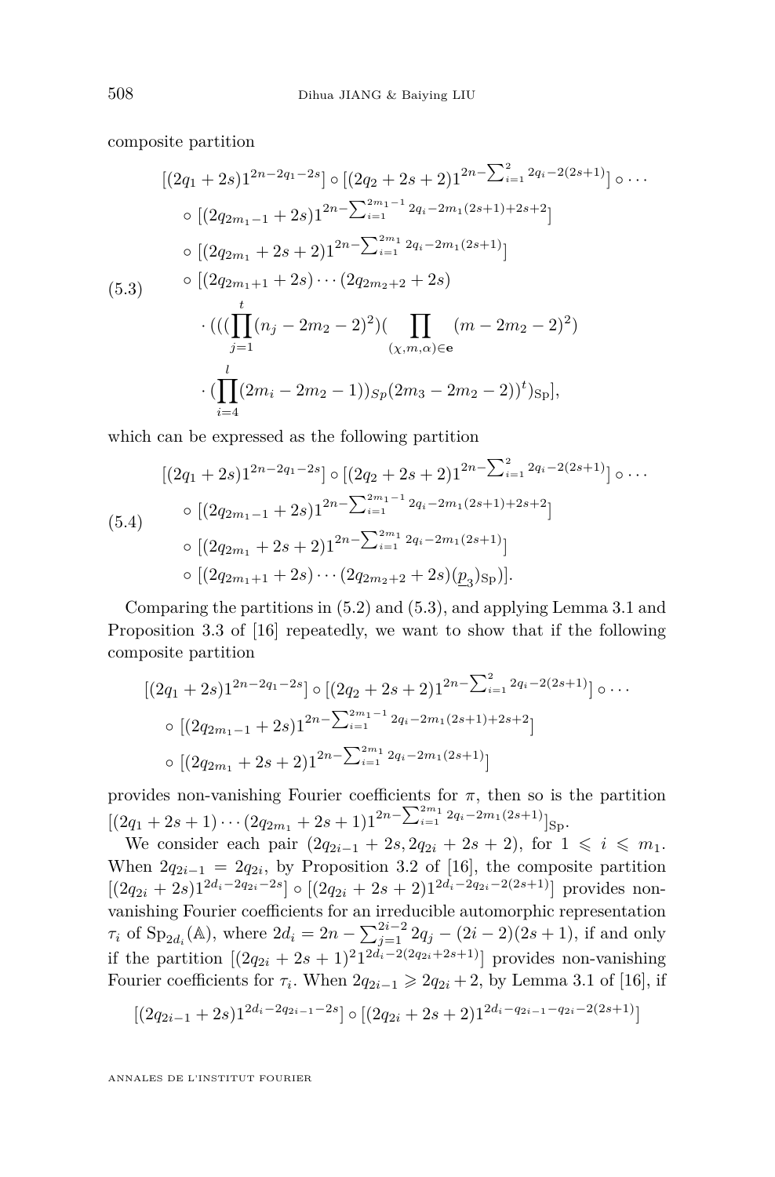composite partition

$$
\begin{aligned}
&[(2q_1+2s)1^{2n-2q_1-2s}] \circ [(2q_2+2s+2)1^{2n-\sum_{i=1}^{2} 2q_i-2(2s+1)}] \circ \cdots \\
&\circ [(2q_{2m_1-1}+2s)1^{2n-\sum_{i=1}^{2m_1-1} 2q_i-2m_1(2s+1)+2s+2}] \\
&\circ [(2q_{2m_1}+2s+2)1^{2n-\sum_{i=1}^{2m_1} 2q_i-2m_1(2s+1)}] \\
&\circ [(2q_{2m_1+1}+2s)\cdots(2q_{2m_2+2}+2s) \\
&\quad \cdot (((\prod_{j=1}^{t}(n_j-2m_2-2)^2)(\prod_{(\chi,m,\alpha)\in \mathbf{e}}(m-2m_2-2)^2) \\
&\quad \cdot (\prod_{i=4}^{l}(2m_i-2m_2-1))_{Sp}(2m_3-2m_2-2))^t)_{\mathrm{Sp}}],
\end{aligned}
\tag{5.3}
$$

which can be expressed as the following partition

$$
\begin{aligned}
&[(2q_1+2s)1^{2n-2q_1-2s}] \circ [(2q_2+2s+2)1^{2n-\sum_{i=1}^{2} 2q_i-2(2s+1)}] \circ \cdots \\
&\circ [(2q_{2m_1-1}+2s)1^{2n-\sum_{i=1}^{2m_1-1} 2q_i-2m_1(2s+1)+2s+2}] \\
&\circ [(2q_{2m_1}+2s+2)1^{2n-\sum_{i=1}^{2m_1} 2q_i-2m_1(2s+1)}] \\
&\circ [(2q_{2m_1+1}+2s)\cdots(2q_{2m_2+2}+2s)(\underline{p}_3)_{\mathrm{Sp}})].
\end{aligned}
\tag{5.4}
$$

Comparing the partitions in (5.2) and (5.3), and applying Lemma 3.1 and Proposition 3.3 of [16] repeatedly, we want to show that if the following composite partition

$$
\begin{aligned}
&[(2q_1+2s)1^{2n-2q_1-2s}] \circ [(2q_2+2s+2)1^{2n-\sum_{i=1}^{2} 2q_i-2(2s+1)}] \circ \cdots \\
&\circ [(2q_{2m_1-1}+2s)1^{2n-\sum_{i=1}^{2m_1-1} 2q_i-2m_1(2s+1)+2s+2}] \\
&\circ [(2q_{2m_1}+2s+2)1^{2n-\sum_{i=1}^{2m_1} 2q_i-2m_1(2s+1)}]
\end{aligned}
$$

provides non-vanishing Fourier coefficients for $\pi$, then so is the partition $[(2q_1+2s+1)\cdots(2q_{2m_1}+2s+1)1^{2n-\sum_{i=1}^{2m_1} 2q_i-2m_1(2s+1)}]_{\mathrm{Sp}}$.

We consider each pair $(2q_{2i-1}+2s, 2q_{2i}+2s+2)$, for $1 \leqslant i \leqslant m_1$. When $2q_{2i-1} = 2q_{2i}$, by Proposition 3.2 of [16], the composite partition $[(2q_{2i}+2s)1^{2d_i-2q_{2i}-2s}] \circ [(2q_{2i}+2s+2)1^{2d_i-2q_{2i}-2(2s+1)}]$ provides non-vanishing Fourier coefficients for an irreducible automorphic representation $\tau_i$ of $\mathrm{Sp}_{2d_i}(\mathbb{A})$, where $2d_i = 2n - \sum_{j=1}^{2i-2} 2q_j - (2i-2)(2s+1)$, if and only if the partition $[(2q_{2i}+2s+1)^2 1^{2d_i-2(2q_{2i}+2s+1)}]$ provides non-vanishing Fourier coefficients for $\tau_i$. When $2q_{2i-1} \geqslant 2q_{2i}+2$, by Lemma 3.1 of [16], if

$$
[(2q_{2i-1}+2s)1^{2d_i-2q_{2i-1}-2s}] \circ [(2q_{2i}+2s+2)1^{2d_i-q_{2i-1}-q_{2i}-2(2s+1)}]
$$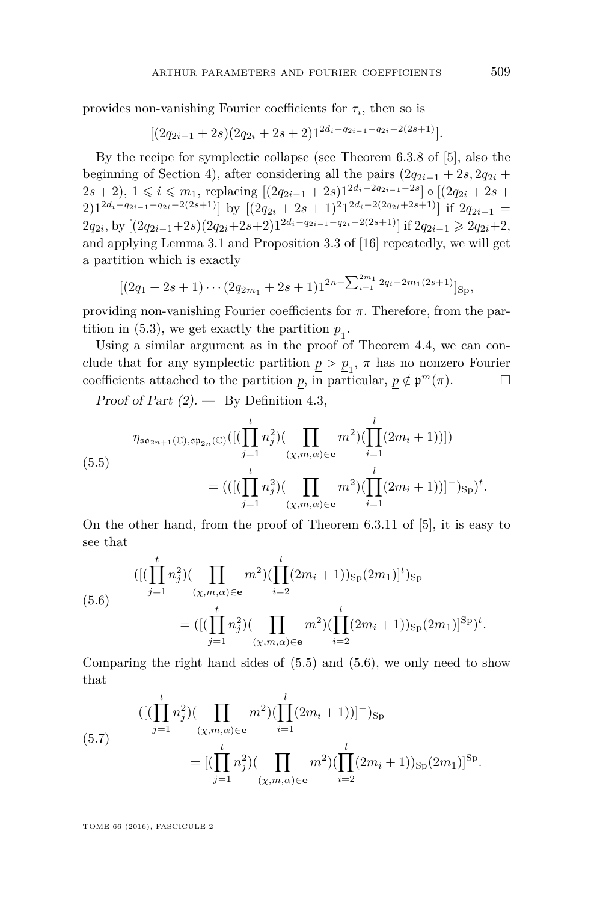provides non-vanishing Fourier coefficients for $\tau_i$, then so is

$$[(2q_{2i-1}+2s)(2q_{2i}+2s+2)1^{2d_i-q_{2i-1}-q_{2i}-2(2s+1)}].$$

By the recipe for symplectic collapse (see Theorem 6.3.8 of [5], also the beginning of Section 4), after considering all the pairs $(2q_{2i-1}+2s, 2q_{2i}+2s+2)$, $1 \leqslant i \leqslant m_1$, replacing $[(2q_{2i-1}+2s)1^{2d_i-2q_{2i-1}-2s}] \circ [(2q_{2i}+2s+2)1^{2d_i-q_{2i-1}-q_{2i}-2(2s+1)}]$ by $[(2q_{2i}+2s+1)^2 1^{2d_i-2(2q_{2i}+2s+1)}]$ if $2q_{2i-1} = 2q_{2i}$, by $[(2q_{2i-1}+2s)(2q_{2i}+2s+2)1^{2d_i-q_{2i-1}-q_{2i}-2(2s+1)}]$ if $2q_{2i-1} \geqslant 2q_{2i}+2$, and applying Lemma 3.1 and Proposition 3.3 of [16] repeatedly, we will get a partition which is exactly

$$[(2q_1+2s+1)\cdots(2q_{2m_1}+2s+1)1^{2n-\sum_{i=1}^{2m_1}2q_i-2m_1(2s+1)}]_{\mathrm{Sp}},$$

providing non-vanishing Fourier coefficients for $\pi$. Therefore, from the partition in (5.3), we get exactly the partition $\underline{p}_1$.

Using a similar argument as in the proof of Theorem 4.4, we can conclude that for any symplectic partition $\underline{p} > \underline{p}_1$, $\pi$ has no nonzero Fourier coefficients attached to the partition $\underline{p}$, in particular, $\underline{p} \notin \mathfrak{p}^m(\pi)$. □

*Proof of Part (2).* — By Definition 4.3,

$$\begin{aligned}(5.5)\quad &\eta_{\mathfrak{so}_{2n+1}(\mathbb{C}),\mathfrak{sp}_{2n}(\mathbb{C})}([(\prod_{j=1}^{t}n_j^2)(\prod_{(\chi,m,\alpha)\in\mathbf{e}}m^2)(\prod_{i=1}^{l}(2m_i+1))]) \\ &\qquad = (([(\prod_{j=1}^{t}n_j^2)(\prod_{(\chi,m,\alpha)\in\mathbf{e}}m^2)(\prod_{i=1}^{l}(2m_i+1))]^-)_{\mathrm{Sp}})^t.\end{aligned}$$

On the other hand, from the proof of Theorem 6.3.11 of [5], it is easy to see that

$$\begin{aligned}(5.6)\quad &([(\prod_{j=1}^{t}n_j^2)(\prod_{(\chi,m,\alpha)\in\mathbf{e}}m^2)(\prod_{i=2}^{l}(2m_i+1))_{\mathrm{Sp}}(2m_1)]^t)_{\mathrm{Sp}} \\ &\qquad = ([(\prod_{j=1}^{t}n_j^2)(\prod_{(\chi,m,\alpha)\in\mathbf{e}}m^2)(\prod_{i=2}^{l}(2m_i+1))_{\mathrm{Sp}}(2m_1)]^{\mathrm{Sp}})^t.\end{aligned}$$

Comparing the right hand sides of (5.5) and (5.6), we only need to show that

$$\begin{aligned}(5.7)\quad &([(\prod_{j=1}^{t}n_j^2)(\prod_{(\chi,m,\alpha)\in\mathbf{e}}m^2)(\prod_{i=1}^{l}(2m_i+1))]^-)_{\mathrm{Sp}} \\ &\qquad = [(\prod_{j=1}^{t}n_j^2)(\prod_{(\chi,m,\alpha)\in\mathbf{e}}m^2)(\prod_{i=2}^{l}(2m_i+1))_{\mathrm{Sp}}(2m_1)]^{\mathrm{Sp}}.\end{aligned}$$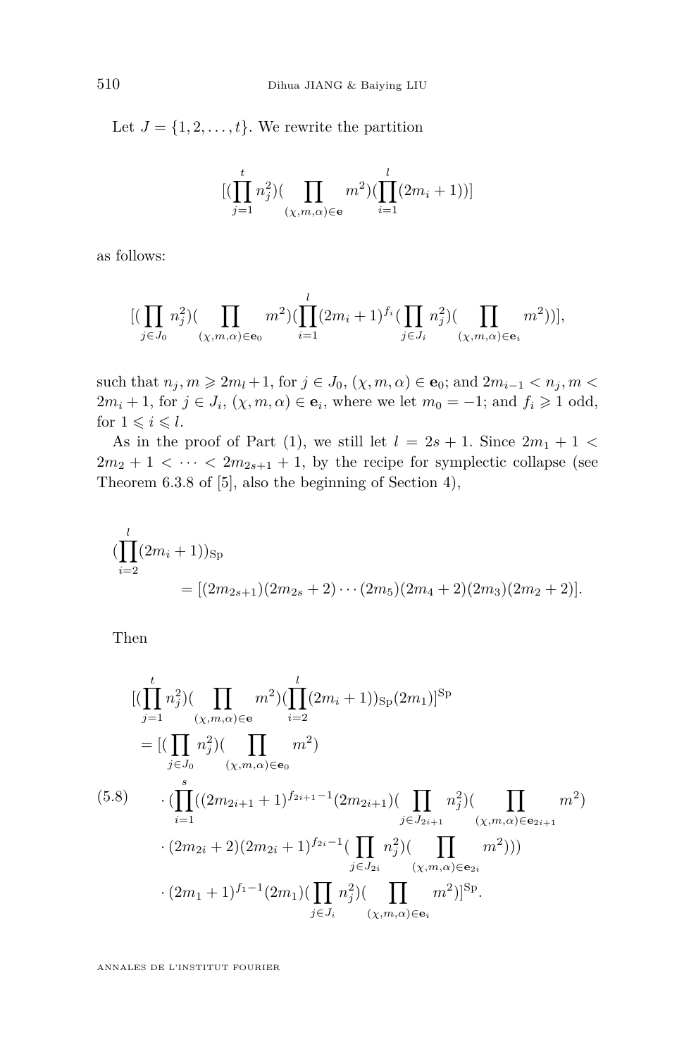Let $J = \{1, 2, \ldots, t\}$. We rewrite the partition

$$[(\prod_{j=1}^{t} n_j^2)(\prod_{(\chi,m,\alpha)\in\mathbf{e}} m^2)(\prod_{i=1}^{l}(2m_i+1))]$$

as follows:

$$[(\prod_{j\in J_0} n_j^2)(\prod_{(\chi,m,\alpha)\in\mathbf{e}_0} m^2)(\prod_{i=1}^{l}(2m_i+1)^{f_i}(\prod_{j\in J_i} n_j^2)(\prod_{(\chi,m,\alpha)\in\mathbf{e}_i} m^2))],$$

such that $n_j, m \geqslant 2m_l+1$, for $j \in J_0$, $(\chi, m, \alpha) \in \mathbf{e}_0$; and $2m_{i-1} < n_j, m < 2m_i + 1$, for $j \in J_i$, $(\chi, m, \alpha) \in \mathbf{e}_i$, where we let $m_0 = -1$; and $f_i \geqslant 1$ odd, for $1 \leqslant i \leqslant l$.

As in the proof of Part (1), we still let $l = 2s+1$. Since $2m_1 + 1 < 2m_2 + 1 < \cdots < 2m_{2s+1} + 1$, by the recipe for symplectic collapse (see Theorem 6.3.8 of [5], also the beginning of Section 4),

$$\begin{aligned}(\prod_{i=2}^{l}&(2m_i+1))_{\mathrm{Sp}}\\ &= [(2m_{2s+1})(2m_{2s}+2)\cdots(2m_5)(2m_4+2)(2m_3)(2m_2+2)].\end{aligned}$$

Then

$$\begin{aligned}
&[(\prod_{j=1}^{t} n_j^2)(\prod_{(\chi,m,\alpha)\in\mathbf{e}} m^2)(\prod_{i=2}^{l}(2m_i+1))_{\mathrm{Sp}}(2m_1)]^{\mathrm{Sp}}\\
&= [(\prod_{j\in J_0} n_j^2)(\prod_{(\chi,m,\alpha)\in\mathbf{e}_0} m^2)\\
&\quad\cdot(\prod_{i=1}^{s}((2m_{2i+1}+1)^{f_{2i+1}-1}(2m_{2i+1})(\prod_{j\in J_{2i+1}} n_j^2)(\prod_{(\chi,m,\alpha)\in\mathbf{e}_{2i+1}} m^2)\\
&\quad\cdot(2m_{2i}+2)(2m_{2i}+1)^{f_{2i}-1}(\prod_{j\in J_{2i}} n_j^2)(\prod_{(\chi,m,\alpha)\in\mathbf{e}_{2i}} m^2)))\\
&\quad\cdot(2m_1+1)^{f_1-1}(2m_1)(\prod_{j\in J_i} n_j^2)(\prod_{(\chi,m,\alpha)\in\mathbf{e}_i} m^2)]^{\mathrm{Sp}}.
\end{aligned} \tag{5.8}$$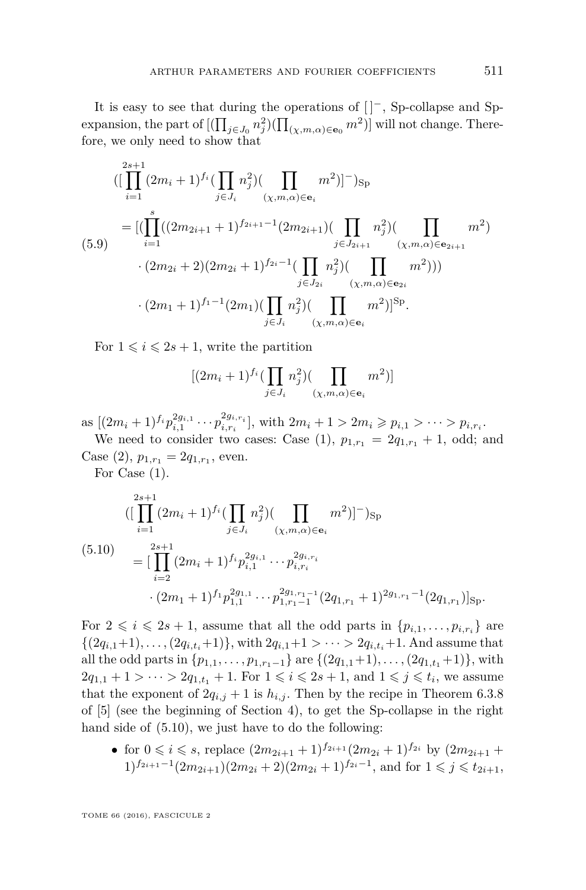It is easy to see that during the operations of $[\,]^-$, Sp-collapse and Sp-expansion, the part of $[(\prod_{j\in J_0} n_j^2)(\prod_{(\chi,m,\alpha)\in \mathbf{e}_0} m^2)]$ will not change. Therefore, we only need to show that

$$
\begin{aligned}
(5.9)\qquad &([\prod_{i=1}^{2s+1}(2m_i+1)^{f_i}(\prod_{j\in J_i} n_j^2)(\prod_{(\chi,m,\alpha)\in \mathbf{e}_i} m^2)]^-)_{\mathrm{Sp}} \\
&= [(\prod_{i=1}^{s}((2m_{2i+1}+1)^{f_{2i+1}-1}(2m_{2i+1})(\prod_{j\in J_{2i+1}} n_j^2)(\prod_{(\chi,m,\alpha)\in \mathbf{e}_{2i+1}} m^2) \\
&\quad \cdot (2m_{2i}+2)(2m_{2i}+1)^{f_{2i}-1}(\prod_{j\in J_{2i}} n_j^2)(\prod_{(\chi,m,\alpha)\in \mathbf{e}_{2i}} m^2))) \\
&\quad \cdot (2m_1+1)^{f_1-1}(2m_1)(\prod_{j\in J_i} n_j^2)(\prod_{(\chi,m,\alpha)\in \mathbf{e}_i} m^2)]^{\mathrm{Sp}}.
\end{aligned}
$$

For $1 \leqslant i \leqslant 2s+1$, write the partition

$$
[(2m_i+1)^{f_i}(\prod_{j\in J_i} n_j^2)(\prod_{(\chi,m,\alpha)\in \mathbf{e}_i} m^2)]
$$

as $[(2m_i+1)^{f_i}p_{i,1}^{2g_{i,1}}\cdots p_{i,r_i}^{2g_{i,r_i}}]$, with $2m_i+1 > 2m_i \geqslant p_{i,1} > \cdots > p_{i,r_i}$.

We need to consider two cases: Case (1), $p_{1,r_1} = 2q_{1,r_1}+1$, odd; and Case (2), $p_{1,r_1} = 2q_{1,r_1}$, even.

For Case (1).

$$
\begin{aligned}
(5.10)\qquad &([\prod_{i=1}^{2s+1}(2m_i+1)^{f_i}(\prod_{j\in J_i} n_j^2)(\prod_{(\chi,m,\alpha)\in \mathbf{e}_i} m^2)]^-)_{\mathrm{Sp}} \\
&= [\prod_{i=2}^{2s+1}(2m_i+1)^{f_i}p_{i,1}^{2g_{i,1}}\cdots p_{i,r_i}^{2g_{i,r_i}} \\
&\quad \cdot (2m_1+1)^{f_1}p_{1,1}^{2g_{1,1}}\cdots p_{1,r_1-1}^{2g_{1,r_1-1}}(2q_{1,r_1}+1)^{2g_{1,r_1}-1}(2q_{1,r_1})]_{\mathrm{Sp}}.
\end{aligned}
$$

For $2 \leqslant i \leqslant 2s+1$, assume that all the odd parts in $\{p_{i,1},\ldots,p_{i,r_i}\}$ are $\{(2q_{i,1}+1),\ldots,(2q_{i,t_i}+1)\}$, with $2q_{i,1}+1 > \cdots > 2q_{i,t_i}+1$. And assume that all the odd parts in $\{p_{1,1},\ldots,p_{1,r_1-1}\}$ are $\{(2q_{1,1}+1),\ldots,(2q_{1,t_1}+1)\}$, with $2q_{1,1}+1 > \cdots > 2q_{1,t_1}+1$. For $1 \leqslant i \leqslant 2s+1$, and $1 \leqslant j \leqslant t_i$, we assume that the exponent of $2q_{i,j}+1$ is $h_{i,j}$. Then by the recipe in Theorem 6.3.8 of [5] (see the beginning of Section 4), to get the Sp-collapse in the right hand side of (5.10), we just have to do the following:

- for $0 \leqslant i \leqslant s$, replace $(2m_{2i+1}+1)^{f_{2i+1}}(2m_{2i}+1)^{f_{2i}}$ by $(2m_{2i+1}+1)^{f_{2i+1}-1}(2m_{2i+1})(2m_{2i}+2)(2m_{2i}+1)^{f_{2i}-1}$, and for $1 \leqslant j \leqslant t_{2i+1}$,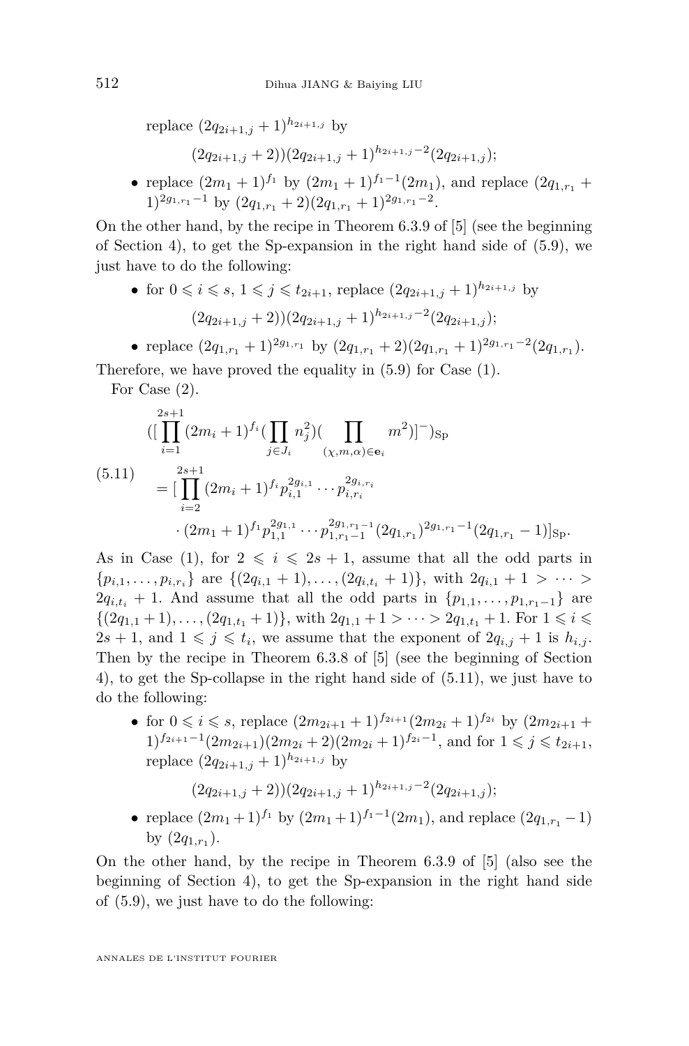replace $(2q_{2i+1,j}+1)^{h_{2i+1,j}}$ by

$$(2q_{2i+1,j}+2))(2q_{2i+1,j}+1)^{h_{2i+1,j}-2}(2q_{2i+1,j});$$

- replace $(2m_1+1)^{f_1}$ by $(2m_1+1)^{f_1-1}(2m_1)$, and replace $(2q_{1,r_1}+1)^{2g_{1,r_1}-1}$ by $(2q_{1,r_1}+2)(2q_{1,r_1}+1)^{2g_{1,r_1}-2}$.

On the other hand, by the recipe in Theorem 6.3.9 of [5] (see the beginning of Section 4), to get the Sp-expansion in the right hand side of (5.9), we just have to do the following:

- for $0 \leqslant i \leqslant s$, $1 \leqslant j \leqslant t_{2i+1}$, replace $(2q_{2i+1,j}+1)^{h_{2i+1,j}}$ by

$$(2q_{2i+1,j}+2))(2q_{2i+1,j}+1)^{h_{2i+1,j}-2}(2q_{2i+1,j});$$

- replace $(2q_{1,r_1}+1)^{2g_{1,r_1}}$ by $(2q_{1,r_1}+2)(2q_{1,r_1}+1)^{2g_{1,r_1}-2}(2q_{1,r_1})$.

Therefore, we have proved the equality in (5.9) for Case (1).

For Case (2).

$$
\begin{aligned}
&([\prod_{i=1}^{2s+1}(2m_i+1)^{f_i}(\prod_{j\in J_i} n_j^2)(\prod_{(\chi,m,\alpha)\in \mathbf{e}_i} m^2)]^-)_{\mathrm{Sp}} \\
(5.11)\qquad &= [\prod_{i=2}^{2s+1}(2m_i+1)^{f_i} p_{i,1}^{2g_{i,1}}\cdots p_{i,r_i}^{2g_{i,r_i}} \\
&\quad \cdot (2m_1+1)^{f_1} p_{1,1}^{2g_{1,1}}\cdots p_{1,r_1-1}^{2g_{1,r_1-1}}(2q_{1,r_1})^{2g_{1,r_1}-1}(2q_{1,r_1}-1)]_{\mathrm{Sp}}.
\end{aligned}
$$

As in Case (1), for $2 \leqslant i \leqslant 2s+1$, assume that all the odd parts in $\{p_{i,1},\ldots,p_{i,r_i}\}$ are $\{(2q_{i,1}+1),\ldots,(2q_{i,t_i}+1)\}$, with $2q_{i,1}+1 > \cdots > 2q_{i,t_i}+1$. And assume that all the odd parts in $\{p_{1,1},\ldots,p_{1,r_1-1}\}$ are $\{(2q_{1,1}+1),\ldots,(2q_{1,t_1}+1)\}$, with $2q_{1,1}+1 > \cdots > 2q_{1,t_1}+1$. For $1 \leqslant i \leqslant 2s+1$, and $1 \leqslant j \leqslant t_i$, we assume that the exponent of $2q_{i,j}+1$ is $h_{i,j}$. Then by the recipe in Theorem 6.3.8 of [5] (see the beginning of Section 4), to get the Sp-collapse in the right hand side of (5.11), we just have to do the following:

- for $0 \leqslant i \leqslant s$, replace $(2m_{2i+1}+1)^{f_{2i+1}}(2m_{2i}+1)^{f_{2i}}$ by $(2m_{2i+1}+1)^{f_{2i+1}-1}(2m_{2i+1})(2m_{2i}+2)(2m_{2i}+1)^{f_{2i}-1}$, and for $1 \leqslant j \leqslant t_{2i+1}$, replace $(2q_{2i+1,j}+1)^{h_{2i+1,j}}$ by

$$(2q_{2i+1,j}+2))(2q_{2i+1,j}+1)^{h_{2i+1,j}-2}(2q_{2i+1,j});$$

- replace $(2m_1+1)^{f_1}$ by $(2m_1+1)^{f_1-1}(2m_1)$, and replace $(2q_{1,r_1}-1)$ by $(2q_{1,r_1})$.

On the other hand, by the recipe in Theorem 6.3.9 of [5] (also see the beginning of Section 4), to get the Sp-expansion in the right hand side of (5.9), we just have to do the following: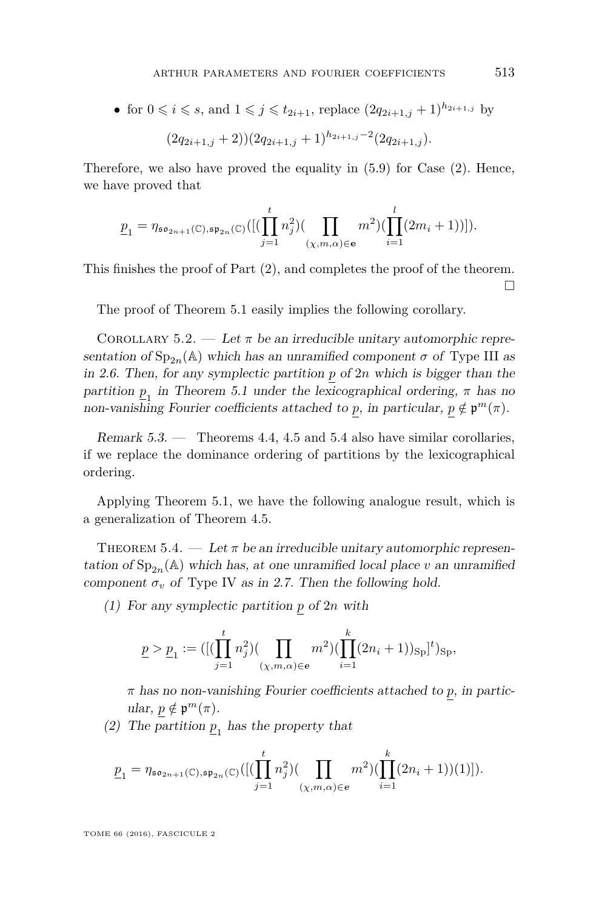- for $0 \leqslant i \leqslant s$, and $1 \leqslant j \leqslant t_{2i+1}$, replace $(2q_{2i+1,j}+1)^{h_{2i+1,j}}$ by

$$(2q_{2i+1,j}+2))(2q_{2i+1,j}+1)^{h_{2i+1,j}-2}(2q_{2i+1,j}).$$

Therefore, we also have proved the equality in (5.9) for Case (2). Hence, we have proved that

$$\underline{p}_1 = \eta_{\mathfrak{so}_{2n+1}(\mathbb{C}),\mathfrak{sp}_{2n}(\mathbb{C})}([(\prod_{j=1}^{t} n_j^2)(\prod_{(\chi,m,\alpha)\in \mathbf{e}} m^2)(\prod_{i=1}^{l}(2m_i+1))]).$$

This finishes the proof of Part (2), and completes the proof of the theorem. $\square$

The proof of Theorem 5.1 easily implies the following corollary.

Corollary 5.2. — *Let $\pi$ be an irreducible unitary automorphic representation of $\mathrm{Sp}_{2n}(\mathbb{A})$ which has an unramified component $\sigma$ of* Type III *as in 2.6. Then, for any symplectic partition $\underline{p}$ of $2n$ which is bigger than the partition $\underline{p}_1$ in Theorem 5.1 under the lexicographical ordering, $\pi$ has no non-vanishing Fourier coefficients attached to $\underline{p}$, in particular, $\underline{p} \notin \mathfrak{p}^m(\pi)$.*

*Remark 5.3.* — Theorems 4.4, 4.5 and 5.4 also have similar corollaries, if we replace the dominance ordering of partitions by the lexicographical ordering.

Applying Theorem 5.1, we have the following analogue result, which is a generalization of Theorem 4.5.

Theorem 5.4. — *Let $\pi$ be an irreducible unitary automorphic representation of $\mathrm{Sp}_{2n}(\mathbb{A})$ which has, at one unramified local place $v$ an unramified component $\sigma_v$ of* Type IV *as in 2.7. Then the following hold.*

(1) *For any symplectic partition $\underline{p}$ of $2n$ with*

$$\underline{p} > \underline{p}_1 := ([(\prod_{j=1}^{t} n_j^2)(\prod_{(\chi,m,\alpha)\in e} m^2)(\prod_{i=1}^{k}(2n_i+1))_{\mathrm{Sp}}]^t)_{\mathrm{Sp}},$$

*$\pi$ has no non-vanishing Fourier coefficients attached to $\underline{p}$, in particular, $\underline{p} \notin \mathfrak{p}^m(\pi)$.*

(2) *The partition $\underline{p}_1$ has the property that*

$$\underline{p}_1 = \eta_{\mathfrak{so}_{2n+1}(\mathbb{C}),\mathfrak{sp}_{2n}(\mathbb{C})}([(\prod_{j=1}^{t} n_j^2)(\prod_{(\chi,m,\alpha)\in \mathbf{e}} m^2)(\prod_{i=1}^{k}(2n_i+1))(1)]).$$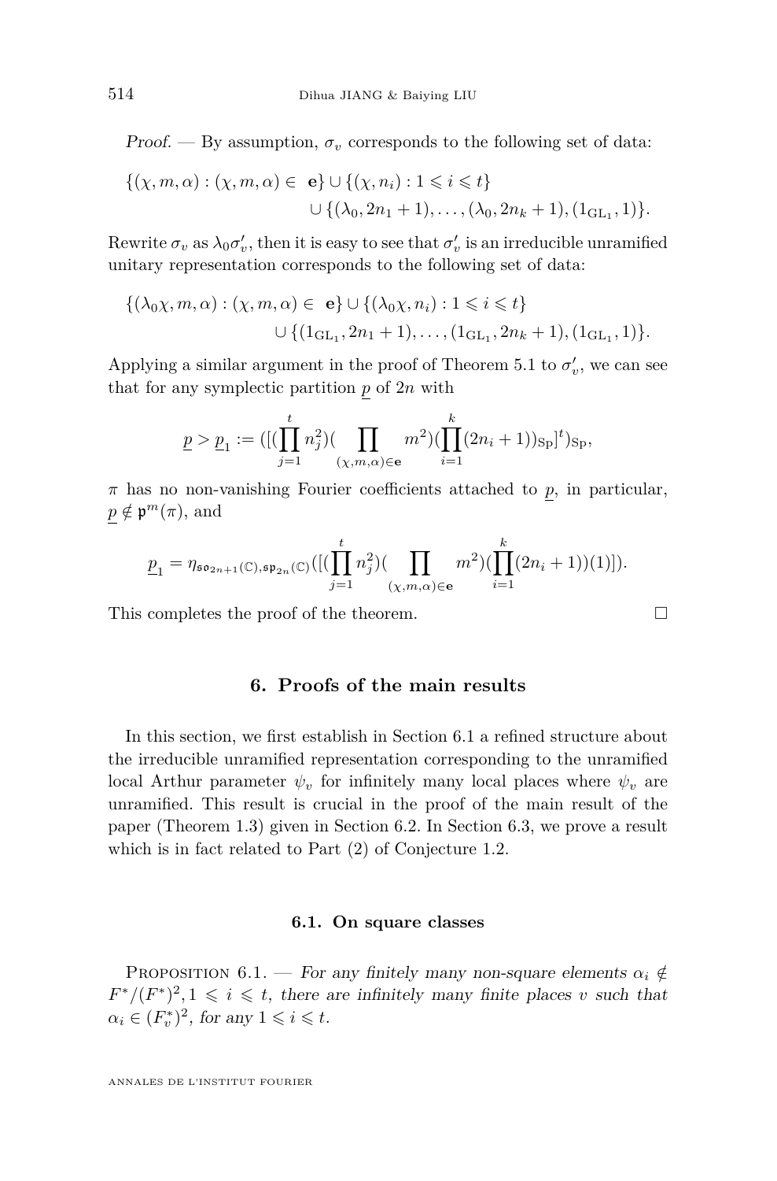*Proof.* — By assumption, $\sigma_v$ corresponds to the following set of data:

$$\{(\chi, m, \alpha) : (\chi, m, \alpha) \in \mathbf{e}\} \cup \{(\chi, n_i) : 1 \leqslant i \leqslant t\} \\ \cup \{(\lambda_0, 2n_1+1), \ldots, (\lambda_0, 2n_k+1), (1_{\mathrm{GL}_1}, 1)\}.$$

Rewrite $\sigma_v$ as $\lambda_0 \sigma_v'$, then it is easy to see that $\sigma_v'$ is an irreducible unramified unitary representation corresponds to the following set of data:

$$\{(\lambda_0\chi, m, \alpha) : (\chi, m, \alpha) \in \mathbf{e}\} \cup \{(\lambda_0\chi, n_i) : 1 \leqslant i \leqslant t\} \\ \cup \{(1_{\mathrm{GL}_1}, 2n_1+1), \ldots, (1_{\mathrm{GL}_1}, 2n_k+1), (1_{\mathrm{GL}_1}, 1)\}.$$

Applying a similar argument in the proof of Theorem 5.1 to $\sigma_v'$, we can see that for any symplectic partition $\underline{p}$ of $2n$ with

$$\underline{p} > \underline{p}_1 := ([(\prod_{j=1}^{t} n_j^2)(\prod_{(\chi,m,\alpha)\in\mathbf{e}} m^2)(\prod_{i=1}^{k}(2n_i+1))_{\mathrm{Sp}}]^t)_{\mathrm{Sp}},$$

$\pi$ has no non-vanishing Fourier coefficients attached to $\underline{p}$, in particular, $\underline{p} \notin \mathfrak{p}^m(\pi)$, and

$$\underline{p}_1 = \eta_{\mathfrak{so}_{2n+1}(\mathbb{C}), \mathfrak{sp}_{2n}(\mathbb{C})}([(\prod_{j=1}^{t} n_j^2)(\prod_{(\chi,m,\alpha)\in\mathbf{e}} m^2)(\prod_{i=1}^{k}(2n_i+1))(1)]).$$

This completes the proof of the theorem. $\square$

## 6. Proofs of the main results

In this section, we first establish in Section 6.1 a refined structure about the irreducible unramified representation corresponding to the unramified local Arthur parameter $\psi_v$ for infinitely many local places where $\psi_v$ are unramified. This result is crucial in the proof of the main result of the paper (Theorem 1.3) given in Section 6.2. In Section 6.3, we prove a result which is in fact related to Part (2) of Conjecture 1.2.

### 6.1. On square classes

Proposition 6.1. — *For any finitely many non-square elements $\alpha_i \notin F^*/(F^*)^2, 1 \leqslant i \leqslant t$, there are infinitely many finite places $v$ such that $\alpha_i \in (F_v^*)^2$, for any $1 \leqslant i \leqslant t$.*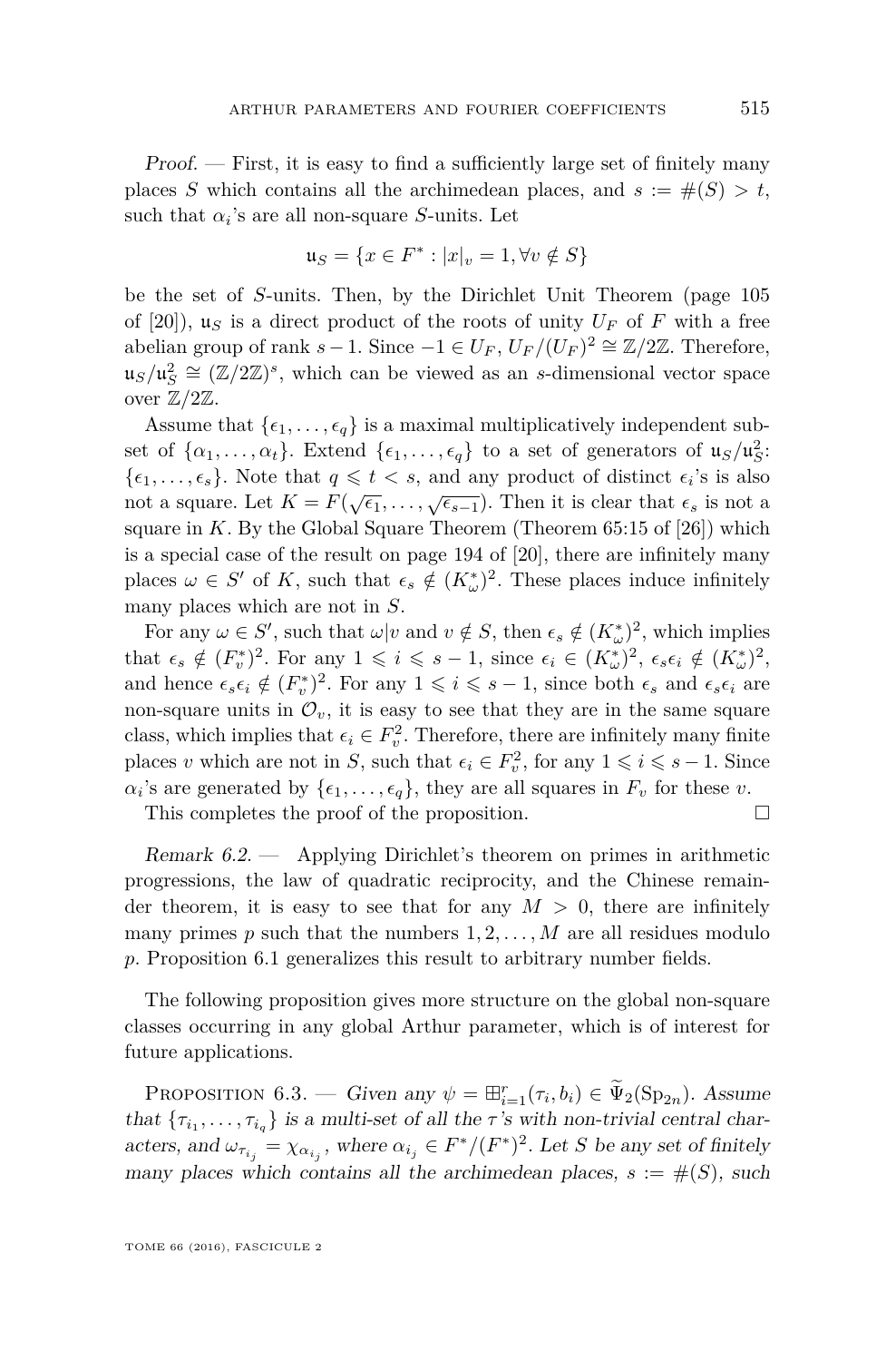*Proof.* — First, it is easy to find a sufficiently large set of finitely many places $S$ which contains all the archimedean places, and $s := \#(S) > t$, such that $\alpha_i$'s are all non-square $S$-units. Let

$$\mathfrak{u}_S = \{x \in F^* : |x|_v = 1, \forall v \notin S\}$$

be the set of $S$-units. Then, by the Dirichlet Unit Theorem (page 105 of [20]), $\mathfrak{u}_S$ is a direct product of the roots of unity $U_F$ of $F$ with a free abelian group of rank $s - 1$. Since $-1 \in U_F$, $U_F/(U_F)^2 \cong \mathbb{Z}/2\mathbb{Z}$. Therefore, $\mathfrak{u}_S/\mathfrak{u}_S^2 \cong (\mathbb{Z}/2\mathbb{Z})^s$, which can be viewed as an $s$-dimensional vector space over $\mathbb{Z}/2\mathbb{Z}$.

Assume that $\{\epsilon_1, \ldots, \epsilon_q\}$ is a maximal multiplicatively independent subset of $\{\alpha_1, \ldots, \alpha_t\}$. Extend $\{\epsilon_1, \ldots, \epsilon_q\}$ to a set of generators of $\mathfrak{u}_S/\mathfrak{u}_S^2$: $\{\epsilon_1, \ldots, \epsilon_s\}$. Note that $q \leqslant t < s$, and any product of distinct $\epsilon_i$'s is also not a square. Let $K = F(\sqrt{\epsilon_1}, \ldots, \sqrt{\epsilon_{s-1}})$. Then it is clear that $\epsilon_s$ is not a square in $K$. By the Global Square Theorem (Theorem 65:15 of [26]) which is a special case of the result on page 194 of [20], there are infinitely many places $\omega \in S'$ of $K$, such that $\epsilon_s \notin (K_\omega^*)^2$. These places induce infinitely many places which are not in $S$.

For any $\omega \in S'$, such that $\omega | v$ and $v \notin S$, then $\epsilon_s \notin (K_\omega^*)^2$, which implies that $\epsilon_s \notin (F_v^*)^2$. For any $1 \leqslant i \leqslant s-1$, since $\epsilon_i \in (K_\omega^*)^2$, $\epsilon_s \epsilon_i \notin (K_\omega^*)^2$, and hence $\epsilon_s \epsilon_i \notin (F_v^*)^2$. For any $1 \leqslant i \leqslant s-1$, since both $\epsilon_s$ and $\epsilon_s\epsilon_i$ are non-square units in $\mathcal{O}_v$, it is easy to see that they are in the same square class, which implies that $\epsilon_i \in F_v^2$. Therefore, there are infinitely many finite places $v$ which are not in $S$, such that $\epsilon_i \in F_v^2$, for any $1 \leqslant i \leqslant s-1$. Since $\alpha_i$'s are generated by $\{\epsilon_1, \ldots, \epsilon_q\}$, they are all squares in $F_v$ for these $v$.

This completes the proof of the proposition. □

*Remark 6.2.* — Applying Dirichlet's theorem on primes in arithmetic progressions, the law of quadratic reciprocity, and the Chinese remainder theorem, it is easy to see that for any $M > 0$, there are infinitely many primes $p$ such that the numbers $1, 2, \ldots, M$ are all residues modulo $p$. Proposition 6.1 generalizes this result to arbitrary number fields.

The following proposition gives more structure on the global non-square classes occurring in any global Arthur parameter, which is of interest for future applications.

Proposition 6.3. — *Given any $\psi = \boxplus_{i=1}^r (\tau_i, b_i) \in \widetilde{\Psi}_2(\mathrm{Sp}_{2n})$. Assume that $\{\tau_{i_1}, \ldots, \tau_{i_q}\}$ is a multi-set of all the $\tau$'s with non-trivial central characters, and $\omega_{\tau_{i_j}} = \chi_{\alpha_{i_j}}$, where $\alpha_{i_j} \in F^*/(F^*)^2$. Let $S$ be any set of finitely many places which contains all the archimedean places, $s := \#(S)$, such*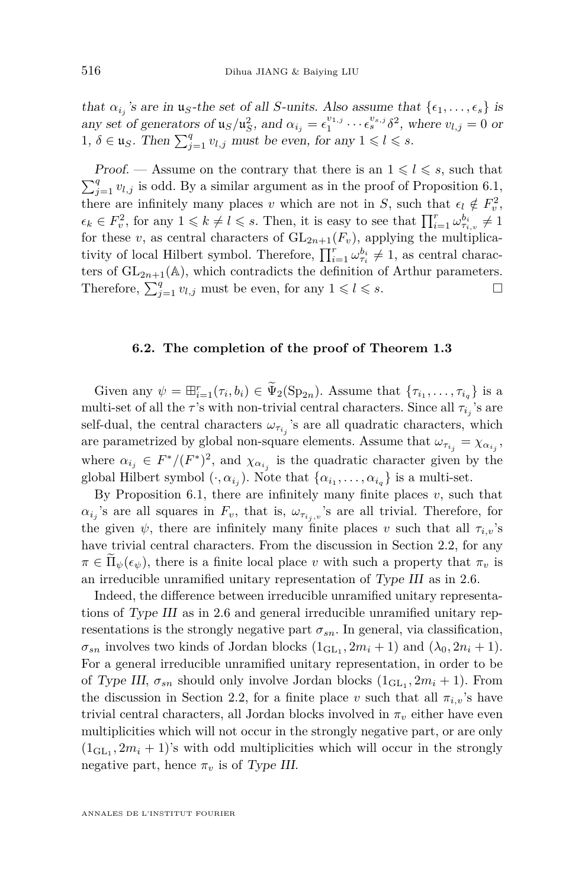*that $\alpha_{i_j}$'s are in $\mathfrak{u}_S$-the set of all $S$-units. Also assume that $\{\epsilon_1, \ldots, \epsilon_s\}$ is any set of generators of $\mathfrak{u}_S/\mathfrak{u}_S^2$, and $\alpha_{i_j} = \epsilon_1^{v_{1,j}} \cdots \epsilon_s^{v_{s,j}} \delta^2$, where $v_{l,j} = 0$ or $1$, $\delta \in \mathfrak{u}_S$. Then $\sum_{j=1}^q v_{l,j}$ must be even, for any $1 \leqslant l \leqslant s$.*

*Proof.* — Assume on the contrary that there is an $1 \leqslant l \leqslant s$, such that $\sum_{j=1}^q v_{l,j}$ is odd. By a similar argument as in the proof of Proposition 6.1, there are infinitely many places $v$ which are not in $S$, such that $\epsilon_l \notin F_v^2$, $\epsilon_k \in F_v^2$, for any $1 \leqslant k \neq l \leqslant s$. Then, it is easy to see that $\prod_{i=1}^r \omega_{\tau_{i,v}}^{b_i} \neq 1$ for these $v$, as central characters of $\mathrm{GL}_{2n+1}(F_v)$, applying the multiplicativity of local Hilbert symbol. Therefore, $\prod_{i=1}^r \omega_{\tau_i}^{b_i} \neq 1$, as central characters of $\mathrm{GL}_{2n+1}(\mathbb{A})$, which contradicts the definition of Arthur parameters. Therefore, $\sum_{j=1}^q v_{l,j}$ must be even, for any $1 \leqslant l \leqslant s$. □

### 6.2. The completion of the proof of Theorem 1.3

Given any $\psi = \boxplus_{i=1}^r (\tau_i, b_i) \in \widetilde{\Psi}_2(\mathrm{Sp}_{2n})$. Assume that $\{\tau_{i_1}, \ldots, \tau_{i_q}\}$ is a multi-set of all the $\tau$'s with non-trivial central characters. Since all $\tau_{i_j}$'s are self-dual, the central characters $\omega_{\tau_{i_j}}$'s are all quadratic characters, which are parametrized by global non-square elements. Assume that $\omega_{\tau_{i_j}} = \chi_{\alpha_{i_j}}$, where $\alpha_{i_j} \in F^*/(F^*)^2$, and $\chi_{\alpha_{i_j}}$ is the quadratic character given by the global Hilbert symbol $(\cdot, \alpha_{i_j})$. Note that $\{\alpha_{i_1}, \ldots, \alpha_{i_q}\}$ is a multi-set.

By Proposition 6.1, there are infinitely many finite places $v$, such that $\alpha_{i_j}$'s are all squares in $F_v$, that is, $\omega_{\tau_{i_j,v}}$'s are all trivial. Therefore, for the given $\psi$, there are infinitely many finite places $v$ such that all $\tau_{i,v}$'s have trivial central characters. From the discussion in Section 2.2, for any $\pi \in \widetilde{\Pi}_\psi(\epsilon_\psi)$, there is a finite local place $v$ with such a property that $\pi_v$ is an irreducible unramified unitary representation of *Type III* as in 2.6.

Indeed, the difference between irreducible unramified unitary representations of *Type III* as in 2.6 and general irreducible unramified unitary representations is the strongly negative part $\sigma_{sn}$. In general, via classification, $\sigma_{sn}$ involves two kinds of Jordan blocks $(1_{\mathrm{GL}_1}, 2m_i + 1)$ and $(\lambda_0, 2n_i + 1)$. For a general irreducible unramified unitary representation, in order to be of *Type III*, $\sigma_{sn}$ should only involve Jordan blocks $(1_{\mathrm{GL}_1}, 2m_i + 1)$. From the discussion in Section 2.2, for a finite place $v$ such that all $\pi_{i,v}$'s have trivial central characters, all Jordan blocks involved in $\pi_v$ either have even multiplicities which will not occur in the strongly negative part, or are only $(1_{\mathrm{GL}_1}, 2m_i + 1)$'s with odd multiplicities which will occur in the strongly negative part, hence $\pi_v$ is of *Type III*.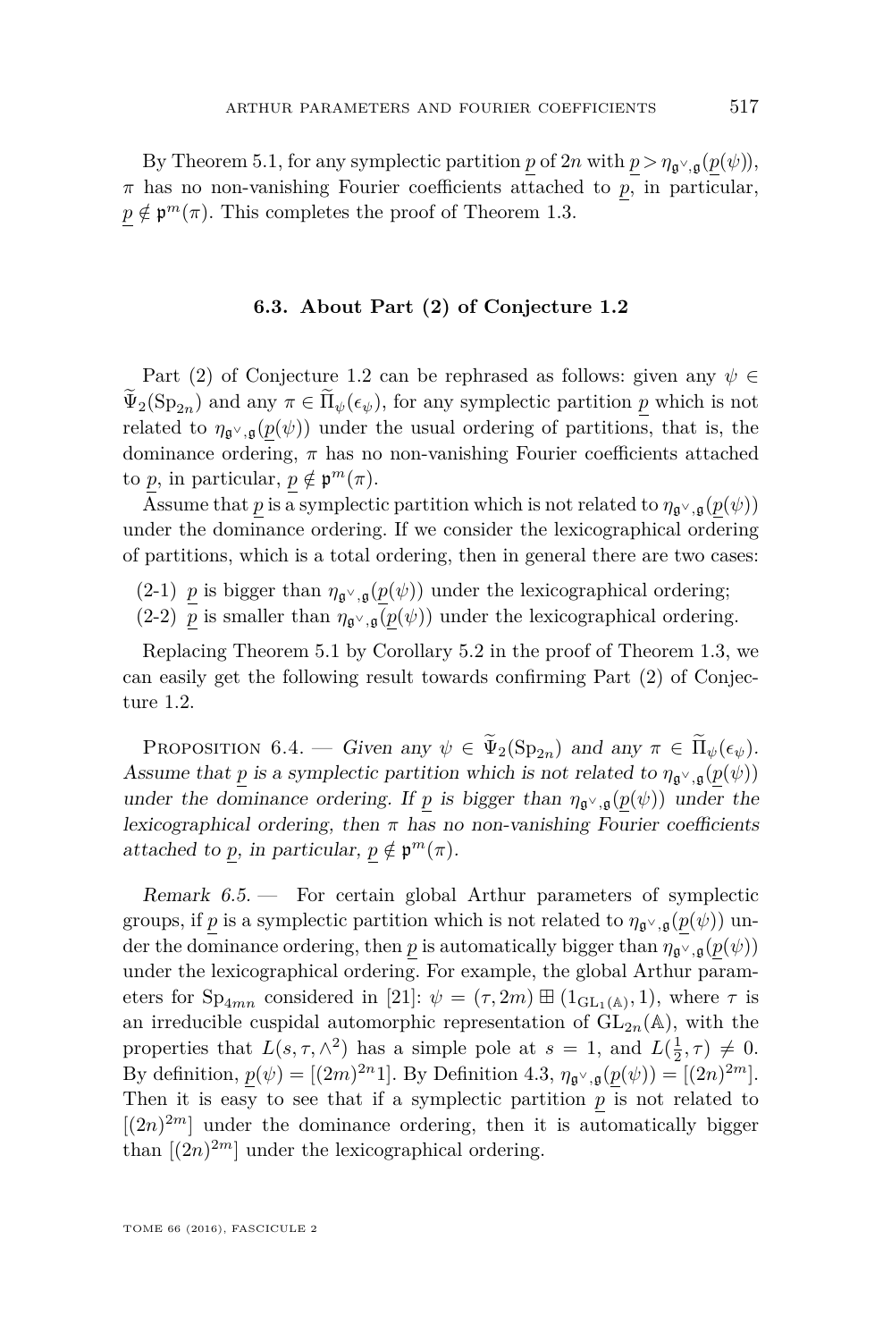By Theorem 5.1, for any symplectic partition $\underline{p}$ of $2n$ with $\underline{p} > \eta_{\mathfrak{g}^\vee,\mathfrak{g}}(\underline{p}(\psi))$, $\pi$ has no non-vanishing Fourier coefficients attached to $\underline{p}$, in particular, $\underline{p} \notin \mathfrak{p}^m(\pi)$. This completes the proof of Theorem 1.3.

### 6.3. About Part (2) of Conjecture 1.2

Part (2) of Conjecture 1.2 can be rephrased as follows: given any $\psi \in \widetilde{\Psi}_2(\mathrm{Sp}_{2n})$ and any $\pi \in \widetilde{\Pi}_\psi(\epsilon_\psi)$, for any symplectic partition $\underline{p}$ which is not related to $\eta_{\mathfrak{g}^\vee,\mathfrak{g}}(\underline{p}(\psi))$ under the usual ordering of partitions, that is, the dominance ordering, $\pi$ has no non-vanishing Fourier coefficients attached to $\underline{p}$, in particular, $\underline{p} \notin \mathfrak{p}^m(\pi)$.

Assume that $\underline{p}$ is a symplectic partition which is not related to $\eta_{\mathfrak{g}^\vee,\mathfrak{g}}(\underline{p}(\psi))$ under the dominance ordering. If we consider the lexicographical ordering of partitions, which is a total ordering, then in general there are two cases:

(2-1) $\underline{p}$ is bigger than $\eta_{\mathfrak{g}^\vee,\mathfrak{g}}(\underline{p}(\psi))$ under the lexicographical ordering;
(2-2) $\underline{p}$ is smaller than $\eta_{\mathfrak{g}^\vee,\mathfrak{g}}(\underline{p}(\psi))$ under the lexicographical ordering.

Replacing Theorem 5.1 by Corollary 5.2 in the proof of Theorem 1.3, we can easily get the following result towards confirming Part (2) of Conjecture 1.2.

Proposition 6.4. — *Given any $\psi \in \widetilde{\Psi}_2(\mathrm{Sp}_{2n})$ and any $\pi \in \widetilde{\Pi}_\psi(\epsilon_\psi)$. Assume that $\underline{p}$ is a symplectic partition which is not related to $\eta_{\mathfrak{g}^\vee,\mathfrak{g}}(\underline{p}(\psi))$ under the dominance ordering. If $\underline{p}$ is bigger than $\eta_{\mathfrak{g}^\vee,\mathfrak{g}}(\underline{p}(\psi))$ under the lexicographical ordering, then $\pi$ has no non-vanishing Fourier coefficients attached to $\underline{p}$, in particular, $\underline{p} \notin \mathfrak{p}^m(\pi)$.*

*Remark 6.5.* — For certain global Arthur parameters of symplectic groups, if $\underline{p}$ is a symplectic partition which is not related to $\eta_{\mathfrak{g}^\vee,\mathfrak{g}}(\underline{p}(\psi))$ under the dominance ordering, then $\underline{p}$ is automatically bigger than $\eta_{\mathfrak{g}^\vee,\mathfrak{g}}(\underline{p}(\psi))$ under the lexicographical ordering. For example, the global Arthur parameters for $\mathrm{Sp}_{4mn}$ considered in [21]: $\psi = (\tau, 2m) \boxplus (1_{\mathrm{GL}_1(\mathbb{A})}, 1)$, where $\tau$ is an irreducible cuspidal automorphic representation of $\mathrm{GL}_{2n}(\mathbb{A})$, with the properties that $L(s, \tau, \wedge^2)$ has a simple pole at $s = 1$, and $L(\frac{1}{2}, \tau) \neq 0$. By definition, $\underline{p}(\psi) = [(2m)^{2n}1]$. By Definition 4.3, $\eta_{\mathfrak{g}^\vee,\mathfrak{g}}(\underline{p}(\psi)) = [(2n)^{2m}]$. Then it is easy to see that if a symplectic partition $\underline{p}$ is not related to $[(2n)^{2m}]$ under the dominance ordering, then it is automatically bigger than $[(2n)^{2m}]$ under the lexicographical ordering.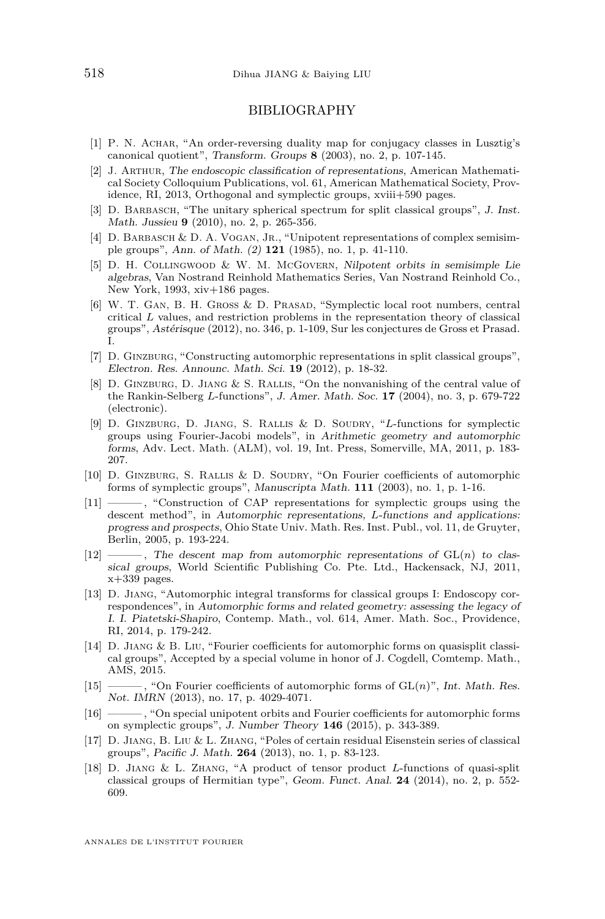## BIBLIOGRAPHY

[1] P. N. Achar, "An order-reversing duality map for conjugacy classes in Lusztig's canonical quotient", *Transform. Groups* **8** (2003), no. 2, p. 107-145.

[2] J. Arthur, *The endoscopic classification of representations*, American Mathematical Society Colloquium Publications, vol. 61, American Mathematical Society, Providence, RI, 2013, Orthogonal and symplectic groups, xviii+590 pages.

[3] D. Barbasch, "The unitary spherical spectrum for split classical groups", *J. Inst. Math. Jussieu* **9** (2010), no. 2, p. 265-356.

[4] D. Barbasch & D. A. Vogan, Jr., "Unipotent representations of complex semisimple groups", *Ann. of Math. (2)* **121** (1985), no. 1, p. 41-110.

[5] D. H. Collingwood & W. M. McGovern, *Nilpotent orbits in semisimple Lie algebras*, Van Nostrand Reinhold Mathematics Series, Van Nostrand Reinhold Co., New York, 1993, xiv+186 pages.

[6] W. T. Gan, B. H. Gross & D. Prasad, "Symplectic local root numbers, central critical $L$ values, and restriction problems in the representation theory of classical groups", *Astérisque* (2012), no. 346, p. 1-109, Sur les conjectures de Gross et Prasad. I.

[7] D. Ginzburg, "Constructing automorphic representations in split classical groups", *Electron. Res. Announc. Math. Sci.* **19** (2012), p. 18-32.

[8] D. Ginzburg, D. Jiang & S. Rallis, "On the nonvanishing of the central value of the Rankin-Selberg $L$-functions", *J. Amer. Math. Soc.* **17** (2004), no. 3, p. 679-722 (electronic).

[9] D. Ginzburg, D. Jiang, S. Rallis & D. Soudry, "$L$-functions for symplectic groups using Fourier-Jacobi models", in *Arithmetic geometry and automorphic forms*, Adv. Lect. Math. (ALM), vol. 19, Int. Press, Somerville, MA, 2011, p. 183-207.

[10] D. Ginzburg, S. Rallis & D. Soudry, "On Fourier coefficients of automorphic forms of symplectic groups", *Manuscripta Math.* **111** (2003), no. 1, p. 1-16.

[11] ———, "Construction of CAP representations for symplectic groups using the descent method", in *Automorphic representations, L-functions and applications: progress and prospects*, Ohio State Univ. Math. Res. Inst. Publ., vol. 11, de Gruyter, Berlin, 2005, p. 193-224.

[12] ———, *The descent map from automorphic representations of* $\mathrm{GL}(n)$ *to classical groups*, World Scientific Publishing Co. Pte. Ltd., Hackensack, NJ, 2011, x+339 pages.

[13] D. Jiang, "Automorphic integral transforms for classical groups I: Endoscopy correspondences", in *Automorphic forms and related geometry: assessing the legacy of I. I. Piatetski-Shapiro*, Contemp. Math., vol. 614, Amer. Math. Soc., Providence, RI, 2014, p. 179-242.

[14] D. Jiang & B. Liu, "Fourier coefficients for automorphic forms on quasisplit classical groups", Accepted by a special volume in honor of J. Cogdell, Comtemp. Math., AMS, 2015.

[15] ———, "On Fourier coefficients of automorphic forms of $\mathrm{GL}(n)$", *Int. Math. Res. Not. IMRN* (2013), no. 17, p. 4029-4071.

[16] ———, "On special unipotent orbits and Fourier coefficients for automorphic forms on symplectic groups", *J. Number Theory* **146** (2015), p. 343-389.

[17] D. Jiang, B. Liu & L. Zhang, "Poles of certain residual Eisenstein series of classical groups", *Pacific J. Math.* **264** (2013), no. 1, p. 83-123.

[18] D. Jiang & L. Zhang, "A product of tensor product $L$-functions of quasi-split classical groups of Hermitian type", *Geom. Funct. Anal.* **24** (2014), no. 2, p. 552-609.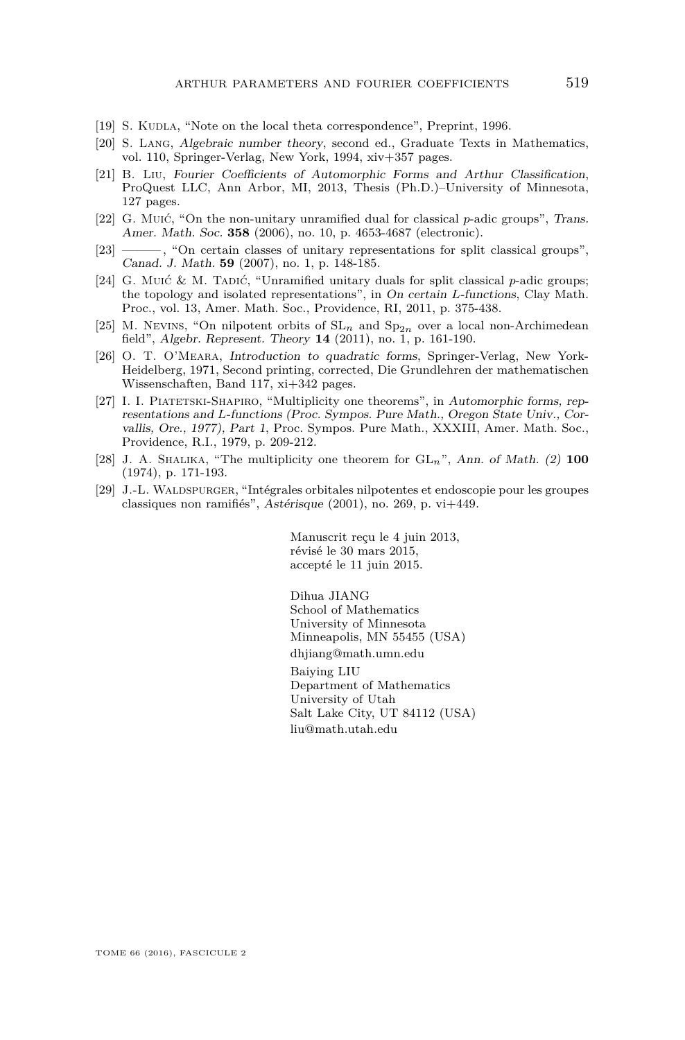[19] S. Kudla, "Note on the local theta correspondence", Preprint, 1996.

[20] S. Lang, *Algebraic number theory*, second ed., Graduate Texts in Mathematics, vol. 110, Springer-Verlag, New York, 1994, xiv+357 pages.

[21] B. Liu, *Fourier Coefficients of Automorphic Forms and Arthur Classification*, ProQuest LLC, Ann Arbor, MI, 2013, Thesis (Ph.D.)–University of Minnesota, 127 pages.

[22] G. Muić, "On the non-unitary unramified dual for classical $p$-adic groups", *Trans. Amer. Math. Soc.* **358** (2006), no. 10, p. 4653-4687 (electronic).

[23] ———, "On certain classes of unitary representations for split classical groups", *Canad. J. Math.* **59** (2007), no. 1, p. 148-185.

[24] G. Muić & M. Tadić, "Unramified unitary duals for split classical $p$-adic groups; the topology and isolated representations", in *On certain L-functions*, Clay Math. Proc., vol. 13, Amer. Math. Soc., Providence, RI, 2011, p. 375-438.

[25] M. Nevins, "On nilpotent orbits of $\mathrm{SL}_n$ and $\mathrm{Sp}_{2n}$ over a local non-Archimedean field", *Algebr. Represent. Theory* **14** (2011), no. 1, p. 161-190.

[26] O. T. O'Meara, *Introduction to quadratic forms*, Springer-Verlag, New York-Heidelberg, 1971, Second printing, corrected, Die Grundlehren der mathematischen Wissenschaften, Band 117, xi+342 pages.

[27] I. I. Piatetski-Shapiro, "Multiplicity one theorems", in *Automorphic forms, representations and L-functions (Proc. Sympos. Pure Math., Oregon State Univ., Corvallis, Ore., 1977), Part 1*, Proc. Sympos. Pure Math., XXXIII, Amer. Math. Soc., Providence, R.I., 1979, p. 209-212.

[28] J. A. Shalika, "The multiplicity one theorem for $\mathrm{GL}_n$", *Ann. of Math. (2)* **100** (1974), p. 171-193.

[29] J.-L. Waldspurger, "Intégrales orbitales nilpotentes et endoscopie pour les groupes classiques non ramifiés", *Astérisque* (2001), no. 269, p. vi+449.

Manuscrit reçu le 4 juin 2013,
révisé le 30 mars 2015,
accepté le 11 juin 2015.

Dihua JIANG
School of Mathematics
University of Minnesota
Minneapolis, MN 55455 (USA)
dhjiang@math.umn.edu

Baiying LIU
Department of Mathematics
University of Utah
Salt Lake City, UT 84112 (USA)
liu@math.utah.edu